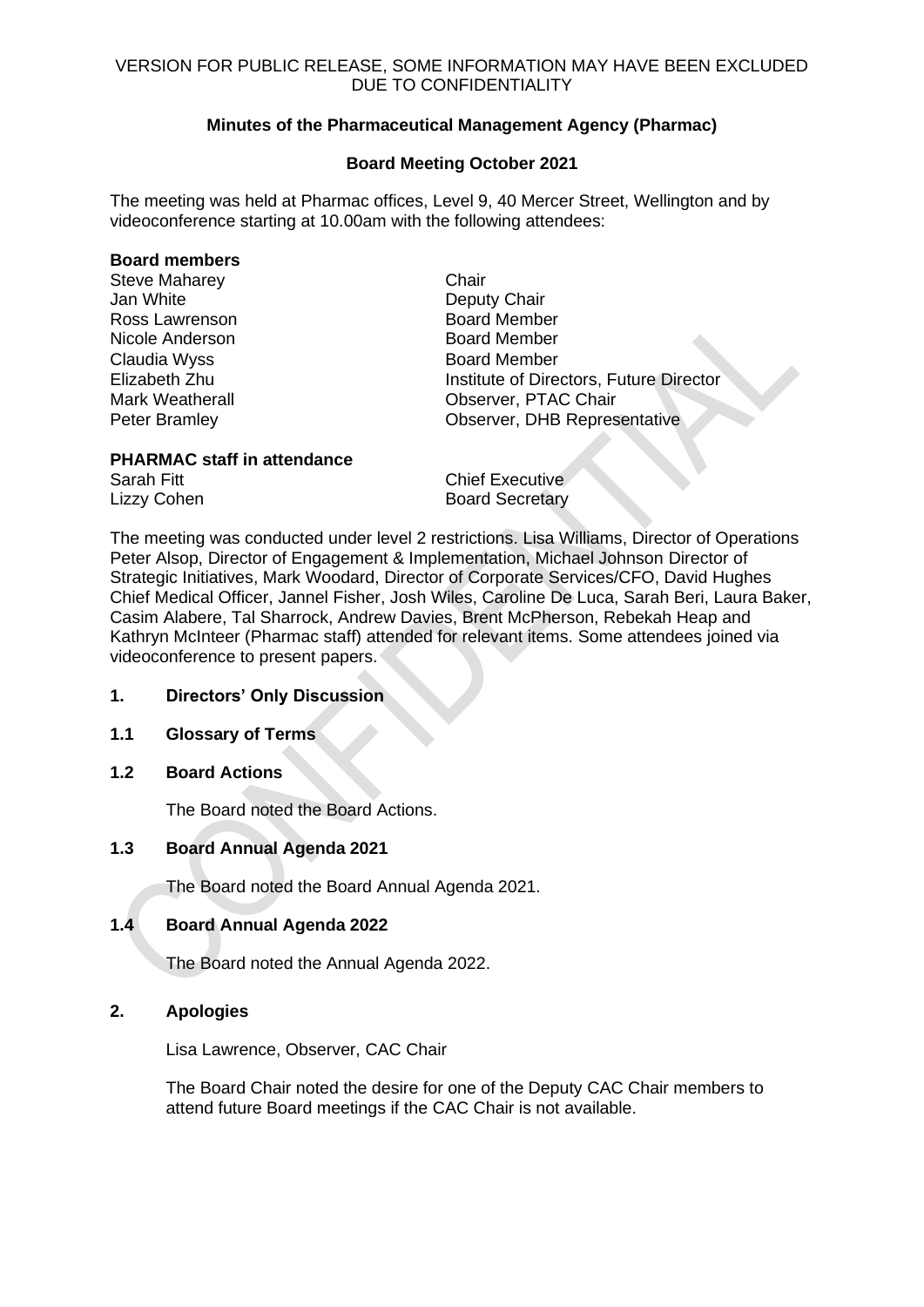VERSION FOR PUBLIC RELEASE, SOME INFORMATION MAY HAVE BEEN EXCLUDED DUE TO CONFIDENTIALITY

**Minutes of the Pharmaceutical Management Agency (Pharmac)**

**Board Meeting October 2021**

The meeting was held at Pharmac offices, Level 9, 40 Mercer Street, Wellington and by videoconference starting at 10.00am with the following attendees:

**Board members**

| | |
|---|---|
| Steve Maharey | Chair |
| Jan White | Deputy Chair |
| Ross Lawrenson | Board Member |
| Nicole Anderson | Board Member |
| Claudia Wyss | Board Member |
| Elizabeth Zhu | Institute of Directors, Future Director |
| Mark Weatherall | Observer, PTAC Chair |
| Peter Bramley | Observer, DHB Representative |

**PHARMAC staff in attendance**

| | |
|---|---|
| Sarah Fitt | Chief Executive |
| Lizzy Cohen | Board Secretary |

The meeting was conducted under level 2 restrictions. Lisa Williams, Director of Operations Peter Alsop, Director of Engagement & Implementation, Michael Johnson Director of Strategic Initiatives, Mark Woodard, Director of Corporate Services/CFO, David Hughes Chief Medical Officer, Jannel Fisher, Josh Wiles, Caroline De Luca, Sarah Beri, Laura Baker, Casim Alabere, Tal Sharrock, Andrew Davies, Brent McPherson, Rebekah Heap and Kathryn McInteer (Pharmac staff) attended for relevant items. Some attendees joined via videoconference to present papers.

## 1. Directors' Only Discussion

### 1.1 Glossary of Terms

### 1.2 Board Actions

The Board noted the Board Actions.

### 1.3 Board Annual Agenda 2021

The Board noted the Board Annual Agenda 2021.

### 1.4 Board Annual Agenda 2022

The Board noted the Annual Agenda 2022.

## 2. Apologies

Lisa Lawrence, Observer, CAC Chair

The Board Chair noted the desire for one of the Deputy CAC Chair members to attend future Board meetings if the CAC Chair is not available.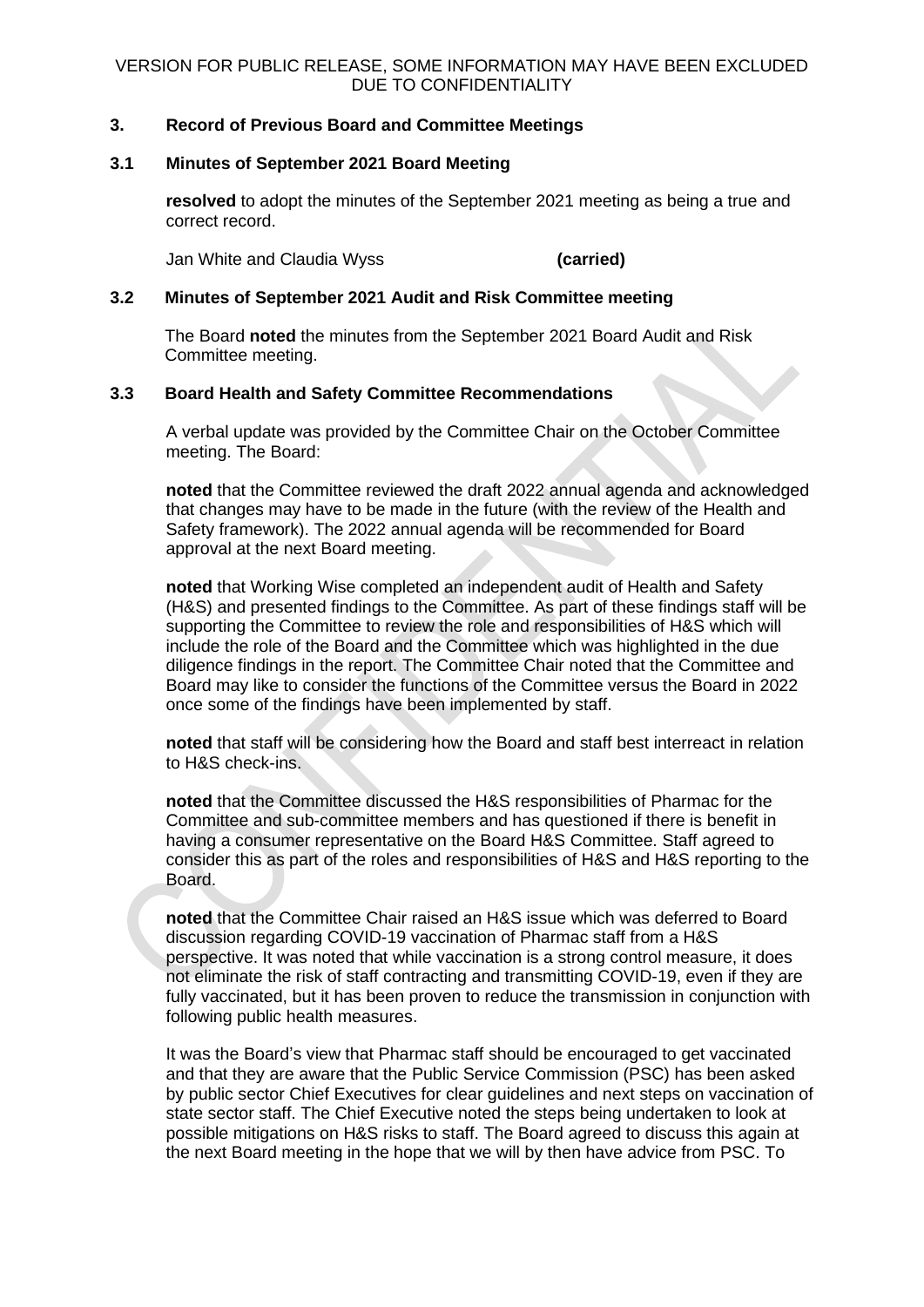VERSION FOR PUBLIC RELEASE, SOME INFORMATION MAY HAVE BEEN EXCLUDED DUE TO CONFIDENTIALITY

## 3. Record of Previous Board and Committee Meetings

### 3.1 Minutes of September 2021 Board Meeting

**resolved** to adopt the minutes of the September 2021 meeting as being a true and correct record.

Jan White and Claudia Wyss **(carried)**

### 3.2 Minutes of September 2021 Audit and Risk Committee meeting

The Board **noted** the minutes from the September 2021 Board Audit and Risk Committee meeting.

### 3.3 Board Health and Safety Committee Recommendations

A verbal update was provided by the Committee Chair on the October Committee meeting. The Board:

**noted** that the Committee reviewed the draft 2022 annual agenda and acknowledged that changes may have to be made in the future (with the review of the Health and Safety framework). The 2022 annual agenda will be recommended for Board approval at the next Board meeting.

**noted** that Working Wise completed an independent audit of Health and Safety (H&S) and presented findings to the Committee. As part of these findings staff will be supporting the Committee to review the role and responsibilities of H&S which will include the role of the Board and the Committee which was highlighted in the due diligence findings in the report. The Committee Chair noted that the Committee and Board may like to consider the functions of the Committee versus the Board in 2022 once some of the findings have been implemented by staff.

**noted** that staff will be considering how the Board and staff best interreact in relation to H&S check-ins.

**noted** that the Committee discussed the H&S responsibilities of Pharmac for the Committee and sub-committee members and has questioned if there is benefit in having a consumer representative on the Board H&S Committee. Staff agreed to consider this as part of the roles and responsibilities of H&S and H&S reporting to the Board.

**noted** that the Committee Chair raised an H&S issue which was deferred to Board discussion regarding COVID-19 vaccination of Pharmac staff from a H&S perspective. It was noted that while vaccination is a strong control measure, it does not eliminate the risk of staff contracting and transmitting COVID-19, even if they are fully vaccinated, but it has been proven to reduce the transmission in conjunction with following public health measures.

It was the Board's view that Pharmac staff should be encouraged to get vaccinated and that they are aware that the Public Service Commission (PSC) has been asked by public sector Chief Executives for clear guidelines and next steps on vaccination of state sector staff. The Chief Executive noted the steps being undertaken to look at possible mitigations on H&S risks to staff. The Board agreed to discuss this again at the next Board meeting in the hope that we will by then have advice from PSC. To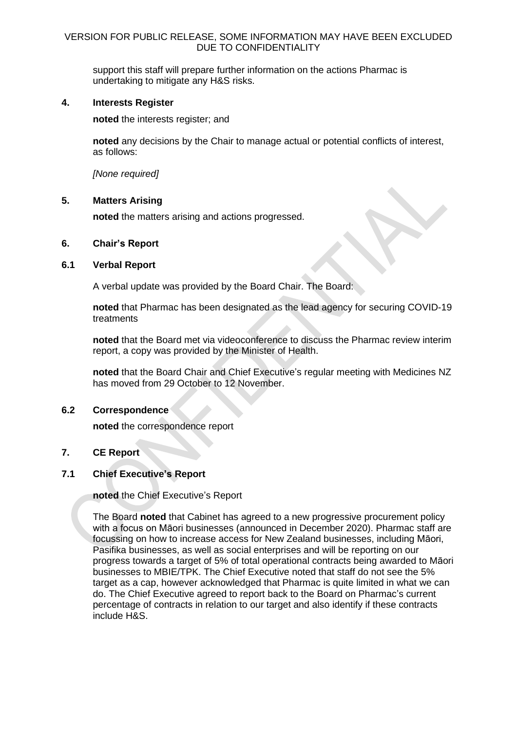support this staff will prepare further information on the actions Pharmac is undertaking to mitigate any H&S risks.

## 4. Interests Register

**noted** the interests register; and

**noted** any decisions by the Chair to manage actual or potential conflicts of interest, as follows:

*[None required]*

## 5. Matters Arising

**noted** the matters arising and actions progressed.

## 6. Chair's Report

### 6.1 Verbal Report

A verbal update was provided by the Board Chair. The Board:

**noted** that Pharmac has been designated as the lead agency for securing COVID-19 treatments

**noted** that the Board met via videoconference to discuss the Pharmac review interim report, a copy was provided by the Minister of Health.

**noted** that the Board Chair and Chief Executive's regular meeting with Medicines NZ has moved from 29 October to 12 November.

### 6.2 Correspondence

**noted** the correspondence report

## 7. CE Report

### 7.1 Chief Executive's Report

**noted** the Chief Executive's Report

The Board **noted** that Cabinet has agreed to a new progressive procurement policy with a focus on Māori businesses (announced in December 2020). Pharmac staff are focussing on how to increase access for New Zealand businesses, including Māori, Pasifika businesses, as well as social enterprises and will be reporting on our progress towards a target of 5% of total operational contracts being awarded to Māori businesses to MBIE/TPK. The Chief Executive noted that staff do not see the 5% target as a cap, however acknowledged that Pharmac is quite limited in what we can do. The Chief Executive agreed to report back to the Board on Pharmac's current percentage of contracts in relation to our target and also identify if these contracts include H&S.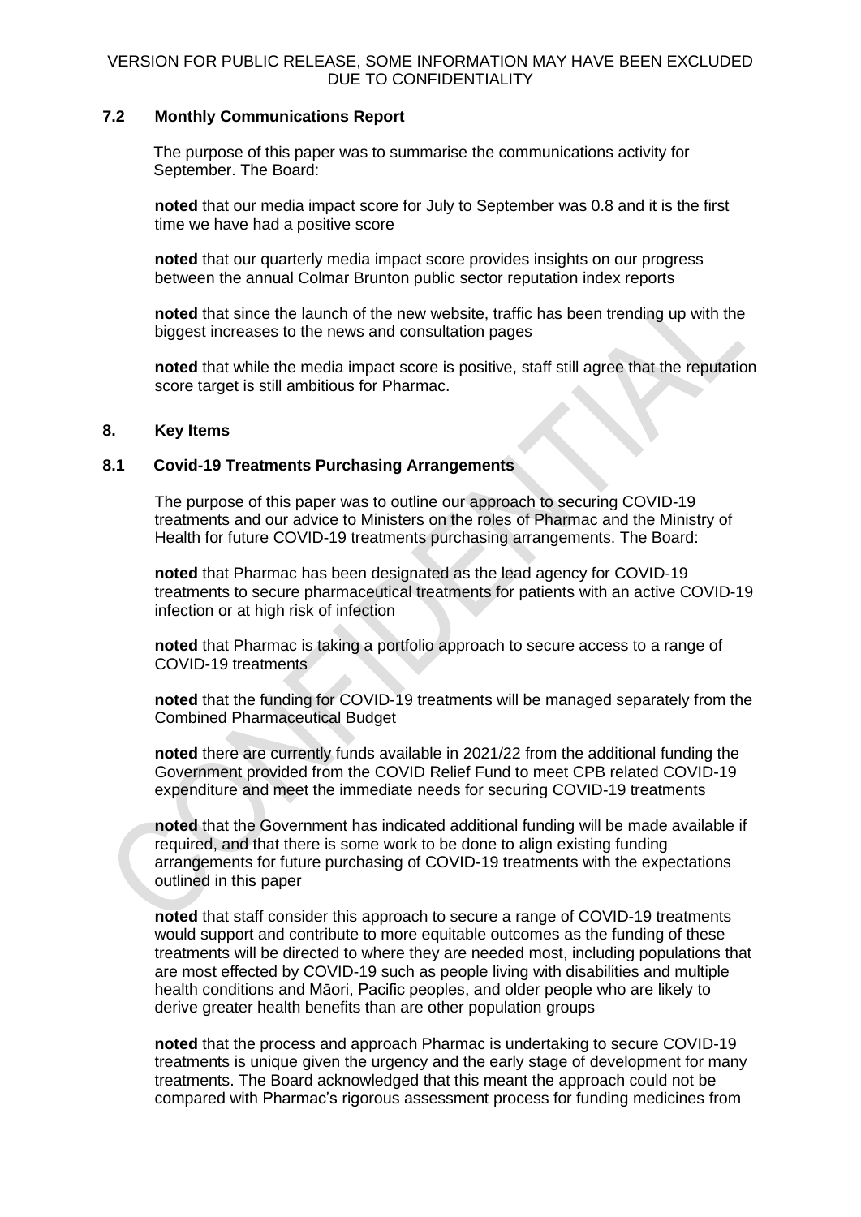### 7.2 Monthly Communications Report

The purpose of this paper was to summarise the communications activity for September. The Board:

**noted** that our media impact score for July to September was 0.8 and it is the first time we have had a positive score

**noted** that our quarterly media impact score provides insights on our progress between the annual Colmar Brunton public sector reputation index reports

**noted** that since the launch of the new website, traffic has been trending up with the biggest increases to the news and consultation pages

**noted** that while the media impact score is positive, staff still agree that the reputation score target is still ambitious for Pharmac.

## 8. Key Items

### 8.1 Covid-19 Treatments Purchasing Arrangements

The purpose of this paper was to outline our approach to securing COVID-19 treatments and our advice to Ministers on the roles of Pharmac and the Ministry of Health for future COVID-19 treatments purchasing arrangements. The Board:

**noted** that Pharmac has been designated as the lead agency for COVID-19 treatments to secure pharmaceutical treatments for patients with an active COVID-19 infection or at high risk of infection

**noted** that Pharmac is taking a portfolio approach to secure access to a range of COVID-19 treatments

**noted** that the funding for COVID-19 treatments will be managed separately from the Combined Pharmaceutical Budget

**noted** there are currently funds available in 2021/22 from the additional funding the Government provided from the COVID Relief Fund to meet CPB related COVID-19 expenditure and meet the immediate needs for securing COVID-19 treatments

**noted** that the Government has indicated additional funding will be made available if required, and that there is some work to be done to align existing funding arrangements for future purchasing of COVID-19 treatments with the expectations outlined in this paper

**noted** that staff consider this approach to secure a range of COVID-19 treatments would support and contribute to more equitable outcomes as the funding of these treatments will be directed to where they are needed most, including populations that are most effected by COVID-19 such as people living with disabilities and multiple health conditions and Māori, Pacific peoples, and older people who are likely to derive greater health benefits than are other population groups

**noted** that the process and approach Pharmac is undertaking to secure COVID-19 treatments is unique given the urgency and the early stage of development for many treatments. The Board acknowledged that this meant the approach could not be compared with Pharmac's rigorous assessment process for funding medicines from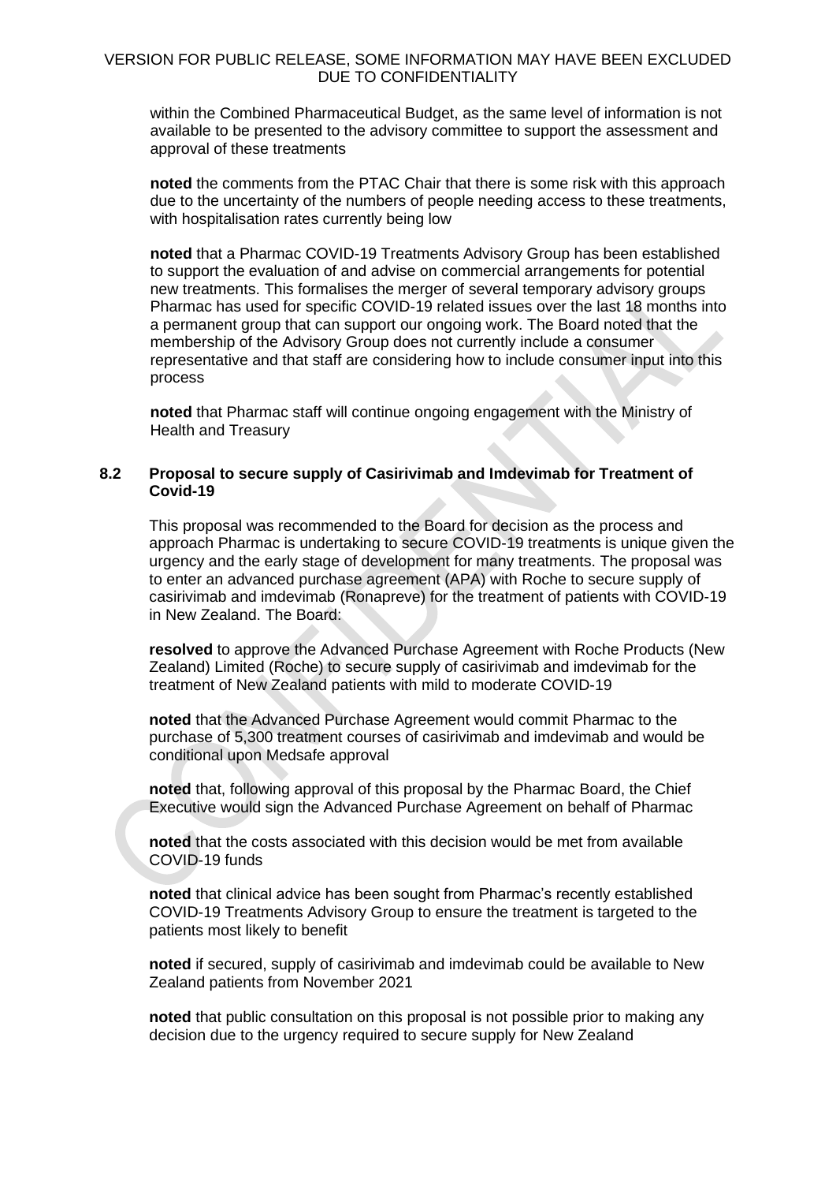within the Combined Pharmaceutical Budget, as the same level of information is not available to be presented to the advisory committee to support the assessment and approval of these treatments

**noted** the comments from the PTAC Chair that there is some risk with this approach due to the uncertainty of the numbers of people needing access to these treatments, with hospitalisation rates currently being low

**noted** that a Pharmac COVID-19 Treatments Advisory Group has been established to support the evaluation of and advise on commercial arrangements for potential new treatments. This formalises the merger of several temporary advisory groups Pharmac has used for specific COVID-19 related issues over the last 18 months into a permanent group that can support our ongoing work. The Board noted that the membership of the Advisory Group does not currently include a consumer representative and that staff are considering how to include consumer input into this process

**noted** that Pharmac staff will continue ongoing engagement with the Ministry of Health and Treasury

### 8.2 Proposal to secure supply of Casirivimab and Imdevimab for Treatment of Covid-19

This proposal was recommended to the Board for decision as the process and approach Pharmac is undertaking to secure COVID-19 treatments is unique given the urgency and the early stage of development for many treatments. The proposal was to enter an advanced purchase agreement (APA) with Roche to secure supply of casirivimab and imdevimab (Ronapreve) for the treatment of patients with COVID-19 in New Zealand. The Board:

**resolved** to approve the Advanced Purchase Agreement with Roche Products (New Zealand) Limited (Roche) to secure supply of casirivimab and imdevimab for the treatment of New Zealand patients with mild to moderate COVID-19

**noted** that the Advanced Purchase Agreement would commit Pharmac to the purchase of 5,300 treatment courses of casirivimab and imdevimab and would be conditional upon Medsafe approval

**noted** that, following approval of this proposal by the Pharmac Board, the Chief Executive would sign the Advanced Purchase Agreement on behalf of Pharmac

**noted** that the costs associated with this decision would be met from available COVID-19 funds

**noted** that clinical advice has been sought from Pharmac's recently established COVID-19 Treatments Advisory Group to ensure the treatment is targeted to the patients most likely to benefit

**noted** if secured, supply of casirivimab and imdevimab could be available to New Zealand patients from November 2021

**noted** that public consultation on this proposal is not possible prior to making any decision due to the urgency required to secure supply for New Zealand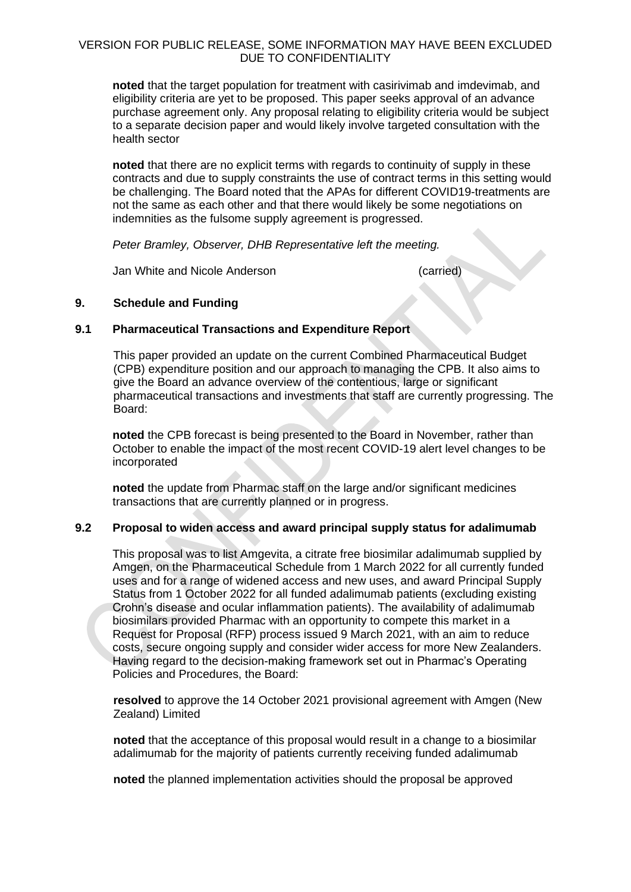**noted** that the target population for treatment with casirivimab and imdevimab, and eligibility criteria are yet to be proposed. This paper seeks approval of an advance purchase agreement only. Any proposal relating to eligibility criteria would be subject to a separate decision paper and would likely involve targeted consultation with the health sector

**noted** that there are no explicit terms with regards to continuity of supply in these contracts and due to supply constraints the use of contract terms in this setting would be challenging. The Board noted that the APAs for different COVID19-treatments are not the same as each other and that there would likely be some negotiations on indemnities as the fulsome supply agreement is progressed.

*Peter Bramley, Observer, DHB Representative left the meeting.*

Jan White and Nicole Anderson (carried)

## 9. Schedule and Funding

### 9.1 Pharmaceutical Transactions and Expenditure Report

This paper provided an update on the current Combined Pharmaceutical Budget (CPB) expenditure position and our approach to managing the CPB. It also aims to give the Board an advance overview of the contentious, large or significant pharmaceutical transactions and investments that staff are currently progressing. The Board:

**noted** the CPB forecast is being presented to the Board in November, rather than October to enable the impact of the most recent COVID-19 alert level changes to be incorporated

**noted** the update from Pharmac staff on the large and/or significant medicines transactions that are currently planned or in progress.

### 9.2 Proposal to widen access and award principal supply status for adalimumab

This proposal was to list Amgevita, a citrate free biosimilar adalimumab supplied by Amgen, on the Pharmaceutical Schedule from 1 March 2022 for all currently funded uses and for a range of widened access and new uses, and award Principal Supply Status from 1 October 2022 for all funded adalimumab patients (excluding existing Crohn's disease and ocular inflammation patients). The availability of adalimumab biosimilars provided Pharmac with an opportunity to compete this market in a Request for Proposal (RFP) process issued 9 March 2021, with an aim to reduce costs, secure ongoing supply and consider wider access for more New Zealanders. Having regard to the decision-making framework set out in Pharmac's Operating Policies and Procedures, the Board:

**resolved** to approve the 14 October 2021 provisional agreement with Amgen (New Zealand) Limited

**noted** that the acceptance of this proposal would result in a change to a biosimilar adalimumab for the majority of patients currently receiving funded adalimumab

**noted** the planned implementation activities should the proposal be approved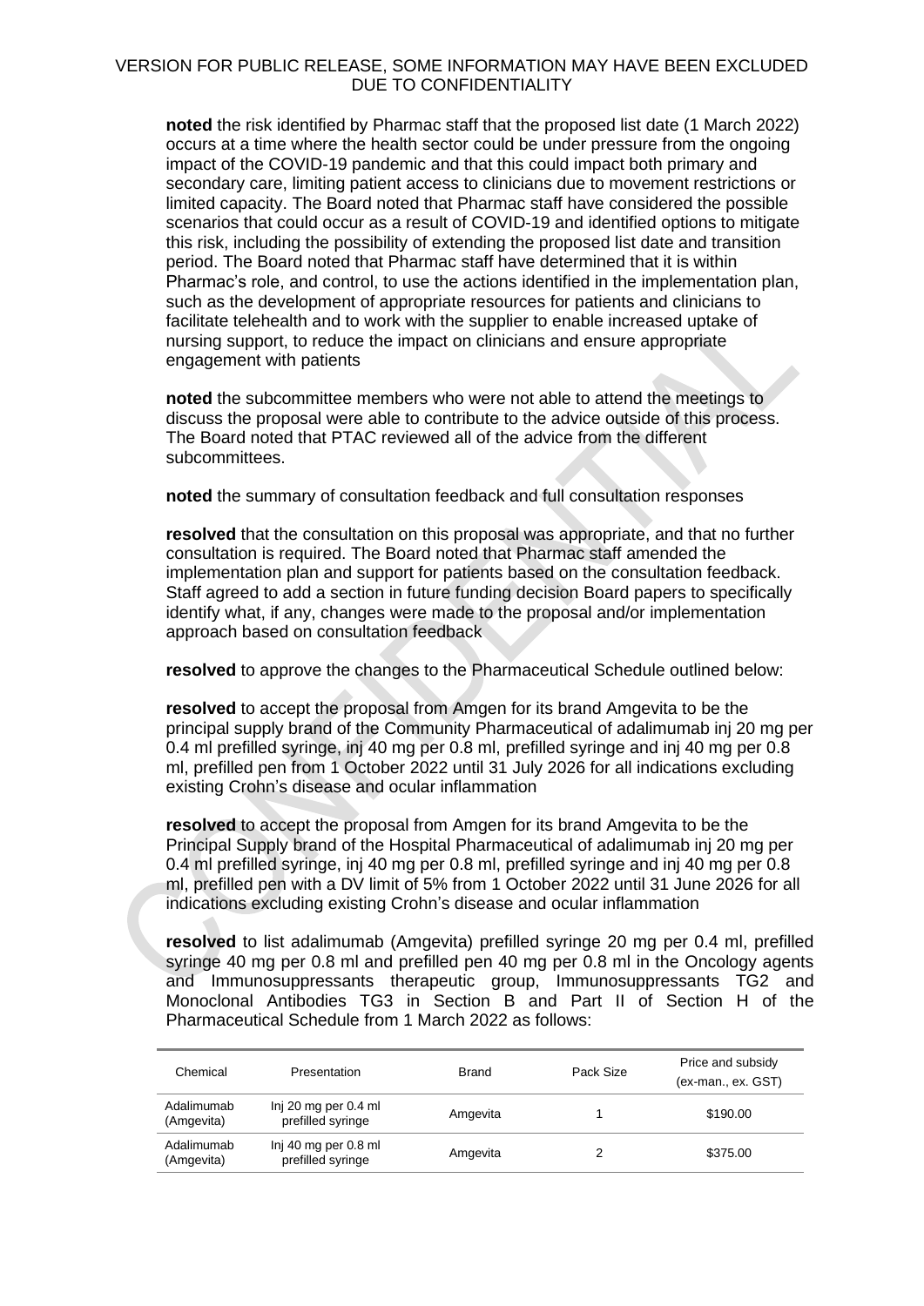**noted** the risk identified by Pharmac staff that the proposed list date (1 March 2022) occurs at a time where the health sector could be under pressure from the ongoing impact of the COVID-19 pandemic and that this could impact both primary and secondary care, limiting patient access to clinicians due to movement restrictions or limited capacity. The Board noted that Pharmac staff have considered the possible scenarios that could occur as a result of COVID-19 and identified options to mitigate this risk, including the possibility of extending the proposed list date and transition period. The Board noted that Pharmac staff have determined that it is within Pharmac's role, and control, to use the actions identified in the implementation plan, such as the development of appropriate resources for patients and clinicians to facilitate telehealth and to work with the supplier to enable increased uptake of nursing support, to reduce the impact on clinicians and ensure appropriate engagement with patients

**noted** the subcommittee members who were not able to attend the meetings to discuss the proposal were able to contribute to the advice outside of this process. The Board noted that PTAC reviewed all of the advice from the different subcommittees.

**noted** the summary of consultation feedback and full consultation responses

**resolved** that the consultation on this proposal was appropriate, and that no further consultation is required. The Board noted that Pharmac staff amended the implementation plan and support for patients based on the consultation feedback. Staff agreed to add a section in future funding decision Board papers to specifically identify what, if any, changes were made to the proposal and/or implementation approach based on consultation feedback

**resolved** to approve the changes to the Pharmaceutical Schedule outlined below:

**resolved** to accept the proposal from Amgen for its brand Amgevita to be the principal supply brand of the Community Pharmaceutical of adalimumab inj 20 mg per 0.4 ml prefilled syringe, inj 40 mg per 0.8 ml, prefilled syringe and inj 40 mg per 0.8 ml, prefilled pen from 1 October 2022 until 31 July 2026 for all indications excluding existing Crohn's disease and ocular inflammation

**resolved** to accept the proposal from Amgen for its brand Amgevita to be the Principal Supply brand of the Hospital Pharmaceutical of adalimumab inj 20 mg per 0.4 ml prefilled syringe, inj 40 mg per 0.8 ml, prefilled syringe and inj 40 mg per 0.8 ml, prefilled pen with a DV limit of 5% from 1 October 2022 until 31 June 2026 for all indications excluding existing Crohn's disease and ocular inflammation

**resolved** to list adalimumab (Amgevita) prefilled syringe 20 mg per 0.4 ml, prefilled syringe 40 mg per 0.8 ml and prefilled pen 40 mg per 0.8 ml in the Oncology agents and Immunosuppressants therapeutic group, Immunosuppressants TG2 and Monoclonal Antibodies TG3 in Section B and Part II of Section H of the Pharmaceutical Schedule from 1 March 2022 as follows:

| Chemical | Presentation | Brand | Pack Size | Price and subsidy (ex-man., ex. GST) |
|---|---|---|---|---|
| Adalimumab (Amgevita) | Inj 20 mg per 0.4 ml prefilled syringe | Amgevita | 1 | $190.00 |
| Adalimumab (Amgevita) | Inj 40 mg per 0.8 ml prefilled syringe | Amgevita | 2 | $375.00 |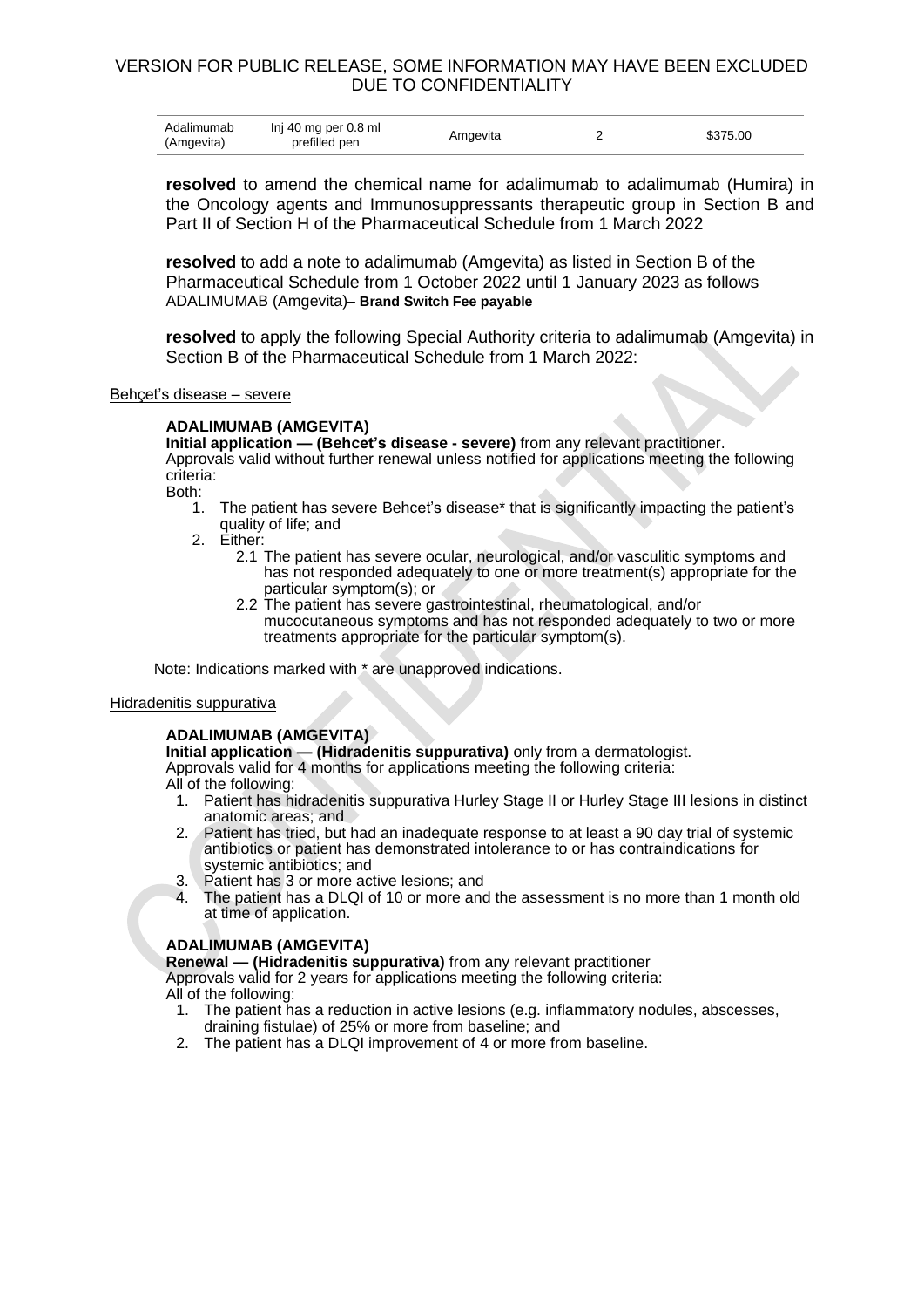| Adalimumab (Amgevita) | Inj 40 mg per 0.8 ml prefilled pen | Amgevita | 2 | $375.00 |
|---|---|---|---|---|

**resolved** to amend the chemical name for adalimumab to adalimumab (Humira) in the Oncology agents and Immunosuppressants therapeutic group in Section B and Part II of Section H of the Pharmaceutical Schedule from 1 March 2022

**resolved** to add a note to adalimumab (Amgevita) as listed in Section B of the Pharmaceutical Schedule from 1 October 2022 until 1 January 2023 as follows ADALIMUMAB (Amgevita)**– Brand Switch Fee payable**

**resolved** to apply the following Special Authority criteria to adalimumab (Amgevita) in Section B of the Pharmaceutical Schedule from 1 March 2022:

Behçet's disease – severe

**ADALIMUMAB (AMGEVITA)**
**Initial application — (Behcet's disease - severe)** from any relevant practitioner.
Approvals valid without further renewal unless notified for applications meeting the following criteria:
Both:

1. The patient has severe Behcet's disease* that is significantly impacting the patient's quality of life; and
2. Either:
   2.1 The patient has severe ocular, neurological, and/or vasculitic symptoms and has not responded adequately to one or more treatment(s) appropriate for the particular symptom(s); or
   2.2 The patient has severe gastrointestinal, rheumatological, and/or mucocutaneous symptoms and has not responded adequately to two or more treatments appropriate for the particular symptom(s).

Note: Indications marked with * are unapproved indications.

Hidradenitis suppurativa

**ADALIMUMAB (AMGEVITA)**
**Initial application — (Hidradenitis suppurativa)** only from a dermatologist.
Approvals valid for 4 months for applications meeting the following criteria:
All of the following:

1. Patient has hidradenitis suppurativa Hurley Stage II or Hurley Stage III lesions in distinct anatomic areas; and
2. Patient has tried, but had an inadequate response to at least a 90 day trial of systemic antibiotics or patient has demonstrated intolerance to or has contraindications for systemic antibiotics; and
3. Patient has 3 or more active lesions; and
4. The patient has a DLQI of 10 or more and the assessment is no more than 1 month old at time of application.

**ADALIMUMAB (AMGEVITA)**
**Renewal — (Hidradenitis suppurativa)** from any relevant practitioner
Approvals valid for 2 years for applications meeting the following criteria:
All of the following:

1. The patient has a reduction in active lesions (e.g. inflammatory nodules, abscesses, draining fistulae) of 25% or more from baseline; and
2. The patient has a DLQI improvement of 4 or more from baseline.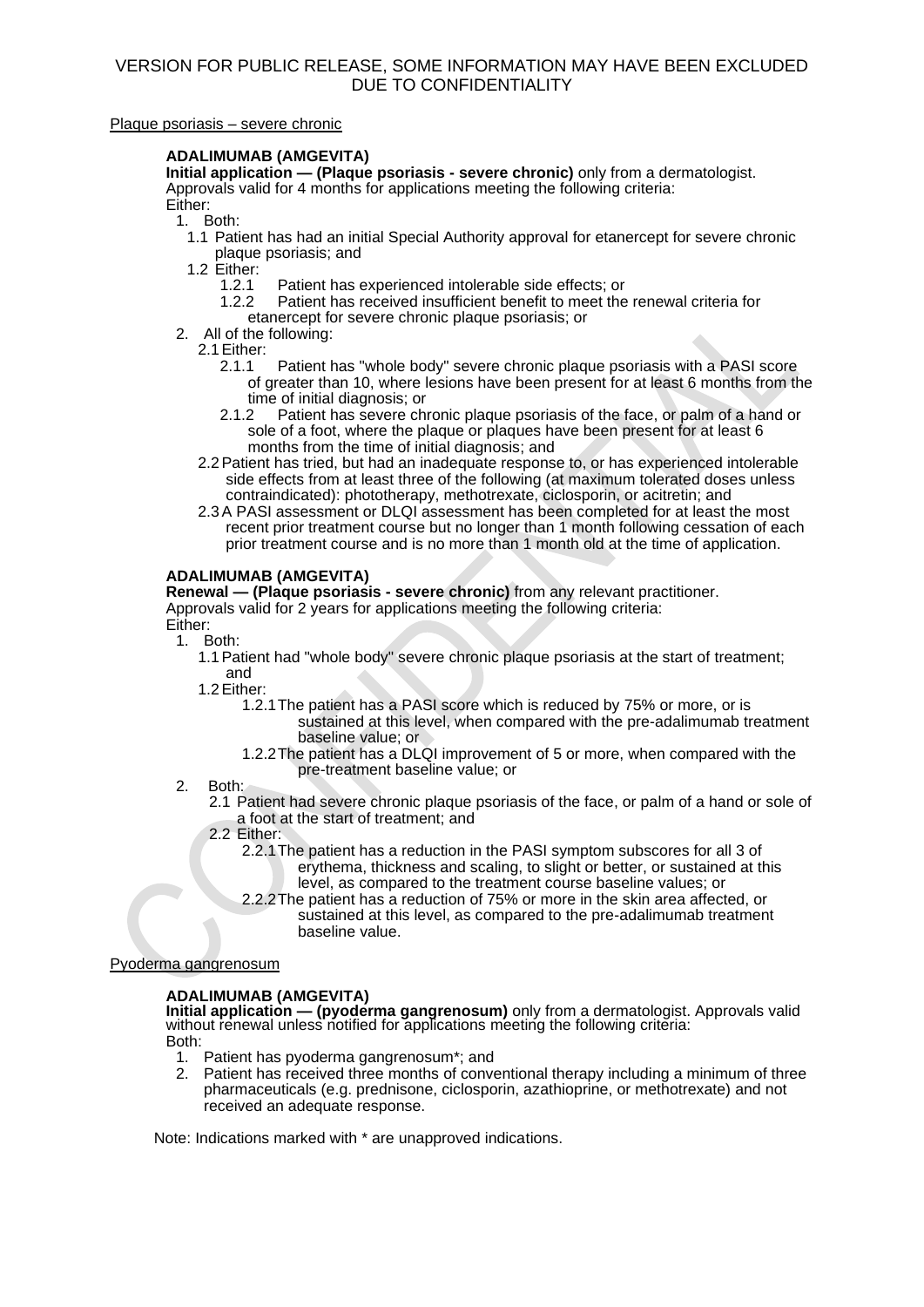VERSION FOR PUBLIC RELEASE, SOME INFORMATION MAY HAVE BEEN EXCLUDED DUE TO CONFIDENTIALITY

Plaque psoriasis – severe chronic

**ADALIMUMAB (AMGEVITA)**
**Initial application — (Plaque psoriasis - severe chronic)** only from a dermatologist. Approvals valid for 4 months for applications meeting the following criteria:
Either:

1. Both:
   - 1.1 Patient has had an initial Special Authority approval for etanercept for severe chronic plaque psoriasis; and
   - 1.2 Either:
     - 1.2.1 Patient has experienced intolerable side effects; or
     - 1.2.2 Patient has received insufficient benefit to meet the renewal criteria for etanercept for severe chronic plaque psoriasis; or
2. All of the following:
   - 2.1 Either:
     - 2.1.1 Patient has "whole body" severe chronic plaque psoriasis with a PASI score of greater than 10, where lesions have been present for at least 6 months from the time of initial diagnosis; or
     - 2.1.2 Patient has severe chronic plaque psoriasis of the face, or palm of a hand or sole of a foot, where the plaque or plaques have been present for at least 6 months from the time of initial diagnosis; and
   - 2.2 Patient has tried, but had an inadequate response to, or has experienced intolerable side effects from at least three of the following (at maximum tolerated doses unless contraindicated): phototherapy, methotrexate, ciclosporin, or acitretin; and
   - 2.3 A PASI assessment or DLQI assessment has been completed for at least the most recent prior treatment course but no longer than 1 month following cessation of each prior treatment course and is no more than 1 month old at the time of application.

**ADALIMUMAB (AMGEVITA)**
**Renewal — (Plaque psoriasis - severe chronic)** from any relevant practitioner. Approvals valid for 2 years for applications meeting the following criteria:
Either:

1. Both:
   - 1.1 Patient had "whole body" severe chronic plaque psoriasis at the start of treatment; and
   - 1.2 Either:
     - 1.2.1 The patient has a PASI score which is reduced by 75% or more, or is sustained at this level, when compared with the pre-adalimumab treatment baseline value; or
     - 1.2.2 The patient has a DLQI improvement of 5 or more, when compared with the pre-treatment baseline value; or
2. Both:
   - 2.1 Patient had severe chronic plaque psoriasis of the face, or palm of a hand or sole of a foot at the start of treatment; and
   - 2.2 Either:
     - 2.2.1 The patient has a reduction in the PASI symptom subscores for all 3 of erythema, thickness and scaling, to slight or better, or sustained at this level, as compared to the treatment course baseline values; or
     - 2.2.2 The patient has a reduction of 75% or more in the skin area affected, or sustained at this level, as compared to the pre-adalimumab treatment baseline value.

Pyoderma gangrenosum

**ADALIMUMAB (AMGEVITA)**
**Initial application — (pyoderma gangrenosum)** only from a dermatologist. Approvals valid without renewal unless notified for applications meeting the following criteria:
Both:

1. Patient has pyoderma gangrenosum*; and
2. Patient has received three months of conventional therapy including a minimum of three pharmaceuticals (e.g. prednisone, ciclosporin, azathioprine, or methotrexate) and not received an adequate response.

Note: Indications marked with * are unapproved indications.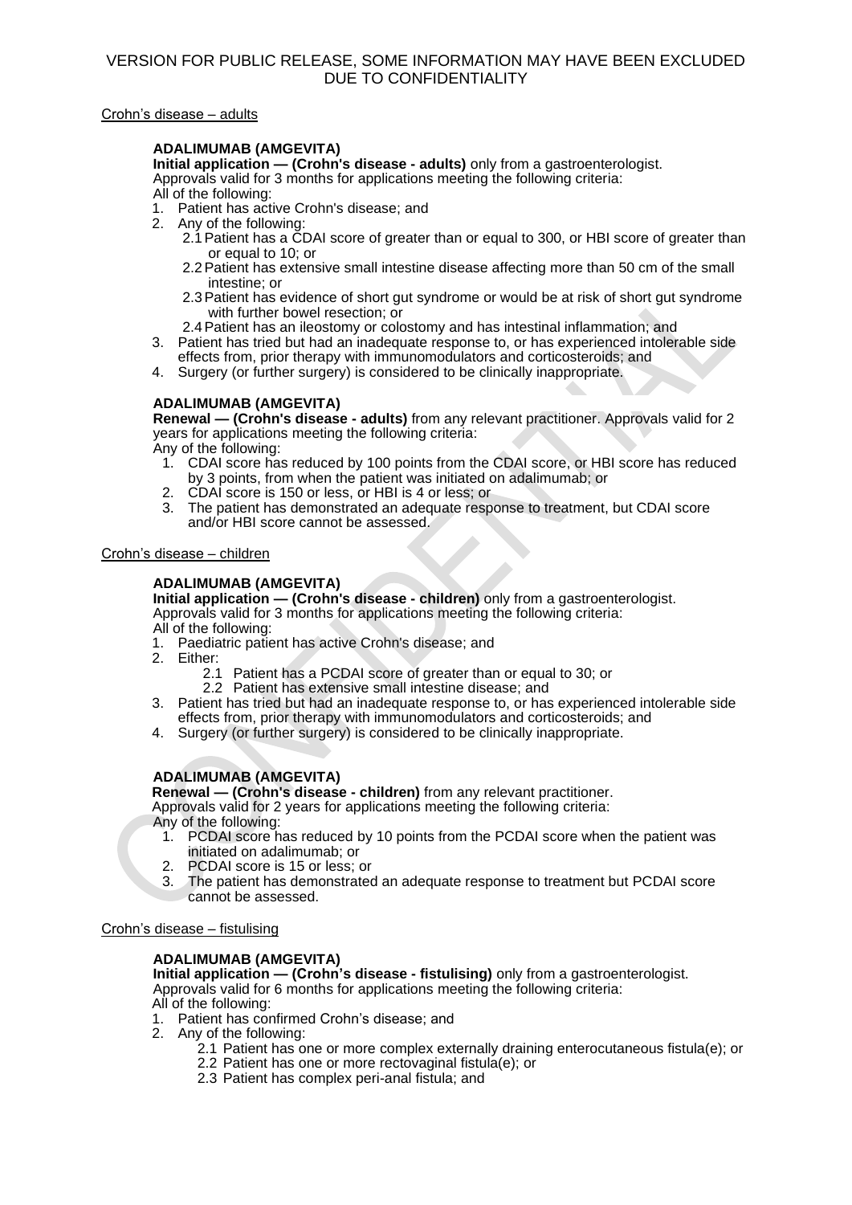Crohn's disease – adults

**ADALIMUMAB (AMGEVITA)**
**Initial application — (Crohn's disease - adults)** only from a gastroenterologist.
Approvals valid for 3 months for applications meeting the following criteria:
All of the following:

1. Patient has active Crohn's disease; and
2. Any of the following:
   - 2.1 Patient has a CDAI score of greater than or equal to 300, or HBI score of greater than or equal to 10; or
   - 2.2 Patient has extensive small intestine disease affecting more than 50 cm of the small intestine; or
   - 2.3 Patient has evidence of short gut syndrome or would be at risk of short gut syndrome with further bowel resection; or
   - 2.4 Patient has an ileostomy or colostomy and has intestinal inflammation; and
3. Patient has tried but had an inadequate response to, or has experienced intolerable side effects from, prior therapy with immunomodulators and corticosteroids; and
4. Surgery (or further surgery) is considered to be clinically inappropriate.

**ADALIMUMAB (AMGEVITA)**
**Renewal — (Crohn's disease - adults)** from any relevant practitioner. Approvals valid for 2 years for applications meeting the following criteria:
Any of the following:

1. CDAI score has reduced by 100 points from the CDAI score, or HBI score has reduced by 3 points, from when the patient was initiated on adalimumab; or
2. CDAI score is 150 or less, or HBI is 4 or less; or
3. The patient has demonstrated an adequate response to treatment, but CDAI score and/or HBI score cannot be assessed.

Crohn's disease – children

**ADALIMUMAB (AMGEVITA)**
**Initial application — (Crohn's disease - children)** only from a gastroenterologist.
Approvals valid for 3 months for applications meeting the following criteria:
All of the following:

1. Paediatric patient has active Crohn's disease; and
2. Either:
   - 2.1 Patient has a PCDAI score of greater than or equal to 30; or
   - 2.2 Patient has extensive small intestine disease; and
3. Patient has tried but had an inadequate response to, or has experienced intolerable side effects from, prior therapy with immunomodulators and corticosteroids; and
4. Surgery (or further surgery) is considered to be clinically inappropriate.

**ADALIMUMAB (AMGEVITA)**
**Renewal — (Crohn's disease - children)** from any relevant practitioner.
Approvals valid for 2 years for applications meeting the following criteria:
Any of the following:

1. PCDAI score has reduced by 10 points from the PCDAI score when the patient was initiated on adalimumab; or
2. PCDAI score is 15 or less; or
3. The patient has demonstrated an adequate response to treatment but PCDAI score cannot be assessed.

Crohn's disease – fistulising

**ADALIMUMAB (AMGEVITA)**
**Initial application — (Crohn's disease - fistulising)** only from a gastroenterologist.
Approvals valid for 6 months for applications meeting the following criteria:
All of the following:

1. Patient has confirmed Crohn's disease; and
2. Any of the following:
   - 2.1 Patient has one or more complex externally draining enterocutaneous fistula(e); or
   - 2.2 Patient has one or more rectovaginal fistula(e); or
   - 2.3 Patient has complex peri-anal fistula; and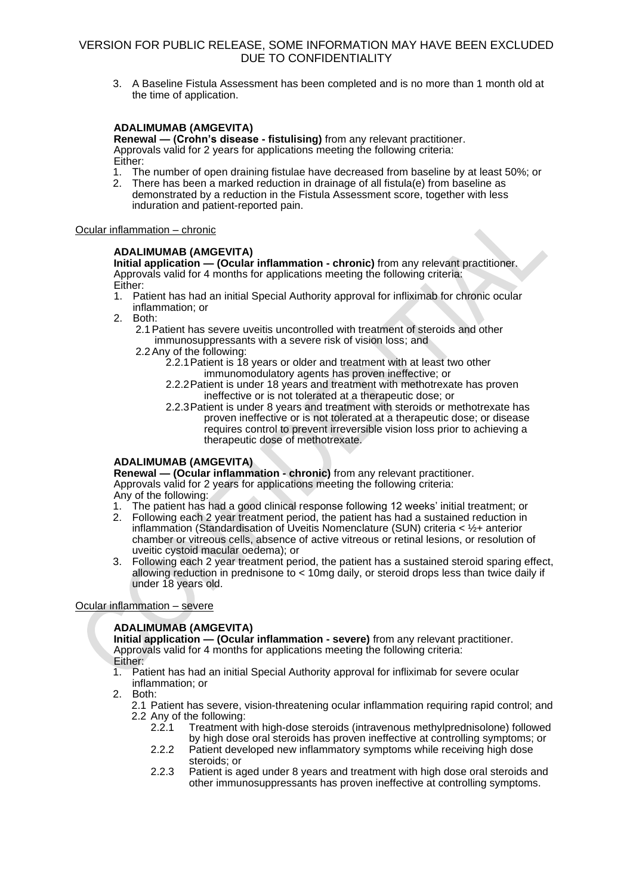3. A Baseline Fistula Assessment has been completed and is no more than 1 month old at the time of application.

**ADALIMUMAB (AMGEVITA)**
**Renewal — (Crohn's disease - fistulising)** from any relevant practitioner.
Approvals valid for 2 years for applications meeting the following criteria:
Either:

1. The number of open draining fistulae have decreased from baseline by at least 50%; or
2. There has been a marked reduction in drainage of all fistula(e) from baseline as demonstrated by a reduction in the Fistula Assessment score, together with less induration and patient-reported pain.

Ocular inflammation – chronic

**ADALIMUMAB (AMGEVITA)**
**Initial application — (Ocular inflammation - chronic)** from any relevant practitioner.
Approvals valid for 4 months for applications meeting the following criteria:
Either:

1. Patient has had an initial Special Authority approval for infliximab for chronic ocular inflammation; or
2. Both:
   2.1 Patient has severe uveitis uncontrolled with treatment of steroids and other immunosuppressants with a severe risk of vision loss; and
   2.2 Any of the following:
      2.2.1 Patient is 18 years or older and treatment with at least two other immunomodulatory agents has proven ineffective; or
      2.2.2 Patient is under 18 years and treatment with methotrexate has proven ineffective or is not tolerated at a therapeutic dose; or
      2.2.3 Patient is under 8 years and treatment with steroids or methotrexate has proven ineffective or is not tolerated at a therapeutic dose; or disease requires control to prevent irreversible vision loss prior to achieving a therapeutic dose of methotrexate.

**ADALIMUMAB (AMGEVITA)**
**Renewal — (Ocular inflammation - chronic)** from any relevant practitioner.
Approvals valid for 2 years for applications meeting the following criteria:
Any of the following:

1. The patient has had a good clinical response following 12 weeks' initial treatment; or
2. Following each 2 year treatment period, the patient has had a sustained reduction in inflammation (Standardisation of Uveitis Nomenclature (SUN) criteria < ½+ anterior chamber or vitreous cells, absence of active vitreous or retinal lesions, or resolution of uveitic cystoid macular oedema); or
3. Following each 2 year treatment period, the patient has a sustained steroid sparing effect, allowing reduction in prednisone to < 10mg daily, or steroid drops less than twice daily if under 18 years old.

Ocular inflammation – severe

**ADALIMUMAB (AMGEVITA)**
**Initial application — (Ocular inflammation - severe)** from any relevant practitioner.
Approvals valid for 4 months for applications meeting the following criteria:
Either:

1. Patient has had an initial Special Authority approval for infliximab for severe ocular inflammation; or
2. Both:
   2.1 Patient has severe, vision-threatening ocular inflammation requiring rapid control; and
   2.2 Any of the following:
      2.2.1 Treatment with high-dose steroids (intravenous methylprednisolone) followed by high dose oral steroids has proven ineffective at controlling symptoms; or
      2.2.2 Patient developed new inflammatory symptoms while receiving high dose steroids; or
      2.2.3 Patient is aged under 8 years and treatment with high dose oral steroids and other immunosuppressants has proven ineffective at controlling symptoms.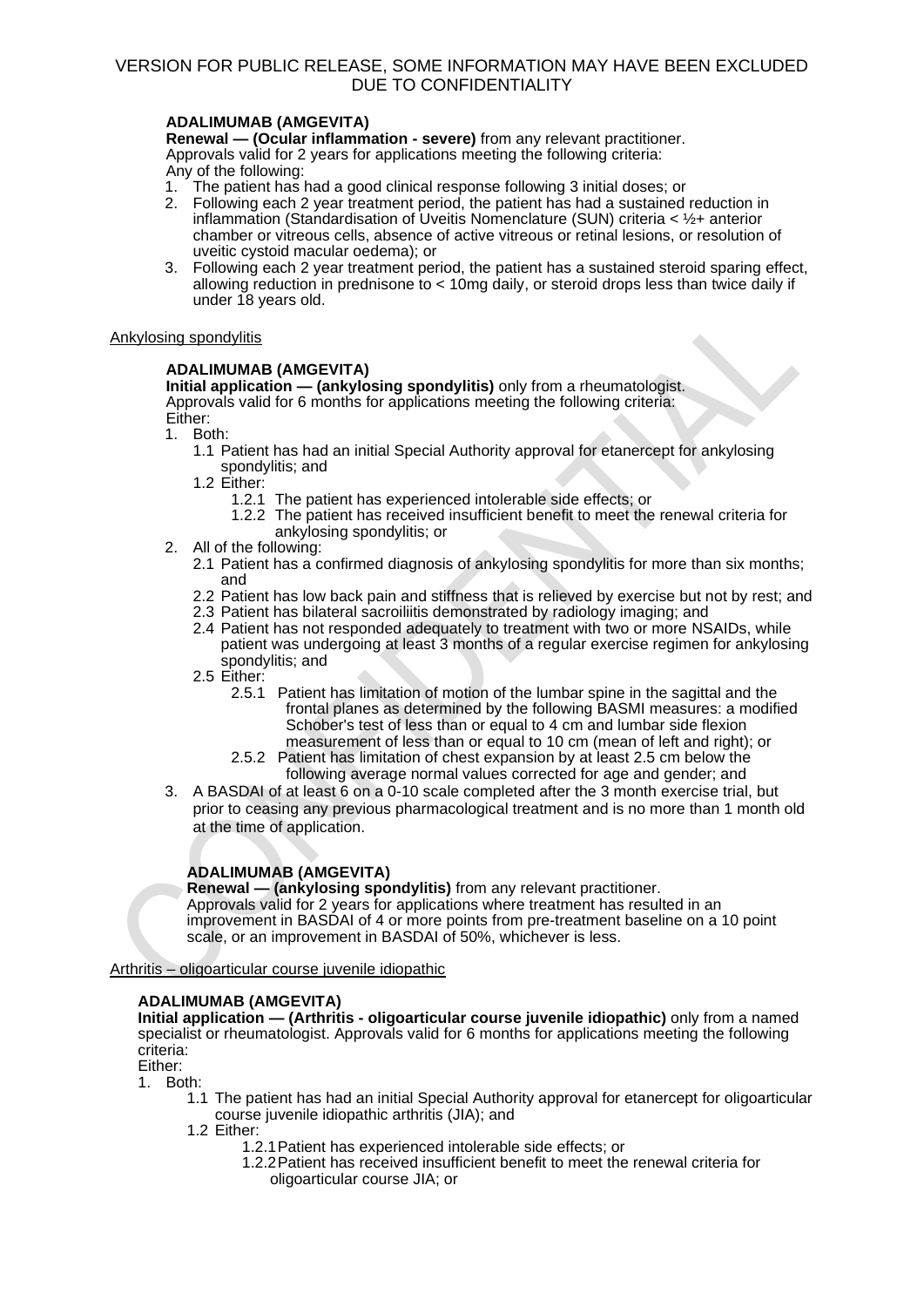VERSION FOR PUBLIC RELEASE, SOME INFORMATION MAY HAVE BEEN EXCLUDED DUE TO CONFIDENTIALITY

**ADALIMUMAB (AMGEVITA)**
**Renewal — (Ocular inflammation - severe)** from any relevant practitioner.
Approvals valid for 2 years for applications meeting the following criteria:
Any of the following:

1. The patient has had a good clinical response following 3 initial doses; or
2. Following each 2 year treatment period, the patient has had a sustained reduction in inflammation (Standardisation of Uveitis Nomenclature (SUN) criteria < ½+ anterior chamber or vitreous cells, absence of active vitreous or retinal lesions, or resolution of uveitic cystoid macular oedema); or
3. Following each 2 year treatment period, the patient has a sustained steroid sparing effect, allowing reduction in prednisone to < 10mg daily, or steroid drops less than twice daily if under 18 years old.

Ankylosing spondylitis

**ADALIMUMAB (AMGEVITA)**
**Initial application — (ankylosing spondylitis)** only from a rheumatologist.
Approvals valid for 6 months for applications meeting the following criteria:
Either:

1. Both:
   - 1.1 Patient has had an initial Special Authority approval for etanercept for ankylosing spondylitis; and
   - 1.2 Either:
     - 1.2.1 The patient has experienced intolerable side effects; or
     - 1.2.2 The patient has received insufficient benefit to meet the renewal criteria for ankylosing spondylitis; or
2. All of the following:
   - 2.1 Patient has a confirmed diagnosis of ankylosing spondylitis for more than six months; and
   - 2.2 Patient has low back pain and stiffness that is relieved by exercise but not by rest; and
   - 2.3 Patient has bilateral sacroiliitis demonstrated by radiology imaging; and
   - 2.4 Patient has not responded adequately to treatment with two or more NSAIDs, while patient was undergoing at least 3 months of a regular exercise regimen for ankylosing spondylitis; and
   - 2.5 Either:
     - 2.5.1 Patient has limitation of motion of the lumbar spine in the sagittal and the frontal planes as determined by the following BASMI measures: a modified Schober's test of less than or equal to 4 cm and lumbar side flexion measurement of less than or equal to 10 cm (mean of left and right); or
     - 2.5.2 Patient has limitation of chest expansion by at least 2.5 cm below the following average normal values corrected for age and gender; and
3. A BASDAI of at least 6 on a 0-10 scale completed after the 3 month exercise trial, but prior to ceasing any previous pharmacological treatment and is no more than 1 month old at the time of application.

**ADALIMUMAB (AMGEVITA)**
**Renewal — (ankylosing spondylitis)** from any relevant practitioner.
Approvals valid for 2 years for applications where treatment has resulted in an improvement in BASDAI of 4 or more points from pre-treatment baseline on a 10 point scale, or an improvement in BASDAI of 50%, whichever is less.

Arthritis – oligoarticular course juvenile idiopathic

**ADALIMUMAB (AMGEVITA)**
**Initial application — (Arthritis - oligoarticular course juvenile idiopathic)** only from a named specialist or rheumatologist. Approvals valid for 6 months for applications meeting the following criteria:
Either:

1. Both:
   - 1.1 The patient has had an initial Special Authority approval for etanercept for oligoarticular course juvenile idiopathic arthritis (JIA); and
   - 1.2 Either:
     - 1.2.1 Patient has experienced intolerable side effects; or
     - 1.2.2 Patient has received insufficient benefit to meet the renewal criteria for oligoarticular course JIA; or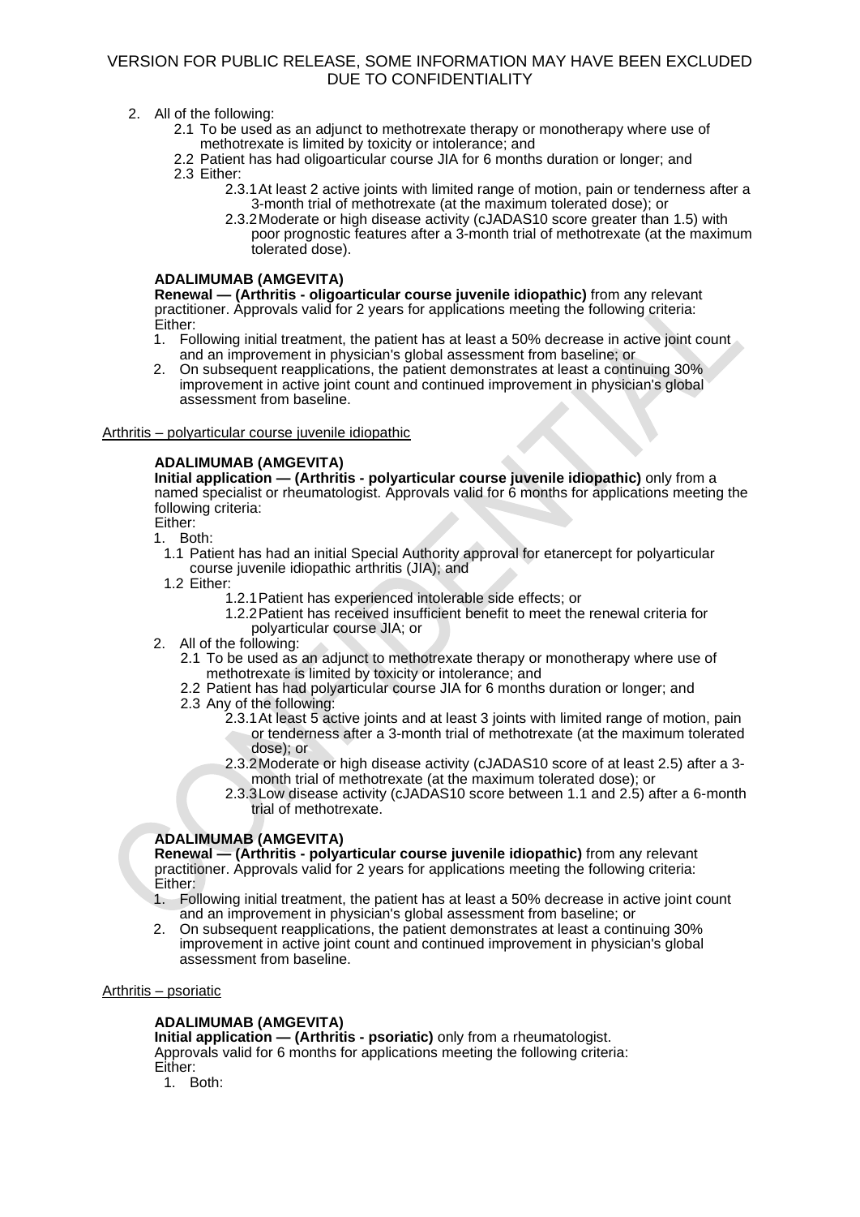2. All of the following:
   - 2.1 To be used as an adjunct to methotrexate therapy or monotherapy where use of methotrexate is limited by toxicity or intolerance; and
   - 2.2 Patient has had oligoarticular course JIA for 6 months duration or longer; and
   - 2.3 Either:
     - 2.3.1 At least 2 active joints with limited range of motion, pain or tenderness after a 3-month trial of methotrexate (at the maximum tolerated dose); or
     - 2.3.2 Moderate or high disease activity (cJADAS10 score greater than 1.5) with poor prognostic features after a 3-month trial of methotrexate (at the maximum tolerated dose).

**ADALIMUMAB (AMGEVITA)**
**Renewal — (Arthritis - oligoarticular course juvenile idiopathic)** from any relevant practitioner. Approvals valid for 2 years for applications meeting the following criteria:
Either:

1. Following initial treatment, the patient has at least a 50% decrease in active joint count and an improvement in physician's global assessment from baseline; or
2. On subsequent reapplications, the patient demonstrates at least a continuing 30% improvement in active joint count and continued improvement in physician's global assessment from baseline.

Arthritis – polyarticular course juvenile idiopathic

**ADALIMUMAB (AMGEVITA)**
**Initial application — (Arthritis - polyarticular course juvenile idiopathic)** only from a named specialist or rheumatologist. Approvals valid for 6 months for applications meeting the following criteria:
Either:

1. Both:
   - 1.1 Patient has had an initial Special Authority approval for etanercept for polyarticular course juvenile idiopathic arthritis (JIA); and
   - 1.2 Either:
     - 1.2.1 Patient has experienced intolerable side effects; or
     - 1.2.2 Patient has received insufficient benefit to meet the renewal criteria for polyarticular course JIA; or
2. All of the following:
   - 2.1 To be used as an adjunct to methotrexate therapy or monotherapy where use of methotrexate is limited by toxicity or intolerance; and
   - 2.2 Patient has had polyarticular course JIA for 6 months duration or longer; and
   - 2.3 Any of the following:
     - 2.3.1 At least 5 active joints and at least 3 joints with limited range of motion, pain or tenderness after a 3-month trial of methotrexate (at the maximum tolerated dose); or
     - 2.3.2 Moderate or high disease activity (cJADAS10 score of at least 2.5) after a 3-month trial of methotrexate (at the maximum tolerated dose); or
     - 2.3.3 Low disease activity (cJADAS10 score between 1.1 and 2.5) after a 6-month trial of methotrexate.

**ADALIMUMAB (AMGEVITA)**
**Renewal — (Arthritis - polyarticular course juvenile idiopathic)** from any relevant practitioner. Approvals valid for 2 years for applications meeting the following criteria:
Either:

1. Following initial treatment, the patient has at least a 50% decrease in active joint count and an improvement in physician's global assessment from baseline; or
2. On subsequent reapplications, the patient demonstrates at least a continuing 30% improvement in active joint count and continued improvement in physician's global assessment from baseline.

Arthritis – psoriatic

**ADALIMUMAB (AMGEVITA)**
**Initial application — (Arthritis - psoriatic)** only from a rheumatologist.
Approvals valid for 6 months for applications meeting the following criteria:
Either:

1. Both: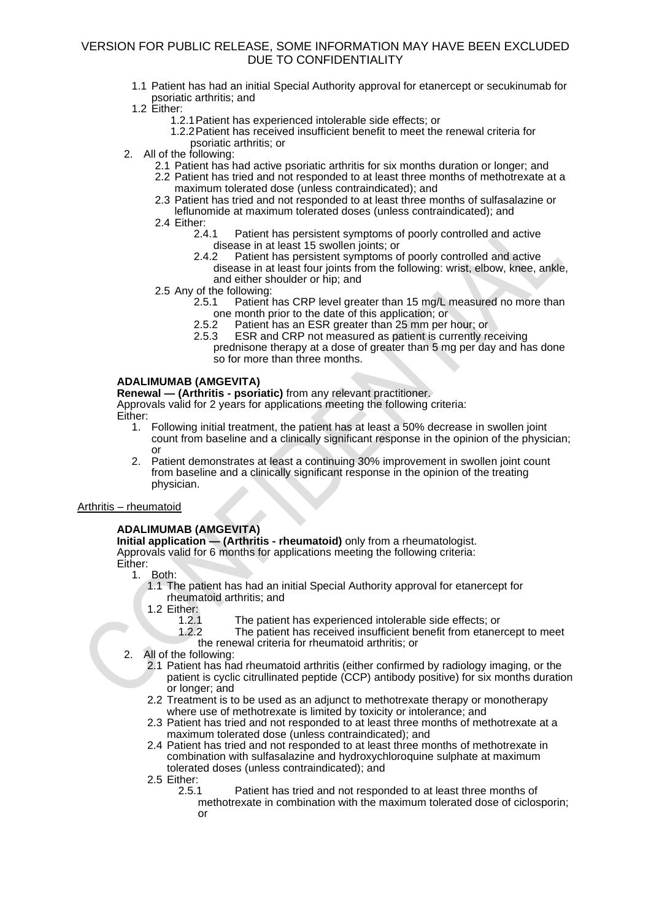VERSION FOR PUBLIC RELEASE, SOME INFORMATION MAY HAVE BEEN EXCLUDED DUE TO CONFIDENTIALITY

- 1.1 Patient has had an initial Special Authority approval for etanercept or secukinumab for psoriatic arthritis; and
- 1.2 Either:
  - 1.2.1 Patient has experienced intolerable side effects; or
  - 1.2.2 Patient has received insufficient benefit to meet the renewal criteria for psoriatic arthritis; or
2. All of the following:
   - 2.1 Patient has had active psoriatic arthritis for six months duration or longer; and
   - 2.2 Patient has tried and not responded to at least three months of methotrexate at a maximum tolerated dose (unless contraindicated); and
   - 2.3 Patient has tried and not responded to at least three months of sulfasalazine or leflunomide at maximum tolerated doses (unless contraindicated); and
   - 2.4 Either:
     - 2.4.1 Patient has persistent symptoms of poorly controlled and active disease in at least 15 swollen joints; or
     - 2.4.2 Patient has persistent symptoms of poorly controlled and active disease in at least four joints from the following: wrist, elbow, knee, ankle, and either shoulder or hip; and
   - 2.5 Any of the following:
     - 2.5.1 Patient has CRP level greater than 15 mg/L measured no more than one month prior to the date of this application; or
     - 2.5.2 Patient has an ESR greater than 25 mm per hour; or
     - 2.5.3 ESR and CRP not measured as patient is currently receiving prednisone therapy at a dose of greater than 5 mg per day and has done so for more than three months.

**ADALIMUMAB (AMGEVITA)**
**Renewal — (Arthritis - psoriatic)** from any relevant practitioner.
Approvals valid for 2 years for applications meeting the following criteria:
Either:

1. Following initial treatment, the patient has at least a 50% decrease in swollen joint count from baseline and a clinically significant response in the opinion of the physician; or
2. Patient demonstrates at least a continuing 30% improvement in swollen joint count from baseline and a clinically significant response in the opinion of the treating physician.

Arthritis – rheumatoid

**ADALIMUMAB (AMGEVITA)**
**Initial application — (Arthritis - rheumatoid)** only from a rheumatologist.
Approvals valid for 6 months for applications meeting the following criteria:
Either:

1. Both:
   - 1.1 The patient has had an initial Special Authority approval for etanercept for rheumatoid arthritis; and
   - 1.2 Either:
     - 1.2.1 The patient has experienced intolerable side effects; or
     - 1.2.2 The patient has received insufficient benefit from etanercept to meet the renewal criteria for rheumatoid arthritis; or
2. All of the following:
   - 2.1 Patient has had rheumatoid arthritis (either confirmed by radiology imaging, or the patient is cyclic citrullinated peptide (CCP) antibody positive) for six months duration or longer; and
   - 2.2 Treatment is to be used as an adjunct to methotrexate therapy or monotherapy where use of methotrexate is limited by toxicity or intolerance; and
   - 2.3 Patient has tried and not responded to at least three months of methotrexate at a maximum tolerated dose (unless contraindicated); and
   - 2.4 Patient has tried and not responded to at least three months of methotrexate in combination with sulfasalazine and hydroxychloroquine sulphate at maximum tolerated doses (unless contraindicated); and
   - 2.5 Either:
     - 2.5.1 Patient has tried and not responded to at least three months of methotrexate in combination with the maximum tolerated dose of ciclosporin; or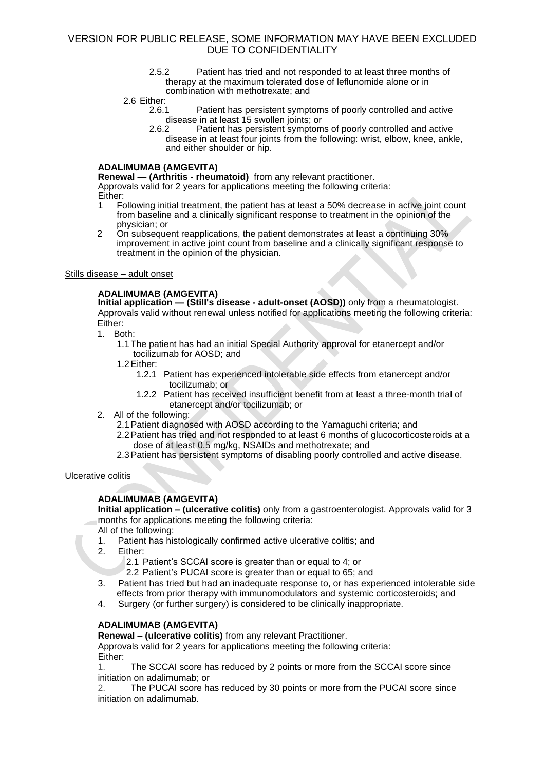2.5.2 Patient has tried and not responded to at least three months of therapy at the maximum tolerated dose of leflunomide alone or in combination with methotrexate; and

2.6 Either:

2.6.1 Patient has persistent symptoms of poorly controlled and active disease in at least 15 swollen joints; or

2.6.2 Patient has persistent symptoms of poorly controlled and active disease in at least four joints from the following: wrist, elbow, knee, ankle, and either shoulder or hip.

**ADALIMUMAB (AMGEVITA)**

**Renewal — (Arthritis - rheumatoid)** from any relevant practitioner.

Approvals valid for 2 years for applications meeting the following criteria:

Either:

1. Following initial treatment, the patient has at least a 50% decrease in active joint count from baseline and a clinically significant response to treatment in the opinion of the physician; or
2. On subsequent reapplications, the patient demonstrates at least a continuing 30% improvement in active joint count from baseline and a clinically significant response to treatment in the opinion of the physician.

Stills disease – adult onset

**ADALIMUMAB (AMGEVITA)**

**Initial application — (Still's disease - adult-onset (AOSD))** only from a rheumatologist. Approvals valid without renewal unless notified for applications meeting the following criteria:

Either:

1. Both:
   1.1 The patient has had an initial Special Authority approval for etanercept and/or tocilizumab for AOSD; and
   1.2 Either:
      1.2.1 Patient has experienced intolerable side effects from etanercept and/or tocilizumab; or
      1.2.2 Patient has received insufficient benefit from at least a three-month trial of etanercept and/or tocilizumab; or
2. All of the following:
   2.1 Patient diagnosed with AOSD according to the Yamaguchi criteria; and
   2.2 Patient has tried and not responded to at least 6 months of glucocorticosteroids at a dose of at least 0.5 mg/kg, NSAIDs and methotrexate; and
   2.3 Patient has persistent symptoms of disabling poorly controlled and active disease.

Ulcerative colitis

**ADALIMUMAB (AMGEVITA)**

**Initial application – (ulcerative colitis)** only from a gastroenterologist. Approvals valid for 3 months for applications meeting the following criteria:

All of the following:

1. Patient has histologically confirmed active ulcerative colitis; and
2. Either:
   2.1 Patient's SCCAI score is greater than or equal to 4; or
   2.2 Patient's PUCAI score is greater than or equal to 65; and
3. Patient has tried but had an inadequate response to, or has experienced intolerable side effects from prior therapy with immunomodulators and systemic corticosteroids; and
4. Surgery (or further surgery) is considered to be clinically inappropriate.

**ADALIMUMAB (AMGEVITA)**

**Renewal – (ulcerative colitis)** from any relevant Practitioner.

Approvals valid for 2 years for applications meeting the following criteria:

Either:

1. The SCCAI score has reduced by 2 points or more from the SCCAI score since initiation on adalimumab; or
2. The PUCAI score has reduced by 30 points or more from the PUCAI score since initiation on adalimumab.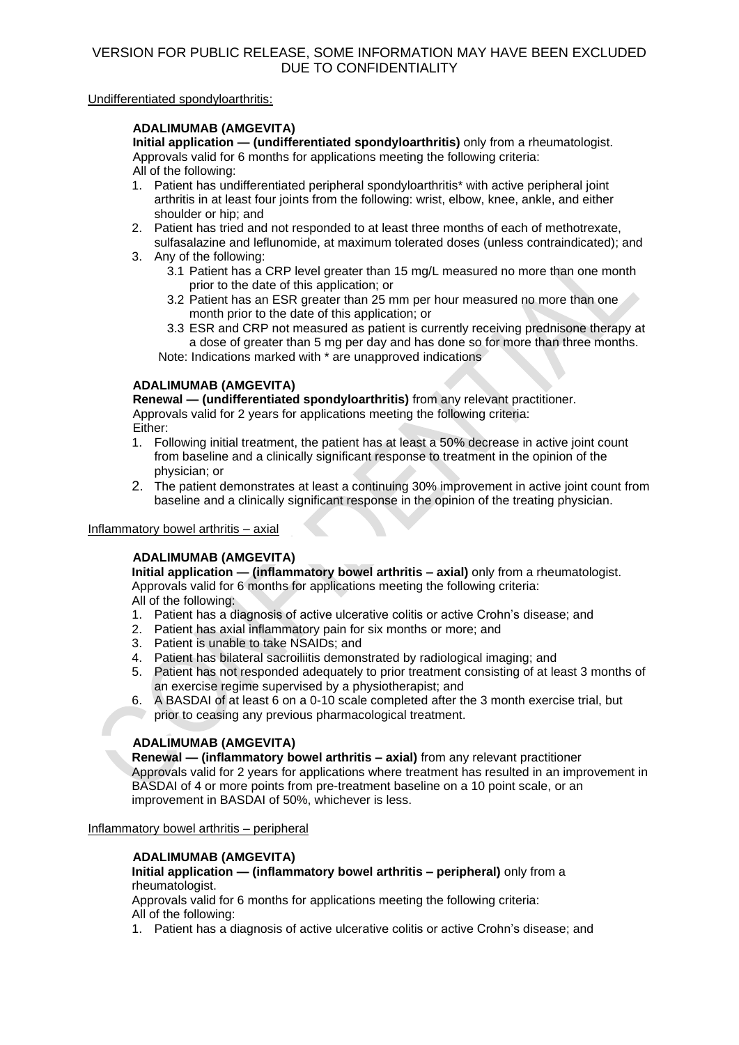Undifferentiated spondyloarthritis:

**ADALIMUMAB (AMGEVITA)**

**Initial application — (undifferentiated spondyloarthritis)** only from a rheumatologist. Approvals valid for 6 months for applications meeting the following criteria:
All of the following:

1. Patient has undifferentiated peripheral spondyloarthritis* with active peripheral joint arthritis in at least four joints from the following: wrist, elbow, knee, ankle, and either shoulder or hip; and
2. Patient has tried and not responded to at least three months of each of methotrexate, sulfasalazine and leflunomide, at maximum tolerated doses (unless contraindicated); and
3. Any of the following:
   - 3.1 Patient has a CRP level greater than 15 mg/L measured no more than one month prior to the date of this application; or
   - 3.2 Patient has an ESR greater than 25 mm per hour measured no more than one month prior to the date of this application; or
   - 3.3 ESR and CRP not measured as patient is currently receiving prednisone therapy at a dose of greater than 5 mg per day and has done so for more than three months.

Note: Indications marked with * are unapproved indications

**ADALIMUMAB (AMGEVITA)**

**Renewal — (undifferentiated spondyloarthritis)** from any relevant practitioner.
Approvals valid for 2 years for applications meeting the following criteria:
Either:

1. Following initial treatment, the patient has at least a 50% decrease in active joint count from baseline and a clinically significant response to treatment in the opinion of the physician; or
2. The patient demonstrates at least a continuing 30% improvement in active joint count from baseline and a clinically significant response in the opinion of the treating physician.

Inflammatory bowel arthritis – axial

**ADALIMUMAB (AMGEVITA)**

**Initial application — (inflammatory bowel arthritis – axial)** only from a rheumatologist.
Approvals valid for 6 months for applications meeting the following criteria:
All of the following:

1. Patient has a diagnosis of active ulcerative colitis or active Crohn's disease; and
2. Patient has axial inflammatory pain for six months or more; and
3. Patient is unable to take NSAIDs; and
4. Patient has bilateral sacroiliitis demonstrated by radiological imaging; and
5. Patient has not responded adequately to prior treatment consisting of at least 3 months of an exercise regime supervised by a physiotherapist; and
6. A BASDAI of at least 6 on a 0-10 scale completed after the 3 month exercise trial, but prior to ceasing any previous pharmacological treatment.

**ADALIMUMAB (AMGEVITA)**

**Renewal — (inflammatory bowel arthritis – axial)** from any relevant practitioner
Approvals valid for 2 years for applications where treatment has resulted in an improvement in BASDAI of 4 or more points from pre-treatment baseline on a 10 point scale, or an improvement in BASDAI of 50%, whichever is less.

Inflammatory bowel arthritis – peripheral

**ADALIMUMAB (AMGEVITA)**

**Initial application — (inflammatory bowel arthritis – peripheral)** only from a rheumatologist.
Approvals valid for 6 months for applications meeting the following criteria:
All of the following:

1. Patient has a diagnosis of active ulcerative colitis or active Crohn's disease; and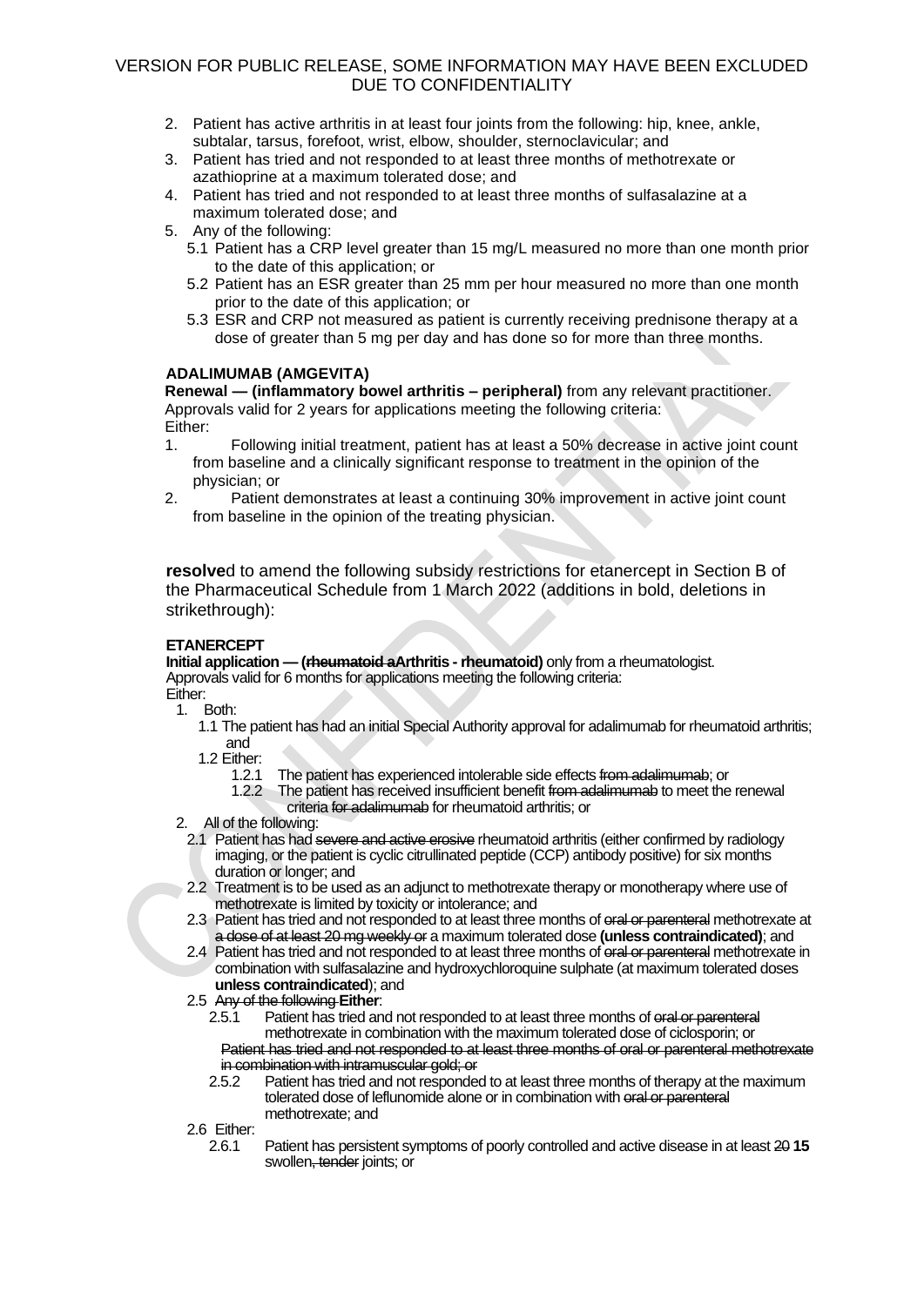2. Patient has active arthritis in at least four joints from the following: hip, knee, ankle, subtalar, tarsus, forefoot, wrist, elbow, shoulder, sternoclavicular; and
3. Patient has tried and not responded to at least three months of methotrexate or azathioprine at a maximum tolerated dose; and
4. Patient has tried and not responded to at least three months of sulfasalazine at a maximum tolerated dose; and
5. Any of the following:
   - 5.1 Patient has a CRP level greater than 15 mg/L measured no more than one month prior to the date of this application; or
   - 5.2 Patient has an ESR greater than 25 mm per hour measured no more than one month prior to the date of this application; or
   - 5.3 ESR and CRP not measured as patient is currently receiving prednisone therapy at a dose of greater than 5 mg per day and has done so for more than three months.

**ADALIMUMAB (AMGEVITA)**

**Renewal — (inflammatory bowel arthritis – peripheral)** from any relevant practitioner. Approvals valid for 2 years for applications meeting the following criteria:

Either:

1. Following initial treatment, patient has at least a 50% decrease in active joint count from baseline and a clinically significant response to treatment in the opinion of the physician; or
2. Patient demonstrates at least a continuing 30% improvement in active joint count from baseline in the opinion of the treating physician.

**resolve**d to amend the following subsidy restrictions for etanercept in Section B of the Pharmaceutical Schedule from 1 March 2022 (additions in bold, deletions in strikethrough):

**ETANERCEPT**

**Initial application — (~~rheumatoid a~~Arthritis - rheumatoid)** only from a rheumatologist. Approvals valid for 6 months for applications meeting the following criteria:

Either:

1. Both:
   - 1.1 The patient has had an initial Special Authority approval for adalimumab for rheumatoid arthritis; and
   - 1.2 Either:
     - 1.2.1 The patient has experienced intolerable side effects ~~from adalimumab~~; or
     - 1.2.2 The patient has received insufficient benefit ~~from adalimumab~~ to meet the renewal criteria ~~for adalimumab~~ for rheumatoid arthritis; or
2. All of the following:
   - 2.1 Patient has had ~~severe and active erosive~~ rheumatoid arthritis (either confirmed by radiology imaging, or the patient is cyclic citrullinated peptide (CCP) antibody positive) for six months duration or longer; and
   - 2.2 Treatment is to be used as an adjunct to methotrexate therapy or monotherapy where use of methotrexate is limited by toxicity or intolerance; and
   - 2.3 Patient has tried and not responded to at least three months of ~~oral or parenteral~~ methotrexate at ~~a dose of at least 20 mg weekly or~~ a maximum tolerated dose **(unless contraindicated)**; and
   - 2.4 Patient has tried and not responded to at least three months of ~~oral or parenteral~~ methotrexate in combination with sulfasalazine and hydroxychloroquine sulphate (at maximum tolerated doses **unless contraindicated**); and
   - 2.5 ~~Any of the following~~ **Either**:
     - 2.5.1 Patient has tried and not responded to at least three months of ~~oral or parenteral~~ methotrexate in combination with the maximum tolerated dose of ciclosporin; or
     - ~~Patient has tried and not responded to at least three months of oral or parenteral methotrexate in combination with intramuscular gold; or~~
     - 2.5.2 Patient has tried and not responded to at least three months of therapy at the maximum tolerated dose of leflunomide alone or in combination with ~~oral or parenteral~~ methotrexate; and
   - 2.6 Either:
     - 2.6.1 Patient has persistent symptoms of poorly controlled and active disease in at least ~~20~~ **15** swollen~~, tender~~ joints; or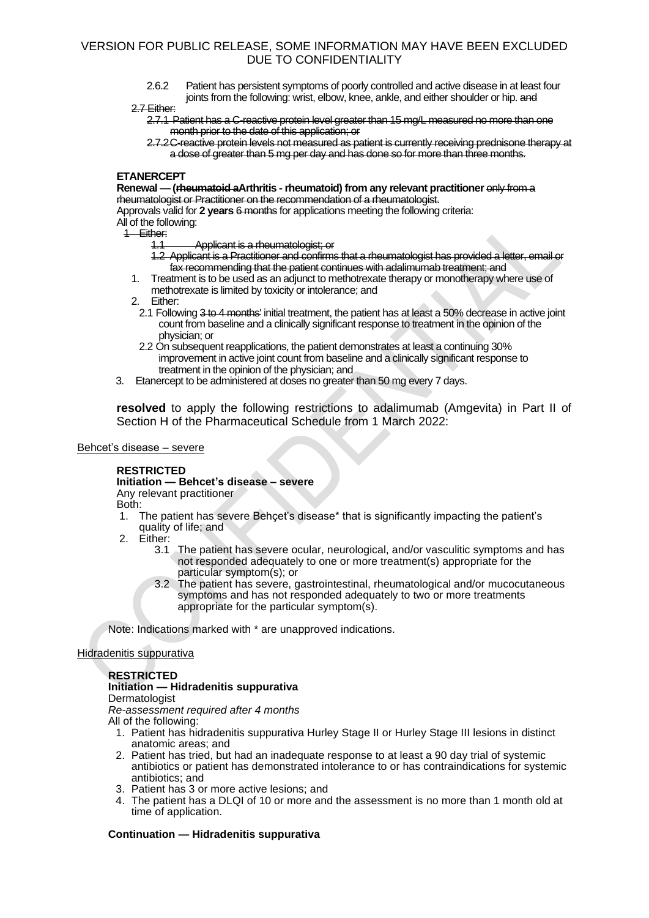2.6.2 Patient has persistent symptoms of poorly controlled and active disease in at least four joints from the following: wrist, elbow, knee, ankle, and either shoulder or hip. ~~and~~

~~2.7 Either:~~

~~2.7.1 Patient has a C-reactive protein level greater than 15 mg/L measured no more than one month prior to the date of this application; or~~

~~2.7.2 C-reactive protein levels not measured as patient is currently receiving prednisone therapy at a dose of greater than 5 mg per day and has done so for more than three months.~~

**ETANERCEPT**

**Renewal — (~~rheumatoid a~~Arthritis - rheumatoid) from any relevant practitioner** ~~only from a rheumatologist or Practitioner on the recommendation of a rheumatologist.~~

Approvals valid for **2 years** ~~6 months~~ for applications meeting the following criteria:

All of the following:

~~1 Either:~~

~~1.1 Applicant is a rheumatologist; or~~

~~1.2 Applicant is a Practitioner and confirms that a rheumatologist has provided a letter, email or fax recommending that the patient continues with adalimumab treatment; and~~

1. Treatment is to be used as an adjunct to methotrexate therapy or monotherapy where use of methotrexate is limited by toxicity or intolerance; and
2. Either:

   2.1 Following ~~3 to 4 months'~~ initial treatment, the patient has at least a 50% decrease in active joint count from baseline and a clinically significant response to treatment in the opinion of the physician; or

   2.2 On subsequent reapplications, the patient demonstrates at least a continuing 30% improvement in active joint count from baseline and a clinically significant response to treatment in the opinion of the physician; and
3. Etanercept to be administered at doses no greater than 50 mg every 7 days.

**resolved** to apply the following restrictions to adalimumab (Amgevita) in Part II of Section H of the Pharmaceutical Schedule from 1 March 2022:

<u>Behcet's disease – severe</u>

**RESTRICTED**

**Initiation — Behcet's disease – severe**

Any relevant practitioner

Both:

1. The patient has severe Behçet's disease* that is significantly impacting the patient's quality of life; and
2. Either:

   3.1 The patient has severe ocular, neurological, and/or vasculitic symptoms and has not responded adequately to one or more treatment(s) appropriate for the particular symptom(s); or

   3.2 The patient has severe, gastrointestinal, rheumatological and/or mucocutaneous symptoms and has not responded adequately to two or more treatments appropriate for the particular symptom(s).

Note: Indications marked with * are unapproved indications.

<u>Hidradenitis suppurativa</u>

**RESTRICTED**

**Initiation — Hidradenitis suppurativa**

Dermatologist

*Re-assessment required after 4 months*

All of the following:

1. Patient has hidradenitis suppurativa Hurley Stage II or Hurley Stage III lesions in distinct anatomic areas; and
2. Patient has tried, but had an inadequate response to at least a 90 day trial of systemic antibiotics or patient has demonstrated intolerance to or has contraindications for systemic antibiotics; and
3. Patient has 3 or more active lesions; and
4. The patient has a DLQI of 10 or more and the assessment is no more than 1 month old at time of application.

**Continuation — Hidradenitis suppurativa**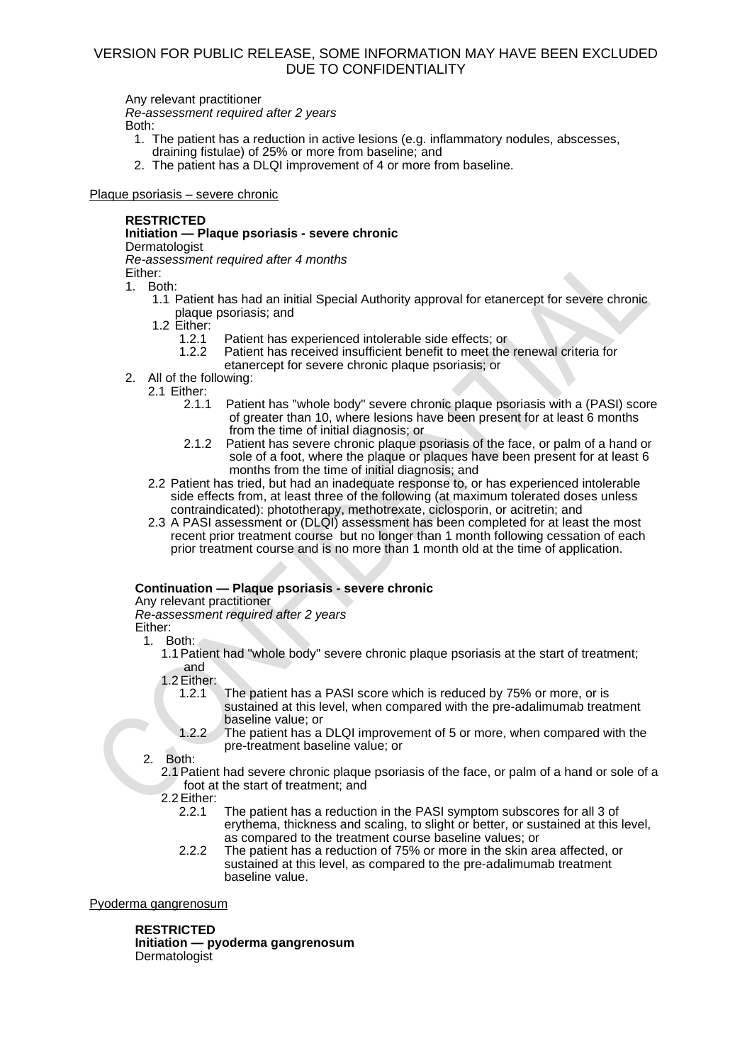Any relevant practitioner
*Re-assessment required after 2 years*
Both:

1. The patient has a reduction in active lesions (e.g. inflammatory nodules, abscesses, draining fistulae) of 25% or more from baseline; and
2. The patient has a DLQI improvement of 4 or more from baseline.

Plaque psoriasis – severe chronic

**RESTRICTED**
**Initiation — Plaque psoriasis - severe chronic**
Dermatologist
*Re-assessment required after 4 months*
Either:

1. Both:
   - 1.1 Patient has had an initial Special Authority approval for etanercept for severe chronic plaque psoriasis; and
   - 1.2 Either:
     - 1.2.1 Patient has experienced intolerable side effects; or
     - 1.2.2 Patient has received insufficient benefit to meet the renewal criteria for etanercept for severe chronic plaque psoriasis; or
2. All of the following:
   - 2.1 Either:
     - 2.1.1 Patient has "whole body" severe chronic plaque psoriasis with a (PASI) score of greater than 10, where lesions have been present for at least 6 months from the time of initial diagnosis; or
     - 2.1.2 Patient has severe chronic plaque psoriasis of the face, or palm of a hand or sole of a foot, where the plaque or plaques have been present for at least 6 months from the time of initial diagnosis; and
   - 2.2 Patient has tried, but had an inadequate response to, or has experienced intolerable side effects from, at least three of the following (at maximum tolerated doses unless contraindicated): phototherapy, methotrexate, ciclosporin, or acitretin; and
   - 2.3 A PASI assessment or (DLQI) assessment has been completed for at least the most recent prior treatment course but no longer than 1 month following cessation of each prior treatment course and is no more than 1 month old at the time of application.

**Continuation — Plaque psoriasis - severe chronic**
Any relevant practitioner
*Re-assessment required after 2 years*
Either:

1. Both:
   - 1.1 Patient had "whole body" severe chronic plaque psoriasis at the start of treatment; and
   - 1.2 Either:
     - 1.2.1 The patient has a PASI score which is reduced by 75% or more, or is sustained at this level, when compared with the pre-adalimumab treatment baseline value; or
     - 1.2.2 The patient has a DLQI improvement of 5 or more, when compared with the pre-treatment baseline value; or
2. Both:
   - 2.1 Patient had severe chronic plaque psoriasis of the face, or palm of a hand or sole of a foot at the start of treatment; and
   - 2.2 Either:
     - 2.2.1 The patient has a reduction in the PASI symptom subscores for all 3 of erythema, thickness and scaling, to slight or better, or sustained at this level, as compared to the treatment course baseline values; or
     - 2.2.2 The patient has a reduction of 75% or more in the skin area affected, or sustained at this level, as compared to the pre-adalimumab treatment baseline value.

Pyoderma gangrenosum

**RESTRICTED**
**Initiation — pyoderma gangrenosum**
Dermatologist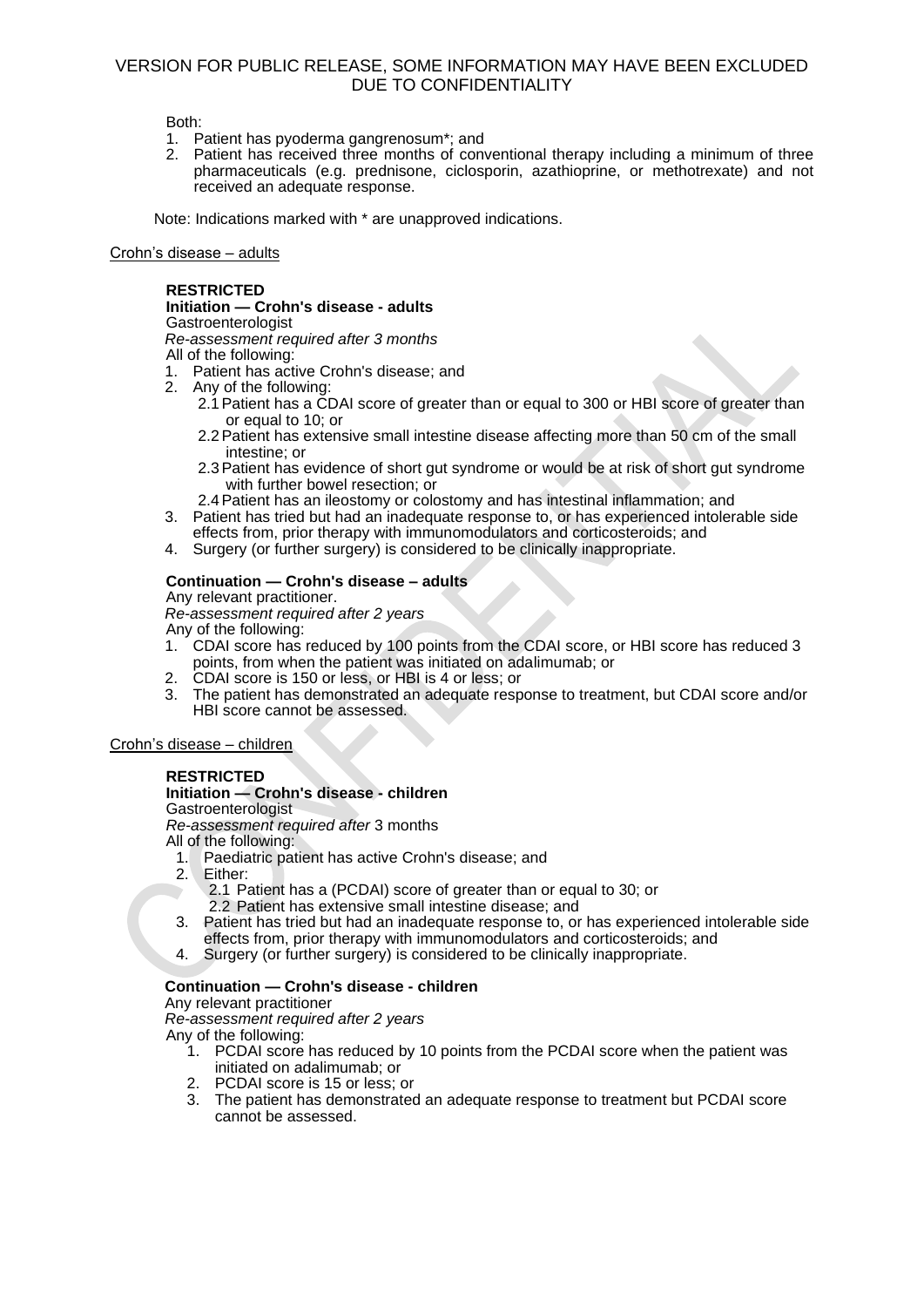Both:

1. Patient has pyoderma gangrenosum*; and
2. Patient has received three months of conventional therapy including a minimum of three pharmaceuticals (e.g. prednisone, ciclosporin, azathioprine, or methotrexate) and not received an adequate response.

Note: Indications marked with * are unapproved indications.

Crohn's disease – adults

**RESTRICTED**
**Initiation — Crohn's disease - adults**
Gastroenterologist
*Re-assessment required after 3 months*
All of the following:

1. Patient has active Crohn's disease; and
2. Any of the following:
   2.1 Patient has a CDAI score of greater than or equal to 300 or HBI score of greater than or equal to 10; or
   2.2 Patient has extensive small intestine disease affecting more than 50 cm of the small intestine; or
   2.3 Patient has evidence of short gut syndrome or would be at risk of short gut syndrome with further bowel resection; or
   2.4 Patient has an ileostomy or colostomy and has intestinal inflammation; and
3. Patient has tried but had an inadequate response to, or has experienced intolerable side effects from, prior therapy with immunomodulators and corticosteroids; and
4. Surgery (or further surgery) is considered to be clinically inappropriate.

**Continuation — Crohn's disease – adults**
Any relevant practitioner.
*Re-assessment required after 2 years*
Any of the following:

1. CDAI score has reduced by 100 points from the CDAI score, or HBI score has reduced 3 points, from when the patient was initiated on adalimumab; or
2. CDAI score is 150 or less, or HBI is 4 or less; or
3. The patient has demonstrated an adequate response to treatment, but CDAI score and/or HBI score cannot be assessed.

Crohn's disease – children

**RESTRICTED**
**Initiation — Crohn's disease - children**
Gastroenterologist
*Re-assessment required after* 3 months
All of the following:

1. Paediatric patient has active Crohn's disease; and
2. Either:
   2.1 Patient has a (PCDAI) score of greater than or equal to 30; or
   2.2 Patient has extensive small intestine disease; and
3. Patient has tried but had an inadequate response to, or has experienced intolerable side effects from, prior therapy with immunomodulators and corticosteroids; and
4. Surgery (or further surgery) is considered to be clinically inappropriate.

**Continuation — Crohn's disease - children**
Any relevant practitioner
*Re-assessment required after 2 years*
Any of the following:

1. PCDAI score has reduced by 10 points from the PCDAI score when the patient was initiated on adalimumab; or
2. PCDAI score is 15 or less; or
3. The patient has demonstrated an adequate response to treatment but PCDAI score cannot be assessed.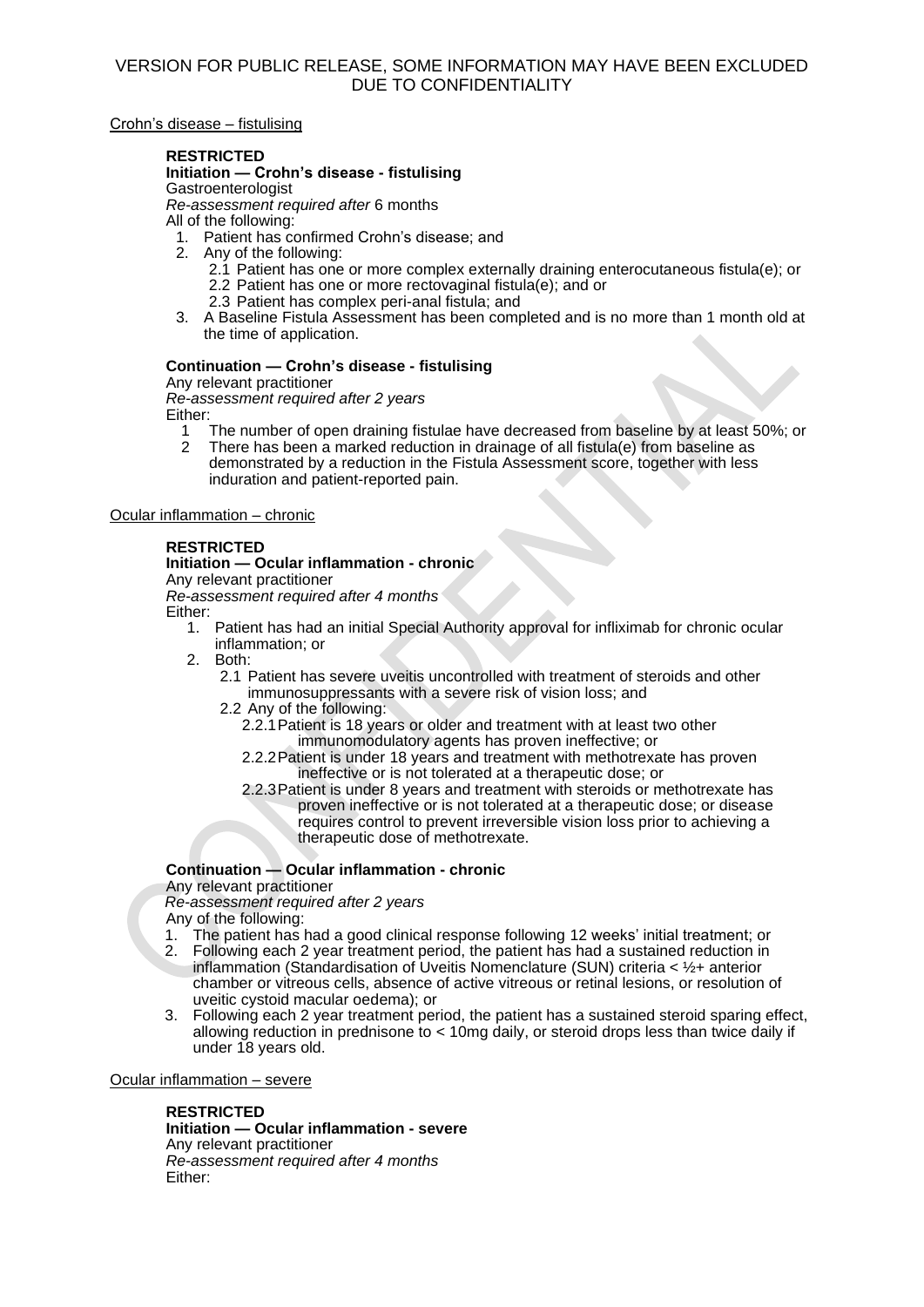VERSION FOR PUBLIC RELEASE, SOME INFORMATION MAY HAVE BEEN EXCLUDED DUE TO CONFIDENTIALITY

Crohn's disease – fistulising

**RESTRICTED**

**Initiation — Crohn's disease - fistulising**

Gastroenterologist

*Re-assessment required after* 6 months

All of the following:

1. Patient has confirmed Crohn's disease; and
2. Any of the following:
   - 2.1 Patient has one or more complex externally draining enterocutaneous fistula(e); or
   - 2.2 Patient has one or more rectovaginal fistula(e); and or
   - 2.3 Patient has complex peri-anal fistula; and
3. A Baseline Fistula Assessment has been completed and is no more than 1 month old at the time of application.

**Continuation — Crohn's disease - fistulising**

Any relevant practitioner

*Re-assessment required after 2 years*

Either:

1. The number of open draining fistulae have decreased from baseline by at least 50%; or
2. There has been a marked reduction in drainage of all fistula(e) from baseline as demonstrated by a reduction in the Fistula Assessment score, together with less induration and patient-reported pain.

Ocular inflammation – chronic

**RESTRICTED**

**Initiation — Ocular inflammation - chronic**

Any relevant practitioner

*Re-assessment required after 4 months*

Either:

1. Patient has had an initial Special Authority approval for infliximab for chronic ocular inflammation; or
2. Both:
   - 2.1 Patient has severe uveitis uncontrolled with treatment of steroids and other immunosuppressants with a severe risk of vision loss; and
   - 2.2 Any of the following:
     - 2.2.1 Patient is 18 years or older and treatment with at least two other immunomodulatory agents has proven ineffective; or
     - 2.2.2 Patient is under 18 years and treatment with methotrexate has proven ineffective or is not tolerated at a therapeutic dose; or
     - 2.2.3 Patient is under 8 years and treatment with steroids or methotrexate has proven ineffective or is not tolerated at a therapeutic dose; or disease requires control to prevent irreversible vision loss prior to achieving a therapeutic dose of methotrexate.

**Continuation — Ocular inflammation - chronic**

Any relevant practitioner

*Re-assessment required after 2 years*

Any of the following:

1. The patient has had a good clinical response following 12 weeks' initial treatment; or
2. Following each 2 year treatment period, the patient has had a sustained reduction in inflammation (Standardisation of Uveitis Nomenclature (SUN) criteria < ½+ anterior chamber or vitreous cells, absence of active vitreous or retinal lesions, or resolution of uveitic cystoid macular oedema); or
3. Following each 2 year treatment period, the patient has a sustained steroid sparing effect, allowing reduction in prednisone to < 10mg daily, or steroid drops less than twice daily if under 18 years old.

Ocular inflammation – severe

**RESTRICTED**

**Initiation — Ocular inflammation - severe**

Any relevant practitioner

*Re-assessment required after 4 months*

Either: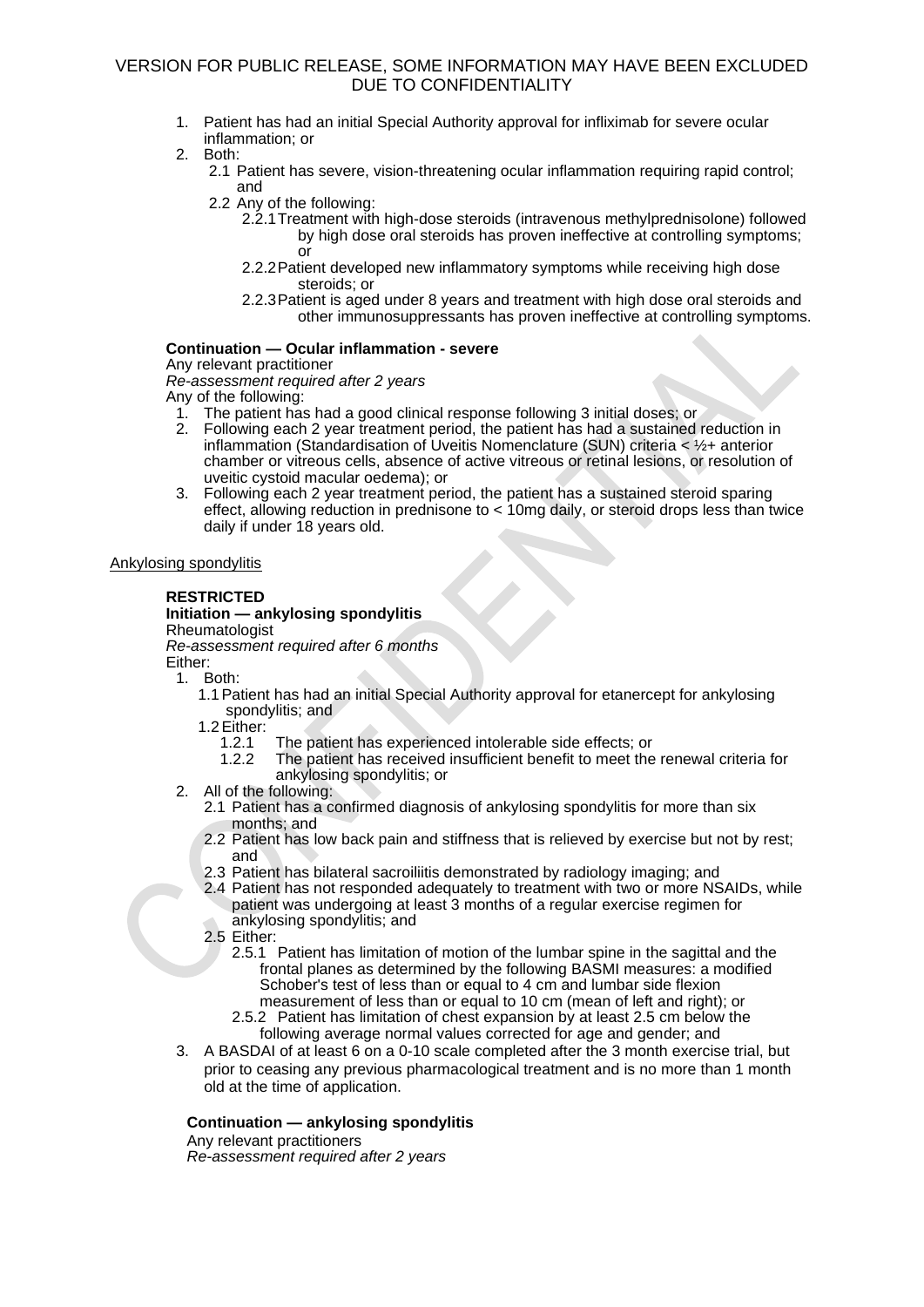1. Patient has had an initial Special Authority approval for infliximab for severe ocular inflammation; or
2. Both:
   2.1 Patient has severe, vision-threatening ocular inflammation requiring rapid control; and
   2.2 Any of the following:
      2.2.1 Treatment with high-dose steroids (intravenous methylprednisolone) followed by high dose oral steroids has proven ineffective at controlling symptoms; or
      2.2.2 Patient developed new inflammatory symptoms while receiving high dose steroids; or
      2.2.3 Patient is aged under 8 years and treatment with high dose oral steroids and other immunosuppressants has proven ineffective at controlling symptoms.

**Continuation — Ocular inflammation - severe**
Any relevant practitioner
*Re-assessment required after 2 years*
Any of the following:

1. The patient has had a good clinical response following 3 initial doses; or
2. Following each 2 year treatment period, the patient has had a sustained reduction in inflammation (Standardisation of Uveitis Nomenclature (SUN) criteria < ½+ anterior chamber or vitreous cells, absence of active vitreous or retinal lesions, or resolution of uveitic cystoid macular oedema); or
3. Following each 2 year treatment period, the patient has a sustained steroid sparing effect, allowing reduction in prednisone to < 10mg daily, or steroid drops less than twice daily if under 18 years old.

Ankylosing spondylitis

**RESTRICTED**
**Initiation — ankylosing spondylitis**
Rheumatologist
*Re-assessment required after 6 months*
Either:

1. Both:
   1.1 Patient has had an initial Special Authority approval for etanercept for ankylosing spondylitis; and
   1.2 Either:
      1.2.1 The patient has experienced intolerable side effects; or
      1.2.2 The patient has received insufficient benefit to meet the renewal criteria for ankylosing spondylitis; or
2. All of the following:
   2.1 Patient has a confirmed diagnosis of ankylosing spondylitis for more than six months; and
   2.2 Patient has low back pain and stiffness that is relieved by exercise but not by rest; and
   2.3 Patient has bilateral sacroiliitis demonstrated by radiology imaging; and
   2.4 Patient has not responded adequately to treatment with two or more NSAIDs, while patient was undergoing at least 3 months of a regular exercise regimen for ankylosing spondylitis; and
   2.5 Either:
      2.5.1 Patient has limitation of motion of the lumbar spine in the sagittal and the frontal planes as determined by the following BASMI measures: a modified Schober's test of less than or equal to 4 cm and lumbar side flexion measurement of less than or equal to 10 cm (mean of left and right); or
      2.5.2 Patient has limitation of chest expansion by at least 2.5 cm below the following average normal values corrected for age and gender; and
3. A BASDAI of at least 6 on a 0-10 scale completed after the 3 month exercise trial, but prior to ceasing any previous pharmacological treatment and is no more than 1 month old at the time of application.

**Continuation — ankylosing spondylitis**
Any relevant practitioners
*Re-assessment required after 2 years*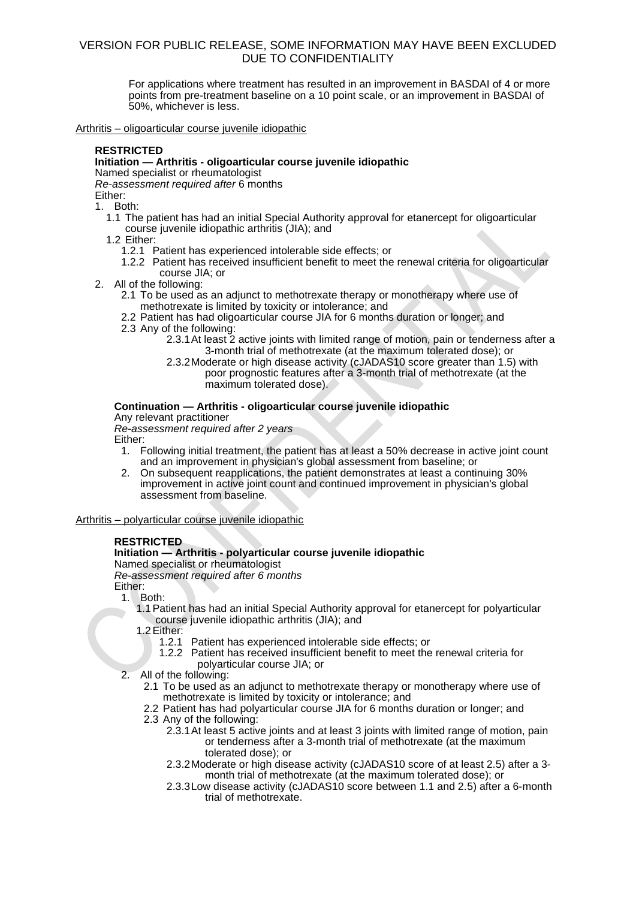For applications where treatment has resulted in an improvement in BASDAI of 4 or more points from pre-treatment baseline on a 10 point scale, or an improvement in BASDAI of 50%, whichever is less.

Arthritis – oligoarticular course juvenile idiopathic

**RESTRICTED**

**Initiation — Arthritis - oligoarticular course juvenile idiopathic**

Named specialist or rheumatologist

*Re-assessment required after* 6 months

Either:

1. Both:
   - 1.1 The patient has had an initial Special Authority approval for etanercept for oligoarticular course juvenile idiopathic arthritis (JIA); and
   - 1.2 Either:
     - 1.2.1 Patient has experienced intolerable side effects; or
     - 1.2.2 Patient has received insufficient benefit to meet the renewal criteria for oligoarticular course JIA; or
2. All of the following:
   - 2.1 To be used as an adjunct to methotrexate therapy or monotherapy where use of methotrexate is limited by toxicity or intolerance; and
   - 2.2 Patient has had oligoarticular course JIA for 6 months duration or longer; and
   - 2.3 Any of the following:
     - 2.3.1 At least 2 active joints with limited range of motion, pain or tenderness after a 3-month trial of methotrexate (at the maximum tolerated dose); or
     - 2.3.2 Moderate or high disease activity (cJADAS10 score greater than 1.5) with poor prognostic features after a 3-month trial of methotrexate (at the maximum tolerated dose).

**Continuation — Arthritis - oligoarticular course juvenile idiopathic**

Any relevant practitioner

*Re-assessment required after 2 years*

Either:

1. Following initial treatment, the patient has at least a 50% decrease in active joint count and an improvement in physician's global assessment from baseline; or
2. On subsequent reapplications, the patient demonstrates at least a continuing 30% improvement in active joint count and continued improvement in physician's global assessment from baseline.

Arthritis – polyarticular course juvenile idiopathic

**RESTRICTED**

**Initiation — Arthritis - polyarticular course juvenile idiopathic**

Named specialist or rheumatologist

*Re-assessment required after 6 months*

Either:

1. Both:
   - 1.1 Patient has had an initial Special Authority approval for etanercept for polyarticular course juvenile idiopathic arthritis (JIA); and
   - 1.2 Either:
     - 1.2.1 Patient has experienced intolerable side effects; or
     - 1.2.2 Patient has received insufficient benefit to meet the renewal criteria for polyarticular course JIA; or
2. All of the following:
   - 2.1 To be used as an adjunct to methotrexate therapy or monotherapy where use of methotrexate is limited by toxicity or intolerance; and
   - 2.2 Patient has had polyarticular course JIA for 6 months duration or longer; and
   - 2.3 Any of the following:
     - 2.3.1 At least 5 active joints and at least 3 joints with limited range of motion, pain or tenderness after a 3-month trial of methotrexate (at the maximum tolerated dose); or
     - 2.3.2 Moderate or high disease activity (cJADAS10 score of at least 2.5) after a 3-month trial of methotrexate (at the maximum tolerated dose); or
     - 2.3.3 Low disease activity (cJADAS10 score between 1.1 and 2.5) after a 6-month trial of methotrexate.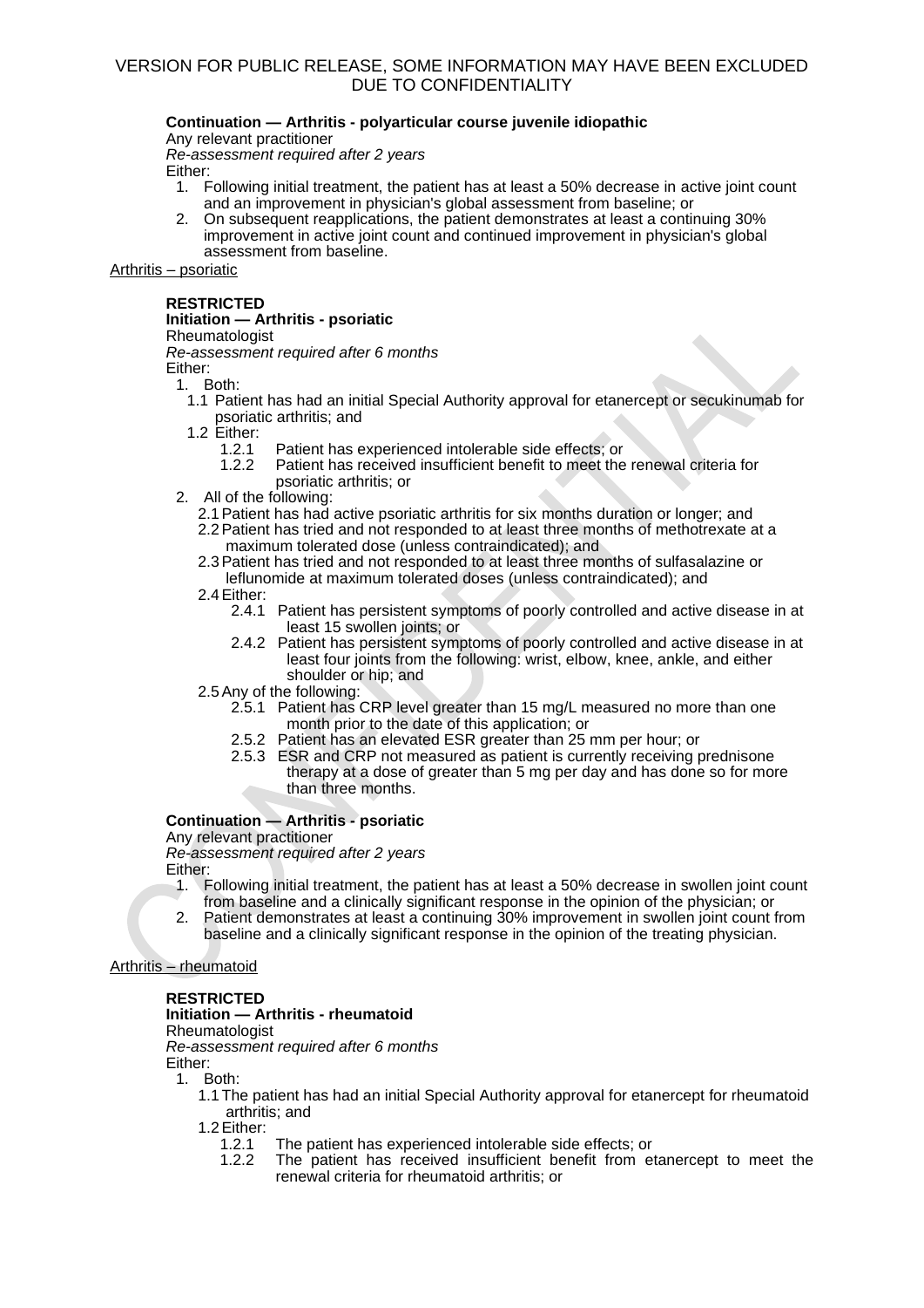**Continuation — Arthritis - polyarticular course juvenile idiopathic**
Any relevant practitioner
*Re-assessment required after 2 years*
Either:

1. Following initial treatment, the patient has at least a 50% decrease in active joint count and an improvement in physician's global assessment from baseline; or
2. On subsequent reapplications, the patient demonstrates at least a continuing 30% improvement in active joint count and continued improvement in physician's global assessment from baseline.

Arthritis – psoriatic

**RESTRICTED**
**Initiation — Arthritis - psoriatic**
Rheumatologist
*Re-assessment required after 6 months*
Either:

1. Both:
   - 1.1 Patient has had an initial Special Authority approval for etanercept or secukinumab for psoriatic arthritis; and
   - 1.2 Either:
     - 1.2.1 Patient has experienced intolerable side effects; or
     - 1.2.2 Patient has received insufficient benefit to meet the renewal criteria for psoriatic arthritis; or
2. All of the following:
   - 2.1 Patient has had active psoriatic arthritis for six months duration or longer; and
   - 2.2 Patient has tried and not responded to at least three months of methotrexate at a maximum tolerated dose (unless contraindicated); and
   - 2.3 Patient has tried and not responded to at least three months of sulfasalazine or leflunomide at maximum tolerated doses (unless contraindicated); and
   - 2.4 Either:
     - 2.4.1 Patient has persistent symptoms of poorly controlled and active disease in at least 15 swollen joints; or
     - 2.4.2 Patient has persistent symptoms of poorly controlled and active disease in at least four joints from the following: wrist, elbow, knee, ankle, and either shoulder or hip; and
   - 2.5 Any of the following:
     - 2.5.1 Patient has CRP level greater than 15 mg/L measured no more than one month prior to the date of this application; or
     - 2.5.2 Patient has an elevated ESR greater than 25 mm per hour; or
     - 2.5.3 ESR and CRP not measured as patient is currently receiving prednisone therapy at a dose of greater than 5 mg per day and has done so for more than three months.

**Continuation — Arthritis - psoriatic**
Any relevant practitioner
*Re-assessment required after 2 years*
Either:

1. Following initial treatment, the patient has at least a 50% decrease in swollen joint count from baseline and a clinically significant response in the opinion of the physician; or
2. Patient demonstrates at least a continuing 30% improvement in swollen joint count from baseline and a clinically significant response in the opinion of the treating physician.

Arthritis – rheumatoid

**RESTRICTED**
**Initiation — Arthritis - rheumatoid**
Rheumatologist
*Re-assessment required after 6 months*
Either:

1. Both:
   - 1.1 The patient has had an initial Special Authority approval for etanercept for rheumatoid arthritis; and
   - 1.2 Either:
     - 1.2.1 The patient has experienced intolerable side effects; or
     - 1.2.2 The patient has received insufficient benefit from etanercept to meet the renewal criteria for rheumatoid arthritis; or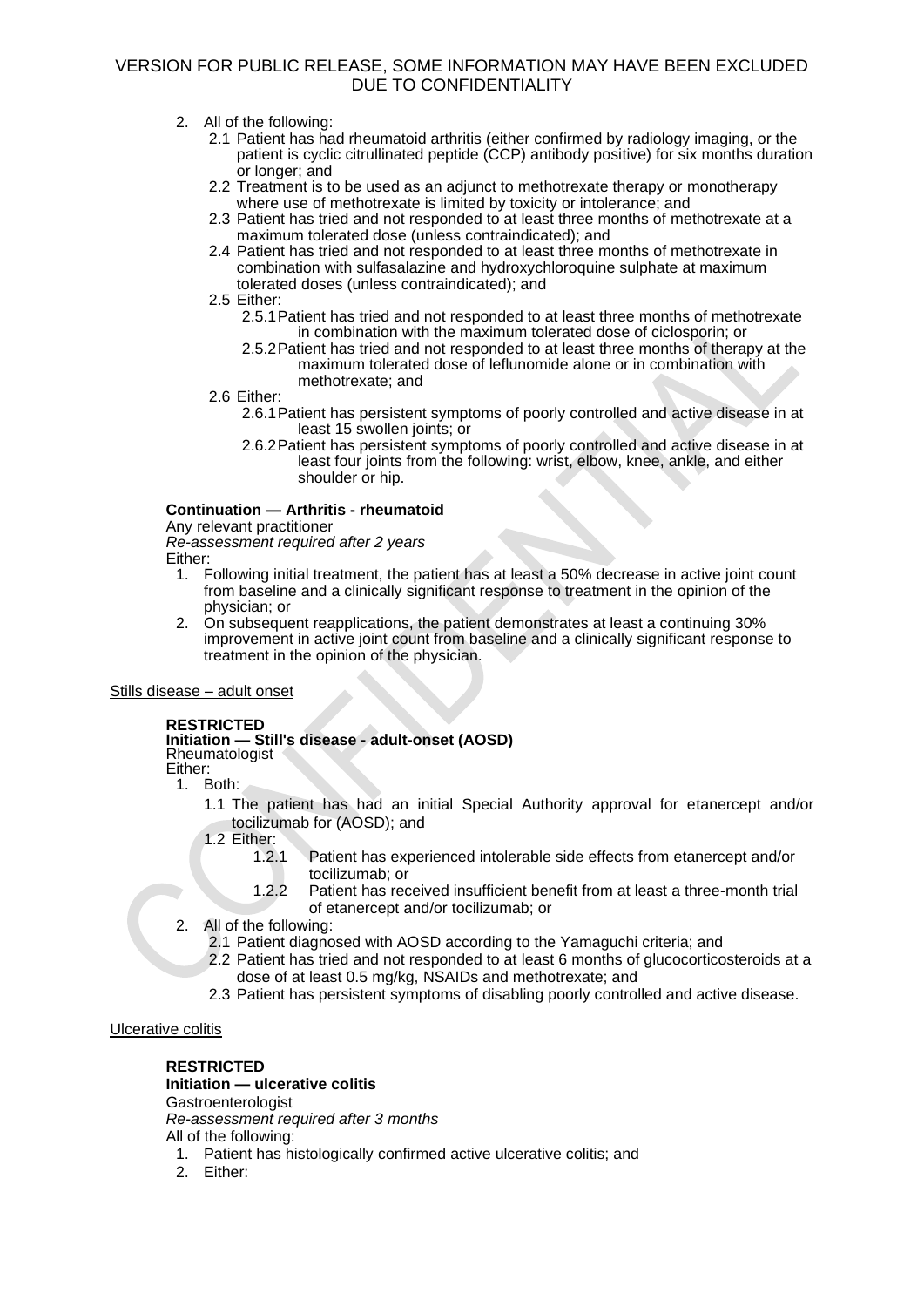2. All of the following:
   - 2.1 Patient has had rheumatoid arthritis (either confirmed by radiology imaging, or the patient is cyclic citrullinated peptide (CCP) antibody positive) for six months duration or longer; and
   - 2.2 Treatment is to be used as an adjunct to methotrexate therapy or monotherapy where use of methotrexate is limited by toxicity or intolerance; and
   - 2.3 Patient has tried and not responded to at least three months of methotrexate at a maximum tolerated dose (unless contraindicated); and
   - 2.4 Patient has tried and not responded to at least three months of methotrexate in combination with sulfasalazine and hydroxychloroquine sulphate at maximum tolerated doses (unless contraindicated); and
   - 2.5 Either:
     - 2.5.1 Patient has tried and not responded to at least three months of methotrexate in combination with the maximum tolerated dose of ciclosporin; or
     - 2.5.2 Patient has tried and not responded to at least three months of therapy at the maximum tolerated dose of leflunomide alone or in combination with methotrexate; and
   - 2.6 Either:
     - 2.6.1 Patient has persistent symptoms of poorly controlled and active disease in at least 15 swollen joints; or
     - 2.6.2 Patient has persistent symptoms of poorly controlled and active disease in at least four joints from the following: wrist, elbow, knee, ankle, and either shoulder or hip.

**Continuation — Arthritis - rheumatoid**
Any relevant practitioner
*Re-assessment required after 2 years*
Either:

1. Following initial treatment, the patient has at least a 50% decrease in active joint count from baseline and a clinically significant response to treatment in the opinion of the physician; or
2. On subsequent reapplications, the patient demonstrates at least a continuing 30% improvement in active joint count from baseline and a clinically significant response to treatment in the opinion of the physician.

<u>Stills disease – adult onset</u>

**RESTRICTED**
**Initiation — Still's disease - adult-onset (AOSD)**
Rheumatologist
Either:

1. Both:
   - 1.1 The patient has had an initial Special Authority approval for etanercept and/or tocilizumab for (AOSD); and
   - 1.2 Either:
     - 1.2.1 Patient has experienced intolerable side effects from etanercept and/or tocilizumab; or
     - 1.2.2 Patient has received insufficient benefit from at least a three-month trial of etanercept and/or tocilizumab; or
2. All of the following:
   - 2.1 Patient diagnosed with AOSD according to the Yamaguchi criteria; and
   - 2.2 Patient has tried and not responded to at least 6 months of glucocorticosteroids at a dose of at least 0.5 mg/kg, NSAIDs and methotrexate; and
   - 2.3 Patient has persistent symptoms of disabling poorly controlled and active disease.

<u>Ulcerative colitis</u>

**RESTRICTED**
**Initiation — ulcerative colitis**
Gastroenterologist
*Re-assessment required after 3 months*
All of the following:

1. Patient has histologically confirmed active ulcerative colitis; and
2. Either: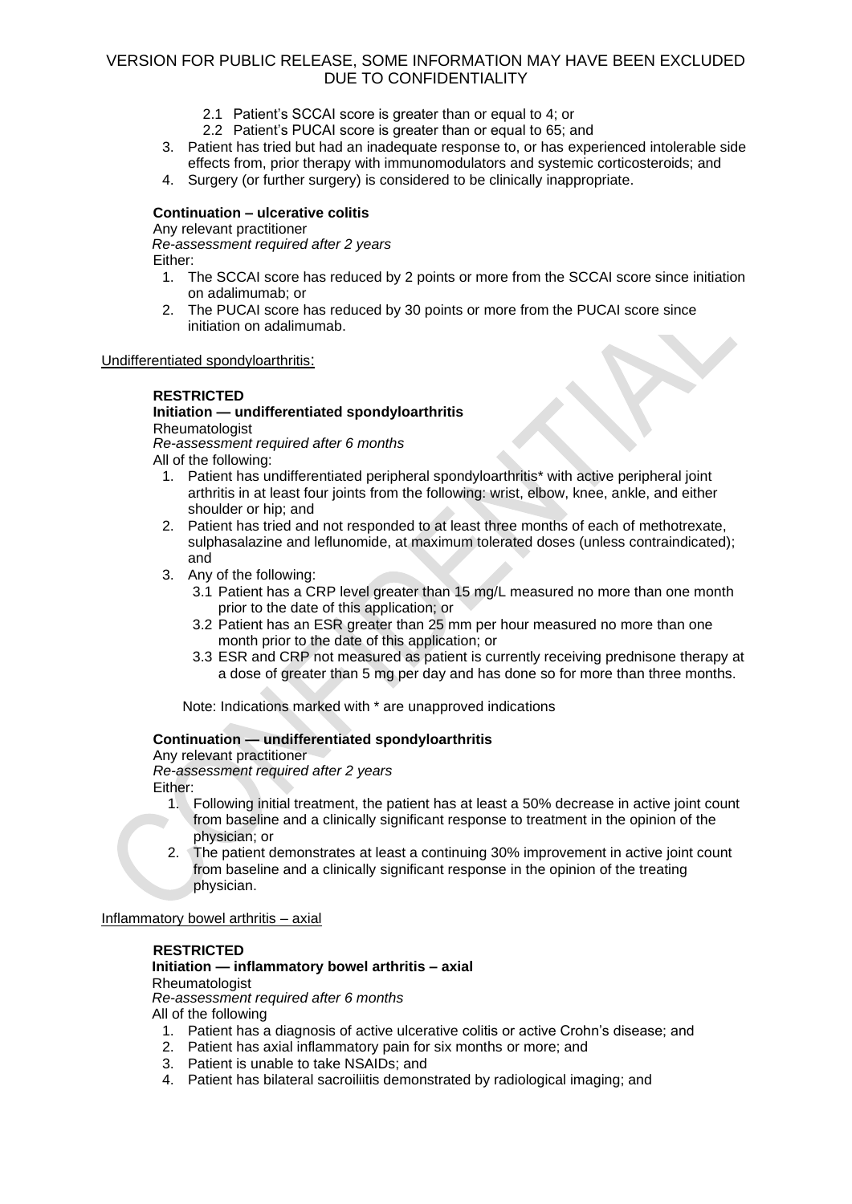2.1 Patient's SCCAI score is greater than or equal to 4; or
   2.2 Patient's PUCAI score is greater than or equal to 65; and
3. Patient has tried but had an inadequate response to, or has experienced intolerable side effects from, prior therapy with immunomodulators and systemic corticosteroids; and
4. Surgery (or further surgery) is considered to be clinically inappropriate.

**Continuation – ulcerative colitis**

Any relevant practitioner

*Re-assessment required after 2 years*

Either:

1. The SCCAI score has reduced by 2 points or more from the SCCAI score since initiation on adalimumab; or
2. The PUCAI score has reduced by 30 points or more from the PUCAI score since initiation on adalimumab.

Undifferentiated spondyloarthritis:

**RESTRICTED**

**Initiation — undifferentiated spondyloarthritis**

Rheumatologist

*Re-assessment required after 6 months*

All of the following:

1. Patient has undifferentiated peripheral spondyloarthritis* with active peripheral joint arthritis in at least four joints from the following: wrist, elbow, knee, ankle, and either shoulder or hip; and
2. Patient has tried and not responded to at least three months of each of methotrexate, sulphasalazine and leflunomide, at maximum tolerated doses (unless contraindicated); and
3. Any of the following:
   3.1 Patient has a CRP level greater than 15 mg/L measured no more than one month prior to the date of this application; or
   3.2 Patient has an ESR greater than 25 mm per hour measured no more than one month prior to the date of this application; or
   3.3 ESR and CRP not measured as patient is currently receiving prednisone therapy at a dose of greater than 5 mg per day and has done so for more than three months.

Note: Indications marked with * are unapproved indications

**Continuation — undifferentiated spondyloarthritis**

Any relevant practitioner

*Re-assessment required after 2 years*

Either:

1. Following initial treatment, the patient has at least a 50% decrease in active joint count from baseline and a clinically significant response to treatment in the opinion of the physician; or
2. The patient demonstrates at least a continuing 30% improvement in active joint count from baseline and a clinically significant response in the opinion of the treating physician.

Inflammatory bowel arthritis – axial

**RESTRICTED**

**Initiation — inflammatory bowel arthritis – axial**

Rheumatologist

*Re-assessment required after 6 months*

All of the following

1. Patient has a diagnosis of active ulcerative colitis or active Crohn's disease; and
2. Patient has axial inflammatory pain for six months or more; and
3. Patient is unable to take NSAIDs; and
4. Patient has bilateral sacroiliitis demonstrated by radiological imaging; and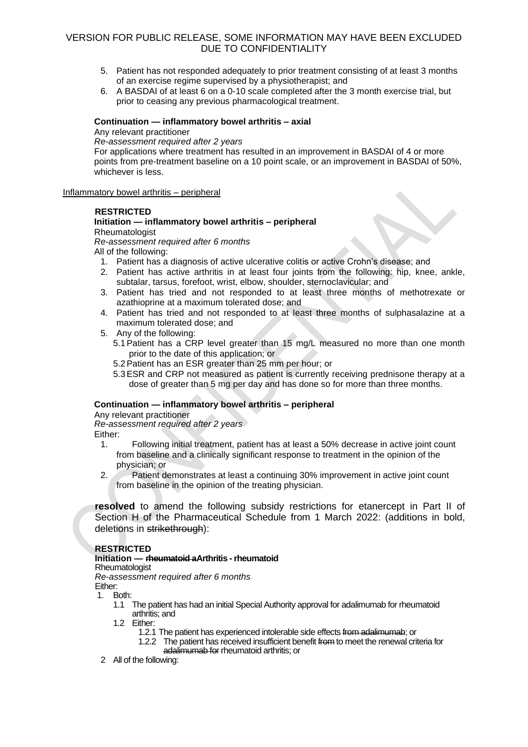VERSION FOR PUBLIC RELEASE, SOME INFORMATION MAY HAVE BEEN EXCLUDED DUE TO CONFIDENTIALITY

5. Patient has not responded adequately to prior treatment consisting of at least 3 months of an exercise regime supervised by a physiotherapist; and
6. A BASDAI of at least 6 on a 0-10 scale completed after the 3 month exercise trial, but prior to ceasing any previous pharmacological treatment.

**Continuation — inflammatory bowel arthritis – axial**
Any relevant practitioner
*Re-assessment required after 2 years*
For applications where treatment has resulted in an improvement in BASDAI of 4 or more points from pre-treatment baseline on a 10 point scale, or an improvement in BASDAI of 50%, whichever is less.

Inflammatory bowel arthritis – peripheral

**RESTRICTED**
**Initiation — inflammatory bowel arthritis – peripheral**
Rheumatologist
*Re-assessment required after 6 months*
All of the following:

1. Patient has a diagnosis of active ulcerative colitis or active Crohn's disease; and
2. Patient has active arthritis in at least four joints from the following: hip, knee, ankle, subtalar, tarsus, forefoot, wrist, elbow, shoulder, sternoclavicular; and
3. Patient has tried and not responded to at least three months of methotrexate or azathioprine at a maximum tolerated dose; and
4. Patient has tried and not responded to at least three months of sulphasalazine at a maximum tolerated dose; and
5. Any of the following:
   5.1 Patient has a CRP level greater than 15 mg/L measured no more than one month prior to the date of this application; or
   5.2 Patient has an ESR greater than 25 mm per hour; or
   5.3 ESR and CRP not measured as patient is currently receiving prednisone therapy at a dose of greater than 5 mg per day and has done so for more than three months.

**Continuation — inflammatory bowel arthritis – peripheral**
Any relevant practitioner
*Re-assessment required after 2 years*
Either:

1. Following initial treatment, patient has at least a 50% decrease in active joint count from baseline and a clinically significant response to treatment in the opinion of the physician; or
2. Patient demonstrates at least a continuing 30% improvement in active joint count from baseline in the opinion of the treating physician.

**resolved** to amend the following subsidy restrictions for etanercept in Part II of Section H of the Pharmaceutical Schedule from 1 March 2022: (additions in bold, deletions in ~~strikethrough~~):

**RESTRICTED**
**Initiation — ~~rheumatoid a~~Arthritis - rheumatoid**
Rheumatologist
*Re-assessment required after 6 months*
Either:

1. Both:
   1.1 The patient has had an initial Special Authority approval for adalimumab for rheumatoid arthritis; and
   1.2 Either:
      1.2.1 The patient has experienced intolerable side effects ~~from adalimumab~~; or
      1.2.2 The patient has received insufficient benefit ~~from~~ to meet the renewal criteria for ~~adalimumab for~~ rheumatoid arthritis; or
2. All of the following: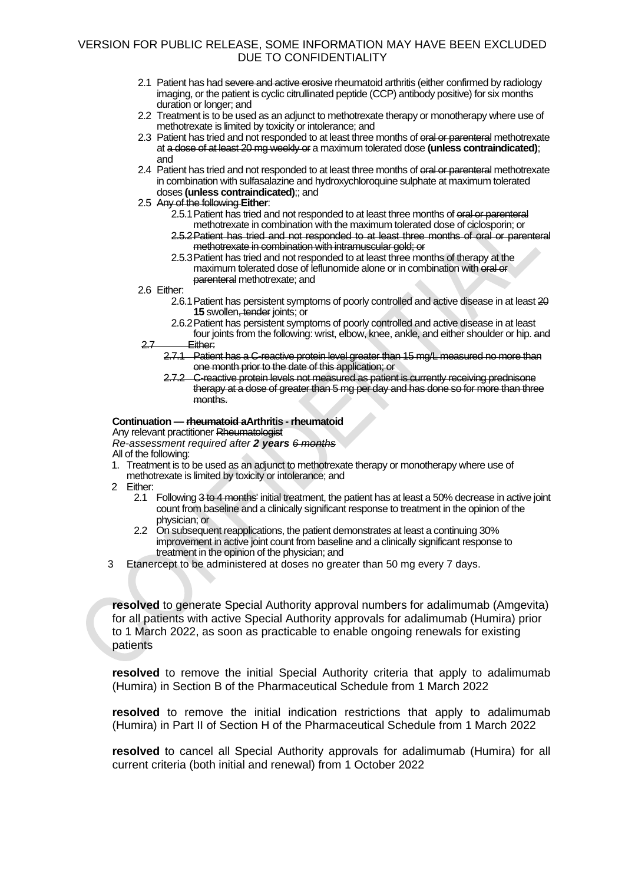2.1 Patient has had ~~severe and active erosive~~ rheumatoid arthritis (either confirmed by radiology imaging, or the patient is cyclic citrullinated peptide (CCP) antibody positive) for six months duration or longer; and

2.2 Treatment is to be used as an adjunct to methotrexate therapy or monotherapy where use of methotrexate is limited by toxicity or intolerance; and

2.3 Patient has tried and not responded to at least three months of ~~oral or parenteral~~ methotrexate at ~~a dose of at least 20 mg weekly or~~ a maximum tolerated dose **(unless contraindicated)**; and

2.4 Patient has tried and not responded to at least three months of ~~oral or parenteral~~ methotrexate in combination with sulfasalazine and hydroxychloroquine sulphate at maximum tolerated doses **(unless contraindicated)**;; and

2.5 ~~Any of the following~~ **Either**:

- 2.5.1 Patient has tried and not responded to at least three months of ~~oral or parenteral~~ methotrexate in combination with the maximum tolerated dose of ciclosporin; or
- ~~2.5.2 Patient has tried and not responded to at least three months of oral or parenteral methotrexate in combination with intramuscular gold; or~~
- 2.5.3 Patient has tried and not responded to at least three months of therapy at the maximum tolerated dose of leflunomide alone or in combination with ~~oral or parenteral~~ methotrexate; and

2.6 Either:

- 2.6.1 Patient has persistent symptoms of poorly controlled and active disease in at least ~~20~~ **15** swollen~~, tender~~ joints; or
- 2.6.2 Patient has persistent symptoms of poorly controlled and active disease in at least four joints from the following: wrist, elbow, knee, ankle, and either shoulder or hip. ~~and~~

~~2.7 Either:~~

- ~~2.7.1 Patient has a C-reactive protein level greater than 15 mg/L measured no more than one month prior to the date of this application; or~~
- ~~2.7.2 C-reactive protein levels not measured as patient is currently receiving prednisone therapy at a dose of greater than 5 mg per day and has done so for more than three months.~~

**Continuation — ~~rheumatoid a~~Arthritis - rheumatoid**

Any relevant practitioner ~~Rheumatologist~~

*Re-assessment required after **2 years** ~~6 months~~*

All of the following:

1. Treatment is to be used as an adjunct to methotrexate therapy or monotherapy where use of methotrexate is limited by toxicity or intolerance; and
2. Either:
   - 2.1 Following ~~3 to 4 months'~~ initial treatment, the patient has at least a 50% decrease in active joint count from baseline and a clinically significant response to treatment in the opinion of the physician; or
   - 2.2 On subsequent reapplications, the patient demonstrates at least a continuing 30% improvement in active joint count from baseline and a clinically significant response to treatment in the opinion of the physician; and
3. Etanercept to be administered at doses no greater than 50 mg every 7 days.

**resolved** to generate Special Authority approval numbers for adalimumab (Amgevita) for all patients with active Special Authority approvals for adalimumab (Humira) prior to 1 March 2022, as soon as practicable to enable ongoing renewals for existing patients

**resolved** to remove the initial Special Authority criteria that apply to adalimumab (Humira) in Section B of the Pharmaceutical Schedule from 1 March 2022

**resolved** to remove the initial indication restrictions that apply to adalimumab (Humira) in Part II of Section H of the Pharmaceutical Schedule from 1 March 2022

**resolved** to cancel all Special Authority approvals for adalimumab (Humira) for all current criteria (both initial and renewal) from 1 October 2022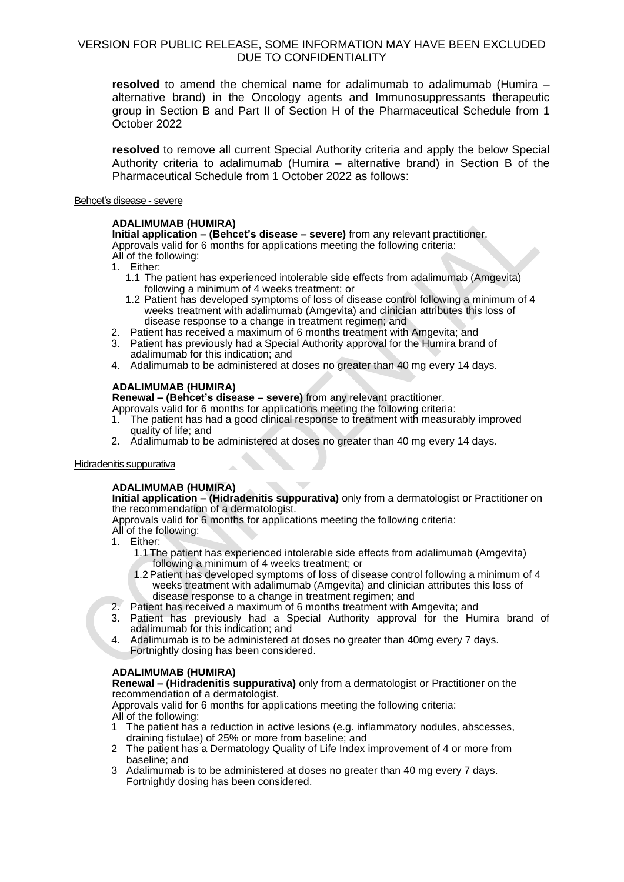**resolved** to amend the chemical name for adalimumab to adalimumab (Humira – alternative brand) in the Oncology agents and Immunosuppressants therapeutic group in Section B and Part II of Section H of the Pharmaceutical Schedule from 1 October 2022

**resolved** to remove all current Special Authority criteria and apply the below Special Authority criteria to adalimumab (Humira – alternative brand) in Section B of the Pharmaceutical Schedule from 1 October 2022 as follows:

Behçet's disease - severe

**ADALIMUMAB (HUMIRA)**
**Initial application – (Behcet's disease – severe)** from any relevant practitioner.
Approvals valid for 6 months for applications meeting the following criteria:
All of the following:

1. Either:
   1.1 The patient has experienced intolerable side effects from adalimumab (Amgevita) following a minimum of 4 weeks treatment; or
   1.2 Patient has developed symptoms of loss of disease control following a minimum of 4 weeks treatment with adalimumab (Amgevita) and clinician attributes this loss of disease response to a change in treatment regimen; and
2. Patient has received a maximum of 6 months treatment with Amgevita; and
3. Patient has previously had a Special Authority approval for the Humira brand of adalimumab for this indication; and
4. Adalimumab to be administered at doses no greater than 40 mg every 14 days.

**ADALIMUMAB (HUMIRA)**
**Renewal – (Behcet's disease – severe)** from any relevant practitioner.
Approvals valid for 6 months for applications meeting the following criteria:

1. The patient has had a good clinical response to treatment with measurably improved quality of life; and
2. Adalimumab to be administered at doses no greater than 40 mg every 14 days.

Hidradenitis suppurativa

**ADALIMUMAB (HUMIRA)**
**Initial application – (Hidradenitis suppurativa)** only from a dermatologist or Practitioner on the recommendation of a dermatologist.
Approvals valid for 6 months for applications meeting the following criteria:
All of the following:

1. Either:
   1.1 The patient has experienced intolerable side effects from adalimumab (Amgevita) following a minimum of 4 weeks treatment; or
   1.2 Patient has developed symptoms of loss of disease control following a minimum of 4 weeks treatment with adalimumab (Amgevita) and clinician attributes this loss of disease response to a change in treatment regimen; and
2. Patient has received a maximum of 6 months treatment with Amgevita; and
3. Patient has previously had a Special Authority approval for the Humira brand of adalimumab for this indication; and
4. Adalimumab is to be administered at doses no greater than 40mg every 7 days. Fortnightly dosing has been considered.

**ADALIMUMAB (HUMIRA)**
**Renewal – (Hidradenitis suppurativa)** only from a dermatologist or Practitioner on the recommendation of a dermatologist.
Approvals valid for 6 months for applications meeting the following criteria:
All of the following:

1. The patient has a reduction in active lesions (e.g. inflammatory nodules, abscesses, draining fistulae) of 25% or more from baseline; and
2. The patient has a Dermatology Quality of Life Index improvement of 4 or more from baseline; and
3. Adalimumab is to be administered at doses no greater than 40 mg every 7 days. Fortnightly dosing has been considered.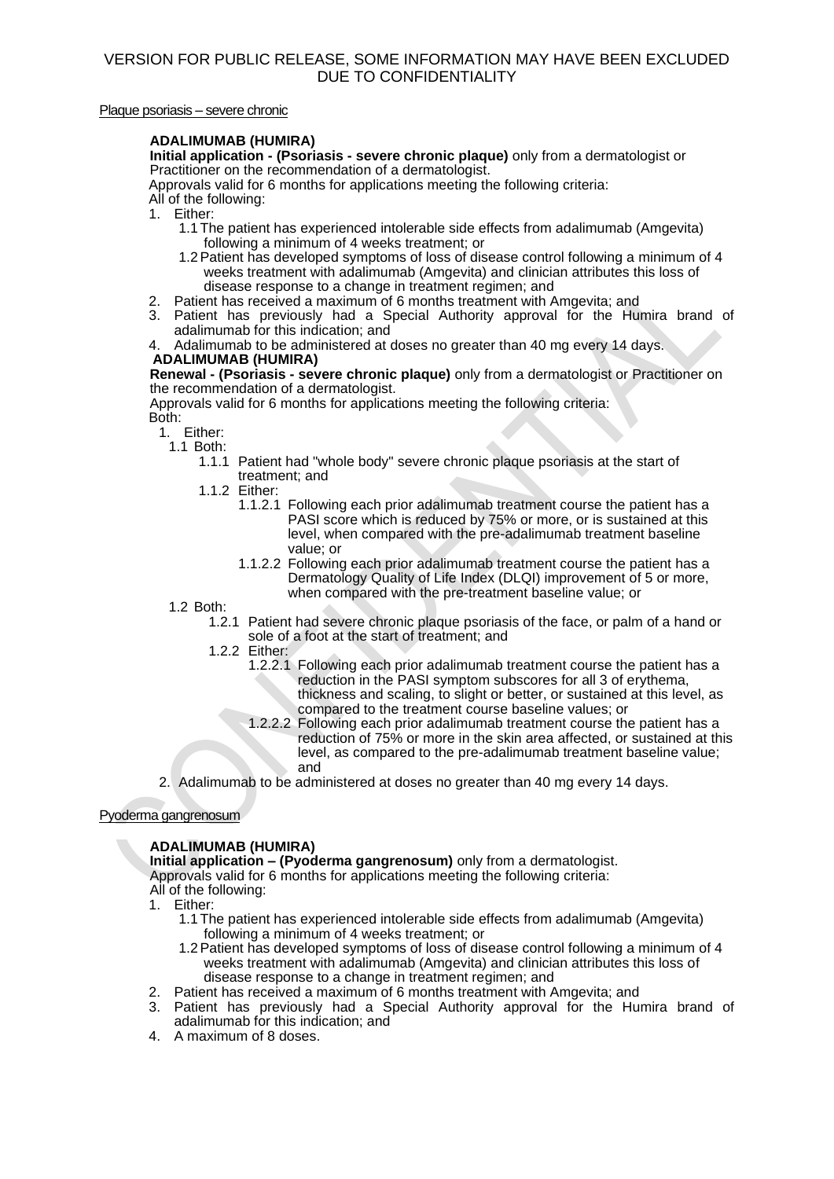VERSION FOR PUBLIC RELEASE, SOME INFORMATION MAY HAVE BEEN EXCLUDED DUE TO CONFIDENTIALITY

Plaque psoriasis – severe chronic

**ADALIMUMAB (HUMIRA)**

**Initial application - (Psoriasis - severe chronic plaque)** only from a dermatologist or Practitioner on the recommendation of a dermatologist.

Approvals valid for 6 months for applications meeting the following criteria:

All of the following:

1. Either:
   - 1.1 The patient has experienced intolerable side effects from adalimumab (Amgevita) following a minimum of 4 weeks treatment; or
   - 1.2 Patient has developed symptoms of loss of disease control following a minimum of 4 weeks treatment with adalimumab (Amgevita) and clinician attributes this loss of disease response to a change in treatment regimen; and
2. Patient has received a maximum of 6 months treatment with Amgevita; and
3. Patient has previously had a Special Authority approval for the Humira brand of adalimumab for this indication; and
4. Adalimumab to be administered at doses no greater than 40 mg every 14 days.

**ADALIMUMAB (HUMIRA)**

**Renewal - (Psoriasis - severe chronic plaque)** only from a dermatologist or Practitioner on the recommendation of a dermatologist.

Approvals valid for 6 months for applications meeting the following criteria:

Both:

1. Either:
   - 1.1 Both:
     - 1.1.1 Patient had "whole body" severe chronic plaque psoriasis at the start of treatment; and
     - 1.1.2 Either:
       - 1.1.2.1 Following each prior adalimumab treatment course the patient has a PASI score which is reduced by 75% or more, or is sustained at this level, when compared with the pre-adalimumab treatment baseline value; or
       - 1.1.2.2 Following each prior adalimumab treatment course the patient has a Dermatology Quality of Life Index (DLQI) improvement of 5 or more, when compared with the pre-treatment baseline value; or
   - 1.2 Both:
     - 1.2.1 Patient had severe chronic plaque psoriasis of the face, or palm of a hand or sole of a foot at the start of treatment; and
     - 1.2.2 Either:
       - 1.2.2.1 Following each prior adalimumab treatment course the patient has a reduction in the PASI symptom subscores for all 3 of erythema, thickness and scaling, to slight or better, or sustained at this level, as compared to the treatment course baseline values; or
       - 1.2.2.2 Following each prior adalimumab treatment course the patient has a reduction of 75% or more in the skin area affected, or sustained at this level, as compared to the pre-adalimumab treatment baseline value; and
2. Adalimumab to be administered at doses no greater than 40 mg every 14 days.

Pyoderma gangrenosum

**ADALIMUMAB (HUMIRA)**

**Initial application – (Pyoderma gangrenosum)** only from a dermatologist.

Approvals valid for 6 months for applications meeting the following criteria:

All of the following:

1. Either:
   - 1.1 The patient has experienced intolerable side effects from adalimumab (Amgevita) following a minimum of 4 weeks treatment; or
   - 1.2 Patient has developed symptoms of loss of disease control following a minimum of 4 weeks treatment with adalimumab (Amgevita) and clinician attributes this loss of disease response to a change in treatment regimen; and
2. Patient has received a maximum of 6 months treatment with Amgevita; and
3. Patient has previously had a Special Authority approval for the Humira brand of adalimumab for this indication; and
4. A maximum of 8 doses.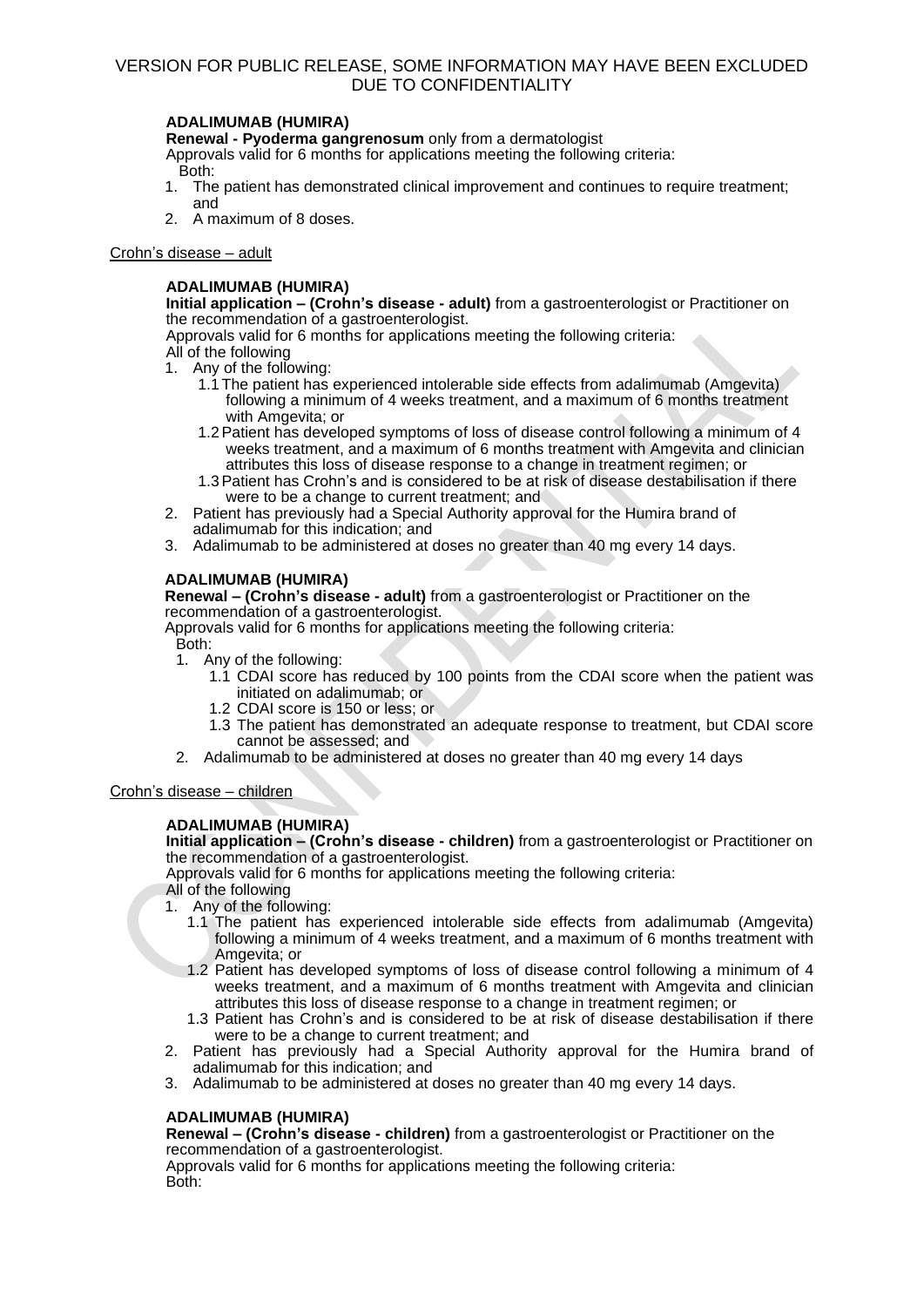**ADALIMUMAB (HUMIRA)**
**Renewal - Pyoderma gangrenosum** only from a dermatologist
Approvals valid for 6 months for applications meeting the following criteria:
Both:

1. The patient has demonstrated clinical improvement and continues to require treatment; and
2. A maximum of 8 doses.

Crohn's disease – adult

**ADALIMUMAB (HUMIRA)**
**Initial application – (Crohn's disease - adult)** from a gastroenterologist or Practitioner on the recommendation of a gastroenterologist.
Approvals valid for 6 months for applications meeting the following criteria:
All of the following

1. Any of the following:
   1.1 The patient has experienced intolerable side effects from adalimumab (Amgevita) following a minimum of 4 weeks treatment, and a maximum of 6 months treatment with Amgevita; or
   1.2 Patient has developed symptoms of loss of disease control following a minimum of 4 weeks treatment, and a maximum of 6 months treatment with Amgevita and clinician attributes this loss of disease response to a change in treatment regimen; or
   1.3 Patient has Crohn's and is considered to be at risk of disease destabilisation if there were to be a change to current treatment; and
2. Patient has previously had a Special Authority approval for the Humira brand of adalimumab for this indication; and
3. Adalimumab to be administered at doses no greater than 40 mg every 14 days.

**ADALIMUMAB (HUMIRA)**
**Renewal – (Crohn's disease - adult)** from a gastroenterologist or Practitioner on the recommendation of a gastroenterologist.
Approvals valid for 6 months for applications meeting the following criteria:
Both:

1. Any of the following:
   1.1 CDAI score has reduced by 100 points from the CDAI score when the patient was initiated on adalimumab; or
   1.2 CDAI score is 150 or less; or
   1.3 The patient has demonstrated an adequate response to treatment, but CDAI score cannot be assessed; and
2. Adalimumab to be administered at doses no greater than 40 mg every 14 days

Crohn's disease – children

**ADALIMUMAB (HUMIRA)**
**Initial application – (Crohn's disease - children)** from a gastroenterologist or Practitioner on the recommendation of a gastroenterologist.
Approvals valid for 6 months for applications meeting the following criteria:
All of the following

1. Any of the following:
   1.1 The patient has experienced intolerable side effects from adalimumab (Amgevita) following a minimum of 4 weeks treatment, and a maximum of 6 months treatment with Amgevita; or
   1.2 Patient has developed symptoms of loss of disease control following a minimum of 4 weeks treatment, and a maximum of 6 months treatment with Amgevita and clinician attributes this loss of disease response to a change in treatment regimen; or
   1.3 Patient has Crohn's and is considered to be at risk of disease destabilisation if there were to be a change to current treatment; and
2. Patient has previously had a Special Authority approval for the Humira brand of adalimumab for this indication; and
3. Adalimumab to be administered at doses no greater than 40 mg every 14 days.

**ADALIMUMAB (HUMIRA)**
**Renewal – (Crohn's disease - children)** from a gastroenterologist or Practitioner on the recommendation of a gastroenterologist.
Approvals valid for 6 months for applications meeting the following criteria:
Both: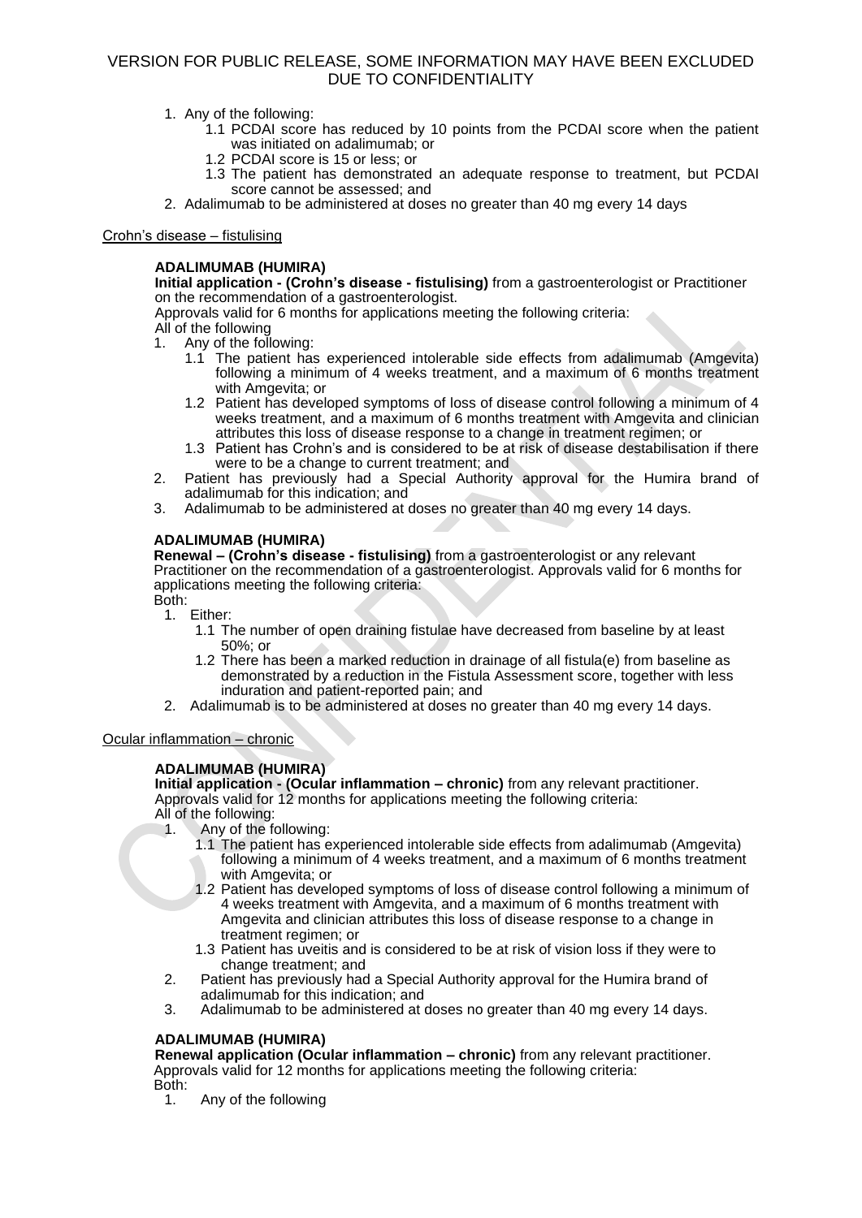1. Any of the following:
   1.1 PCDAI score has reduced by 10 points from the PCDAI score when the patient was initiated on adalimumab; or
   1.2 PCDAI score is 15 or less; or
   1.3 The patient has demonstrated an adequate response to treatment, but PCDAI score cannot be assessed; and
2. Adalimumab to be administered at doses no greater than 40 mg every 14 days

Crohn's disease – fistulising

**ADALIMUMAB (HUMIRA)**
**Initial application - (Crohn's disease - fistulising)** from a gastroenterologist or Practitioner on the recommendation of a gastroenterologist.
Approvals valid for 6 months for applications meeting the following criteria:
All of the following

1. Any of the following:
   1.1 The patient has experienced intolerable side effects from adalimumab (Amgevita) following a minimum of 4 weeks treatment, and a maximum of 6 months treatment with Amgevita; or
   1.2 Patient has developed symptoms of loss of disease control following a minimum of 4 weeks treatment, and a maximum of 6 months treatment with Amgevita and clinician attributes this loss of disease response to a change in treatment regimen; or
   1.3 Patient has Crohn's and is considered to be at risk of disease destabilisation if there were to be a change to current treatment; and
2. Patient has previously had a Special Authority approval for the Humira brand of adalimumab for this indication; and
3. Adalimumab to be administered at doses no greater than 40 mg every 14 days.

**ADALIMUMAB (HUMIRA)**
**Renewal – (Crohn's disease - fistulising)** from a gastroenterologist or any relevant Practitioner on the recommendation of a gastroenterologist. Approvals valid for 6 months for applications meeting the following criteria:
Both:

1. Either:
   1.1 The number of open draining fistulae have decreased from baseline by at least 50%; or
   1.2 There has been a marked reduction in drainage of all fistula(e) from baseline as demonstrated by a reduction in the Fistula Assessment score, together with less induration and patient-reported pain; and
2. Adalimumab is to be administered at doses no greater than 40 mg every 14 days.

Ocular inflammation – chronic

**ADALIMUMAB (HUMIRA)**
**Initial application - (Ocular inflammation – chronic)** from any relevant practitioner.
Approvals valid for 12 months for applications meeting the following criteria:
All of the following:

1. Any of the following:
   1.1 The patient has experienced intolerable side effects from adalimumab (Amgevita) following a minimum of 4 weeks treatment, and a maximum of 6 months treatment with Amgevita; or
   1.2 Patient has developed symptoms of loss of disease control following a minimum of 4 weeks treatment with Amgevita, and a maximum of 6 months treatment with Amgevita and clinician attributes this loss of disease response to a change in treatment regimen; or
   1.3 Patient has uveitis and is considered to be at risk of vision loss if they were to change treatment; and
2. Patient has previously had a Special Authority approval for the Humira brand of adalimumab for this indication; and
3. Adalimumab to be administered at doses no greater than 40 mg every 14 days.

**ADALIMUMAB (HUMIRA)**
**Renewal application (Ocular inflammation – chronic)** from any relevant practitioner.
Approvals valid for 12 months for applications meeting the following criteria:
Both:

1. Any of the following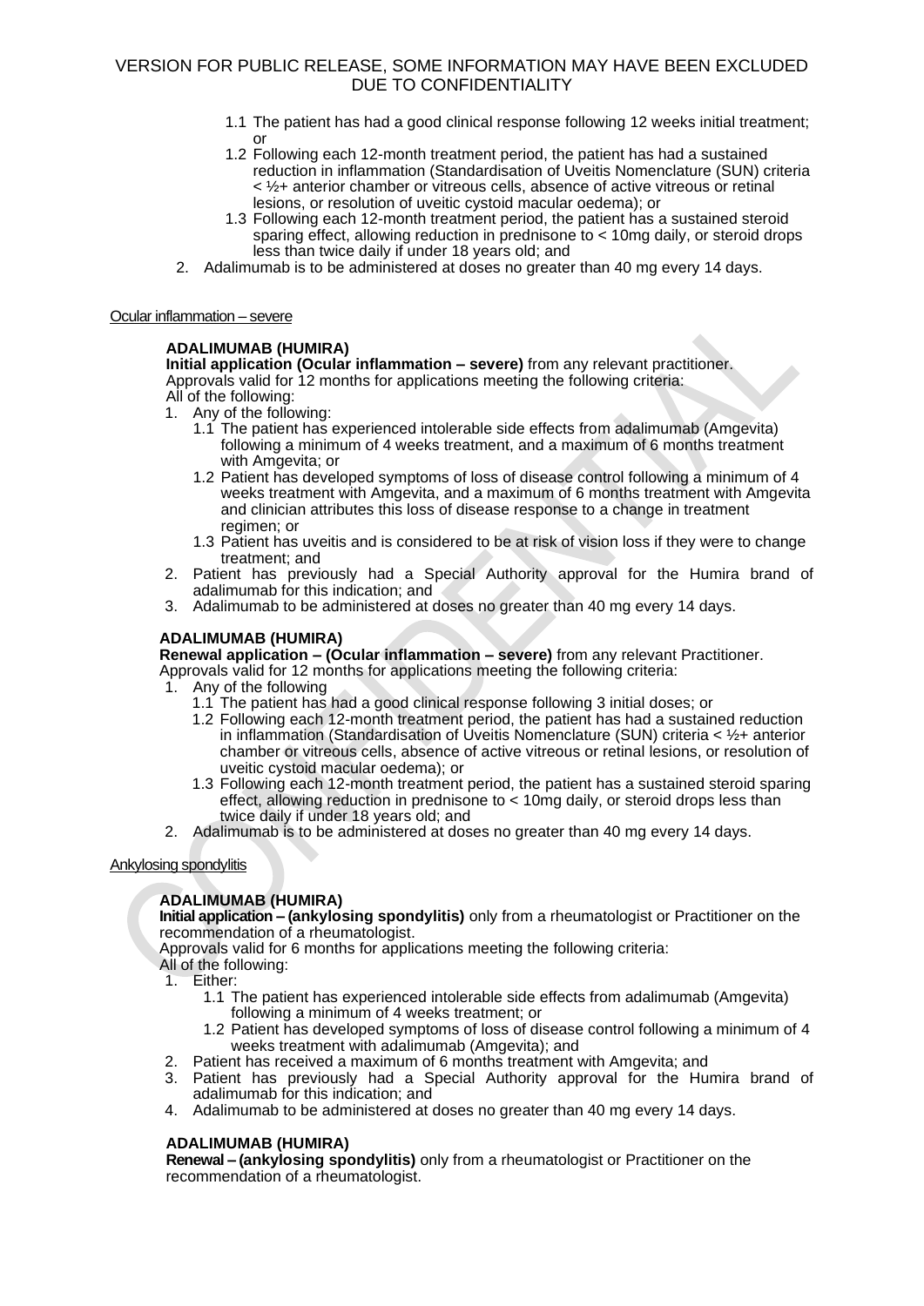VERSION FOR PUBLIC RELEASE, SOME INFORMATION MAY HAVE BEEN EXCLUDED DUE TO CONFIDENTIALITY

1.1 The patient has had a good clinical response following 12 weeks initial treatment; or
1.2 Following each 12-month treatment period, the patient has had a sustained reduction in inflammation (Standardisation of Uveitis Nomenclature (SUN) criteria < ½+ anterior chamber or vitreous cells, absence of active vitreous or retinal lesions, or resolution of uveitic cystoid macular oedema); or
1.3 Following each 12-month treatment period, the patient has a sustained steroid sparing effect, allowing reduction in prednisone to < 10mg daily, or steroid drops less than twice daily if under 18 years old; and

2. Adalimumab is to be administered at doses no greater than 40 mg every 14 days.

Ocular inflammation – severe

**ADALIMUMAB (HUMIRA)**
**Initial application (Ocular inflammation – severe)** from any relevant practitioner. Approvals valid for 12 months for applications meeting the following criteria:
All of the following:

1. Any of the following:
   1.1 The patient has experienced intolerable side effects from adalimumab (Amgevita) following a minimum of 4 weeks treatment, and a maximum of 6 months treatment with Amgevita; or
   1.2 Patient has developed symptoms of loss of disease control following a minimum of 4 weeks treatment with Amgevita, and a maximum of 6 months treatment with Amgevita and clinician attributes this loss of disease response to a change in treatment regimen; or
   1.3 Patient has uveitis and is considered to be at risk of vision loss if they were to change treatment; and
2. Patient has previously had a Special Authority approval for the Humira brand of adalimumab for this indication; and
3. Adalimumab to be administered at doses no greater than 40 mg every 14 days.

**ADALIMUMAB (HUMIRA)**
**Renewal application – (Ocular inflammation – severe)** from any relevant Practitioner. Approvals valid for 12 months for applications meeting the following criteria:

1. Any of the following
   1.1 The patient has had a good clinical response following 3 initial doses; or
   1.2 Following each 12-month treatment period, the patient has had a sustained reduction in inflammation (Standardisation of Uveitis Nomenclature (SUN) criteria < ½+ anterior chamber or vitreous cells, absence of active vitreous or retinal lesions, or resolution of uveitic cystoid macular oedema); or
   1.3 Following each 12-month treatment period, the patient has a sustained steroid sparing effect, allowing reduction in prednisone to < 10mg daily, or steroid drops less than twice daily if under 18 years old; and
2. Adalimumab is to be administered at doses no greater than 40 mg every 14 days.

Ankylosing spondylitis

**ADALIMUMAB (HUMIRA)**
**Initial application – (ankylosing spondylitis)** only from a rheumatologist or Practitioner on the recommendation of a rheumatologist.
Approvals valid for 6 months for applications meeting the following criteria:
All of the following:

1. Either:
   1.1 The patient has experienced intolerable side effects from adalimumab (Amgevita) following a minimum of 4 weeks treatment; or
   1.2 Patient has developed symptoms of loss of disease control following a minimum of 4 weeks treatment with adalimumab (Amgevita); and
2. Patient has received a maximum of 6 months treatment with Amgevita; and
3. Patient has previously had a Special Authority approval for the Humira brand of adalimumab for this indication; and
4. Adalimumab to be administered at doses no greater than 40 mg every 14 days.

**ADALIMUMAB (HUMIRA)**
**Renewal – (ankylosing spondylitis)** only from a rheumatologist or Practitioner on the recommendation of a rheumatologist.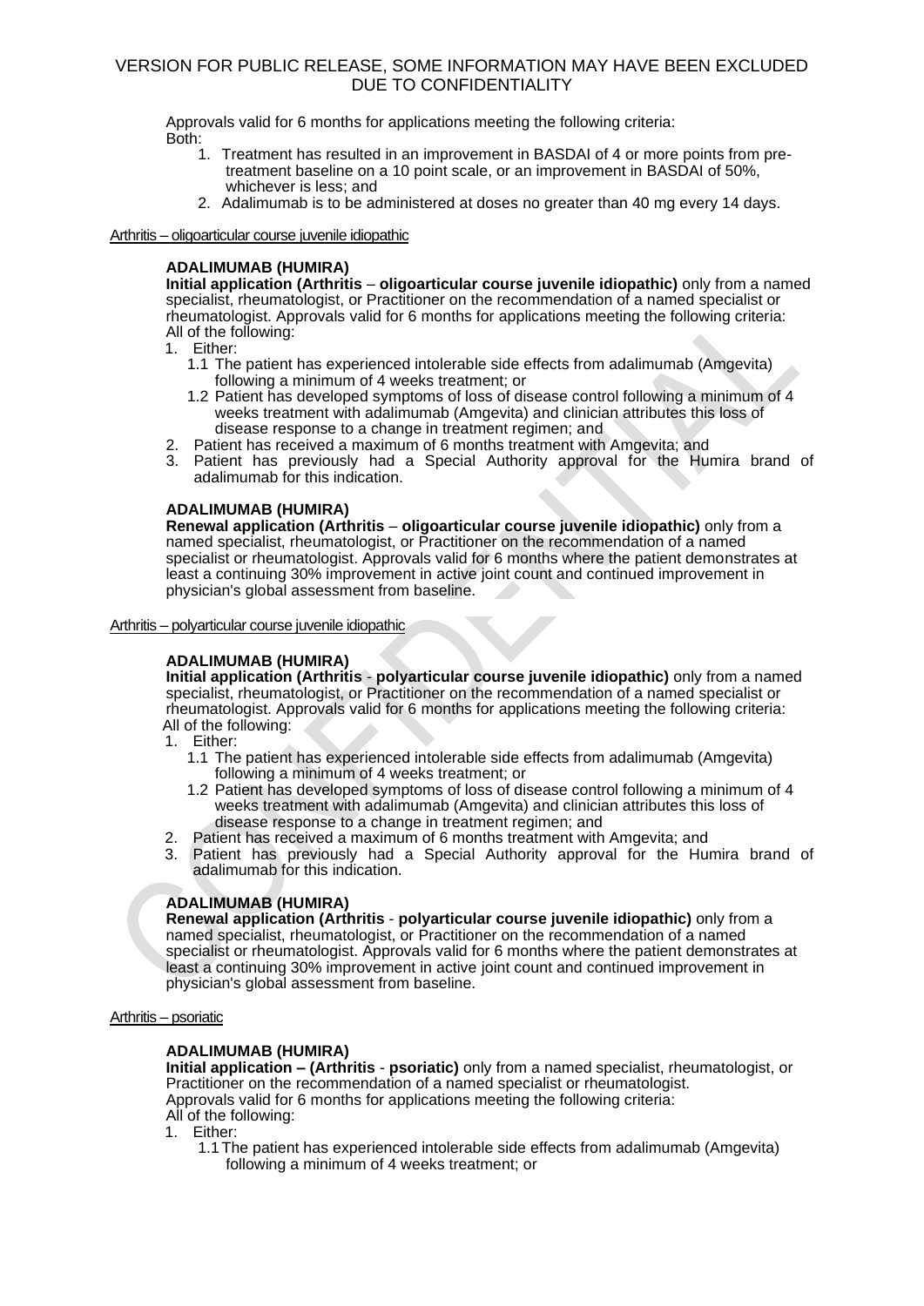VERSION FOR PUBLIC RELEASE, SOME INFORMATION MAY HAVE BEEN EXCLUDED DUE TO CONFIDENTIALITY

Approvals valid for 6 months for applications meeting the following criteria:
Both:

1. Treatment has resulted in an improvement in BASDAI of 4 or more points from pre-treatment baseline on a 10 point scale, or an improvement in BASDAI of 50%, whichever is less; and
2. Adalimumab is to be administered at doses no greater than 40 mg every 14 days.

Arthritis – oligoarticular course juvenile idiopathic

**ADALIMUMAB (HUMIRA)**
**Initial application (Arthritis** – **oligoarticular course juvenile idiopathic)** only from a named specialist, rheumatologist, or Practitioner on the recommendation of a named specialist or rheumatologist. Approvals valid for 6 months for applications meeting the following criteria:
All of the following:

1. Either:
   1.1 The patient has experienced intolerable side effects from adalimumab (Amgevita) following a minimum of 4 weeks treatment; or
   1.2 Patient has developed symptoms of loss of disease control following a minimum of 4 weeks treatment with adalimumab (Amgevita) and clinician attributes this loss of disease response to a change in treatment regimen; and
2. Patient has received a maximum of 6 months treatment with Amgevita; and
3. Patient has previously had a Special Authority approval for the Humira brand of adalimumab for this indication.

**ADALIMUMAB (HUMIRA)**
**Renewal application (Arthritis** – **oligoarticular course juvenile idiopathic)** only from a named specialist, rheumatologist, or Practitioner on the recommendation of a named specialist or rheumatologist. Approvals valid for 6 months where the patient demonstrates at least a continuing 30% improvement in active joint count and continued improvement in physician's global assessment from baseline.

Arthritis – polyarticular course juvenile idiopathic

**ADALIMUMAB (HUMIRA)**
**Initial application (Arthritis** - **polyarticular course juvenile idiopathic)** only from a named specialist, rheumatologist, or Practitioner on the recommendation of a named specialist or rheumatologist. Approvals valid for 6 months for applications meeting the following criteria:
All of the following:

1. Either:
   1.1 The patient has experienced intolerable side effects from adalimumab (Amgevita) following a minimum of 4 weeks treatment; or
   1.2 Patient has developed symptoms of loss of disease control following a minimum of 4 weeks treatment with adalimumab (Amgevita) and clinician attributes this loss of disease response to a change in treatment regimen; and
2. Patient has received a maximum of 6 months treatment with Amgevita; and
3. Patient has previously had a Special Authority approval for the Humira brand of adalimumab for this indication.

**ADALIMUMAB (HUMIRA)**
**Renewal application (Arthritis** - **polyarticular course juvenile idiopathic)** only from a named specialist, rheumatologist, or Practitioner on the recommendation of a named specialist or rheumatologist. Approvals valid for 6 months where the patient demonstrates at least a continuing 30% improvement in active joint count and continued improvement in physician's global assessment from baseline.

Arthritis – psoriatic

**ADALIMUMAB (HUMIRA)**
**Initial application – (Arthritis** - **psoriatic)** only from a named specialist, rheumatologist, or Practitioner on the recommendation of a named specialist or rheumatologist.
Approvals valid for 6 months for applications meeting the following criteria:
All of the following:

1. Either:
   1.1 The patient has experienced intolerable side effects from adalimumab (Amgevita) following a minimum of 4 weeks treatment; or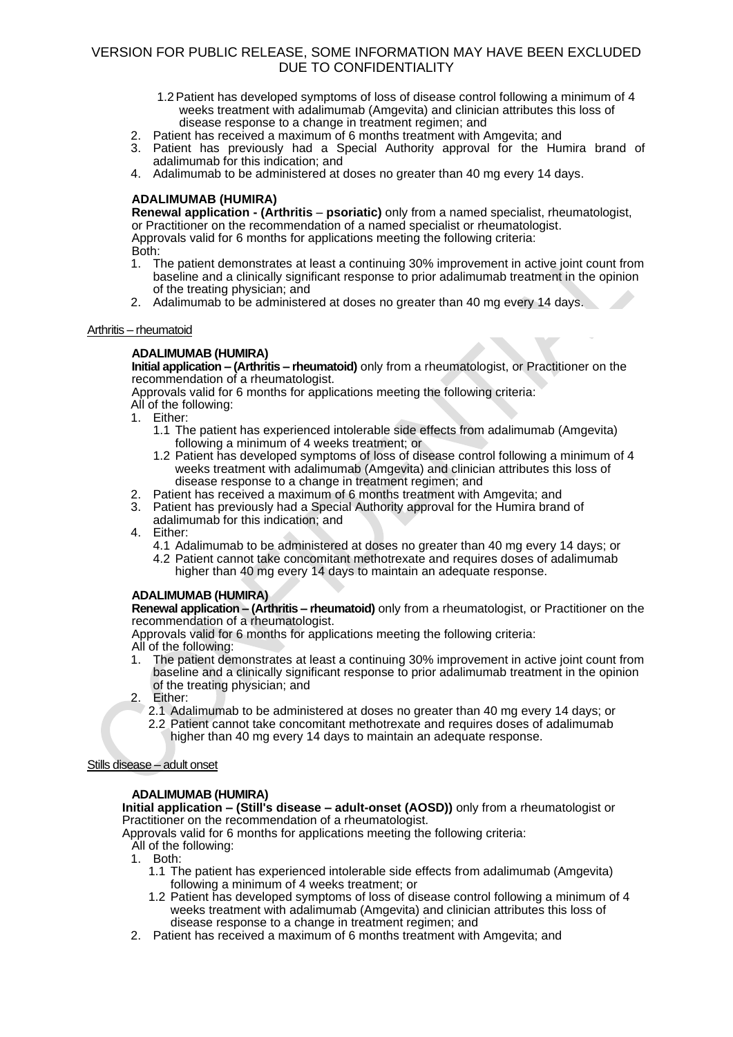VERSION FOR PUBLIC RELEASE, SOME INFORMATION MAY HAVE BEEN EXCLUDED DUE TO CONFIDENTIALITY

   1.2 Patient has developed symptoms of loss of disease control following a minimum of 4 weeks treatment with adalimumab (Amgevita) and clinician attributes this loss of disease response to a change in treatment regimen; and
2. Patient has received a maximum of 6 months treatment with Amgevita; and
3. Patient has previously had a Special Authority approval for the Humira brand of adalimumab for this indication; and
4. Adalimumab to be administered at doses no greater than 40 mg every 14 days.

**ADALIMUMAB (HUMIRA)**
**Renewal application - (Arthritis – psoriatic)** only from a named specialist, rheumatologist, or Practitioner on the recommendation of a named specialist or rheumatologist.
Approvals valid for 6 months for applications meeting the following criteria:
Both:
1. The patient demonstrates at least a continuing 30% improvement in active joint count from baseline and a clinically significant response to prior adalimumab treatment in the opinion of the treating physician; and
2. Adalimumab to be administered at doses no greater than 40 mg every 14 days.

Arthritis – rheumatoid

**ADALIMUMAB (HUMIRA)**
**Initial application – (Arthritis – rheumatoid)** only from a rheumatologist, or Practitioner on the recommendation of a rheumatologist.
Approvals valid for 6 months for applications meeting the following criteria:
All of the following:
1. Either:
   1.1 The patient has experienced intolerable side effects from adalimumab (Amgevita) following a minimum of 4 weeks treatment; or
   1.2 Patient has developed symptoms of loss of disease control following a minimum of 4 weeks treatment with adalimumab (Amgevita) and clinician attributes this loss of disease response to a change in treatment regimen; and
2. Patient has received a maximum of 6 months treatment with Amgevita; and
3. Patient has previously had a Special Authority approval for the Humira brand of adalimumab for this indication; and
4. Either:
   4.1 Adalimumab to be administered at doses no greater than 40 mg every 14 days; or
   4.2 Patient cannot take concomitant methotrexate and requires doses of adalimumab higher than 40 mg every 14 days to maintain an adequate response.

**ADALIMUMAB (HUMIRA)**
**Renewal application – (Arthritis – rheumatoid)** only from a rheumatologist, or Practitioner on the recommendation of a rheumatologist.
Approvals valid for 6 months for applications meeting the following criteria:
All of the following:
1. The patient demonstrates at least a continuing 30% improvement in active joint count from baseline and a clinically significant response to prior adalimumab treatment in the opinion of the treating physician; and
2. Either:
   2.1 Adalimumab to be administered at doses no greater than 40 mg every 14 days; or
   2.2 Patient cannot take concomitant methotrexate and requires doses of adalimumab higher than 40 mg every 14 days to maintain an adequate response.

Stills disease – adult onset

**ADALIMUMAB (HUMIRA)**
**Initial application – (Still's disease – adult-onset (AOSD))** only from a rheumatologist or Practitioner on the recommendation of a rheumatologist.
Approvals valid for 6 months for applications meeting the following criteria:
All of the following:
1. Both:
   1.1 The patient has experienced intolerable side effects from adalimumab (Amgevita) following a minimum of 4 weeks treatment; or
   1.2 Patient has developed symptoms of loss of disease control following a minimum of 4 weeks treatment with adalimumab (Amgevita) and clinician attributes this loss of disease response to a change in treatment regimen; and
2. Patient has received a maximum of 6 months treatment with Amgevita; and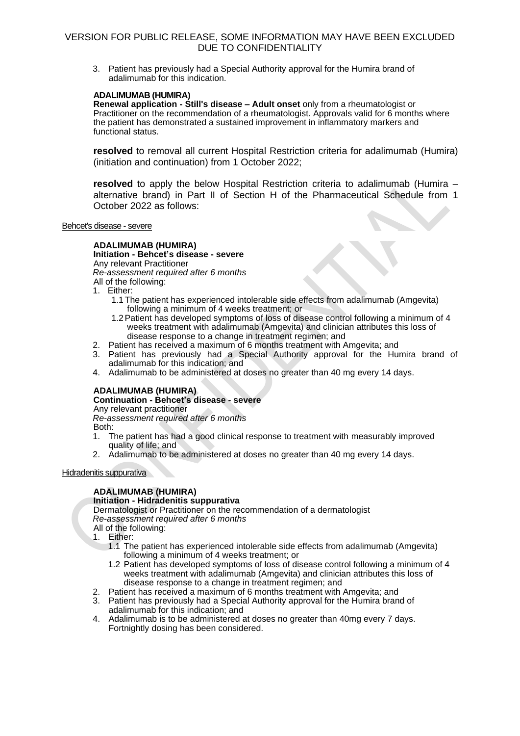3. Patient has previously had a Special Authority approval for the Humira brand of adalimumab for this indication.

**ADALIMUMAB (HUMIRA)**
**Renewal application - Still's disease – Adult onset** only from a rheumatologist or Practitioner on the recommendation of a rheumatologist. Approvals valid for 6 months where the patient has demonstrated a sustained improvement in inflammatory markers and functional status.

**resolved** to removal all current Hospital Restriction criteria for adalimumab (Humira) (initiation and continuation) from 1 October 2022;

**resolved** to apply the below Hospital Restriction criteria to adalimumab (Humira – alternative brand) in Part II of Section H of the Pharmaceutical Schedule from 1 October 2022 as follows:

Behcet's disease - severe

**ADALIMUMAB (HUMIRA)**
**Initiation - Behcet's disease - severe**
Any relevant Practitioner
*Re-assessment required after 6 months*
All of the following:

1. Either:
   1.1 The patient has experienced intolerable side effects from adalimumab (Amgevita) following a minimum of 4 weeks treatment; or
   1.2 Patient has developed symptoms of loss of disease control following a minimum of 4 weeks treatment with adalimumab (Amgevita) and clinician attributes this loss of disease response to a change in treatment regimen; and
2. Patient has received a maximum of 6 months treatment with Amgevita; and
3. Patient has previously had a Special Authority approval for the Humira brand of adalimumab for this indication; and
4. Adalimumab to be administered at doses no greater than 40 mg every 14 days.

**ADALIMUMAB (HUMIRA)**
**Continuation - Behcet's disease - severe**
Any relevant practitioner
*Re-assessment required after 6 months*
Both:

1. The patient has had a good clinical response to treatment with measurably improved quality of life; and
2. Adalimumab to be administered at doses no greater than 40 mg every 14 days.

Hidradenitis suppurativa

**ADALIMUMAB (HUMIRA)**
**Initiation - Hidradenitis suppurativa**
Dermatologist or Practitioner on the recommendation of a dermatologist
*Re-assessment required after 6 months*
All of the following:

1. Either:
   1.1 The patient has experienced intolerable side effects from adalimumab (Amgevita) following a minimum of 4 weeks treatment; or
   1.2 Patient has developed symptoms of loss of disease control following a minimum of 4 weeks treatment with adalimumab (Amgevita) and clinician attributes this loss of disease response to a change in treatment regimen; and
2. Patient has received a maximum of 6 months treatment with Amgevita; and
3. Patient has previously had a Special Authority approval for the Humira brand of adalimumab for this indication; and
4. Adalimumab is to be administered at doses no greater than 40mg every 7 days. Fortnightly dosing has been considered.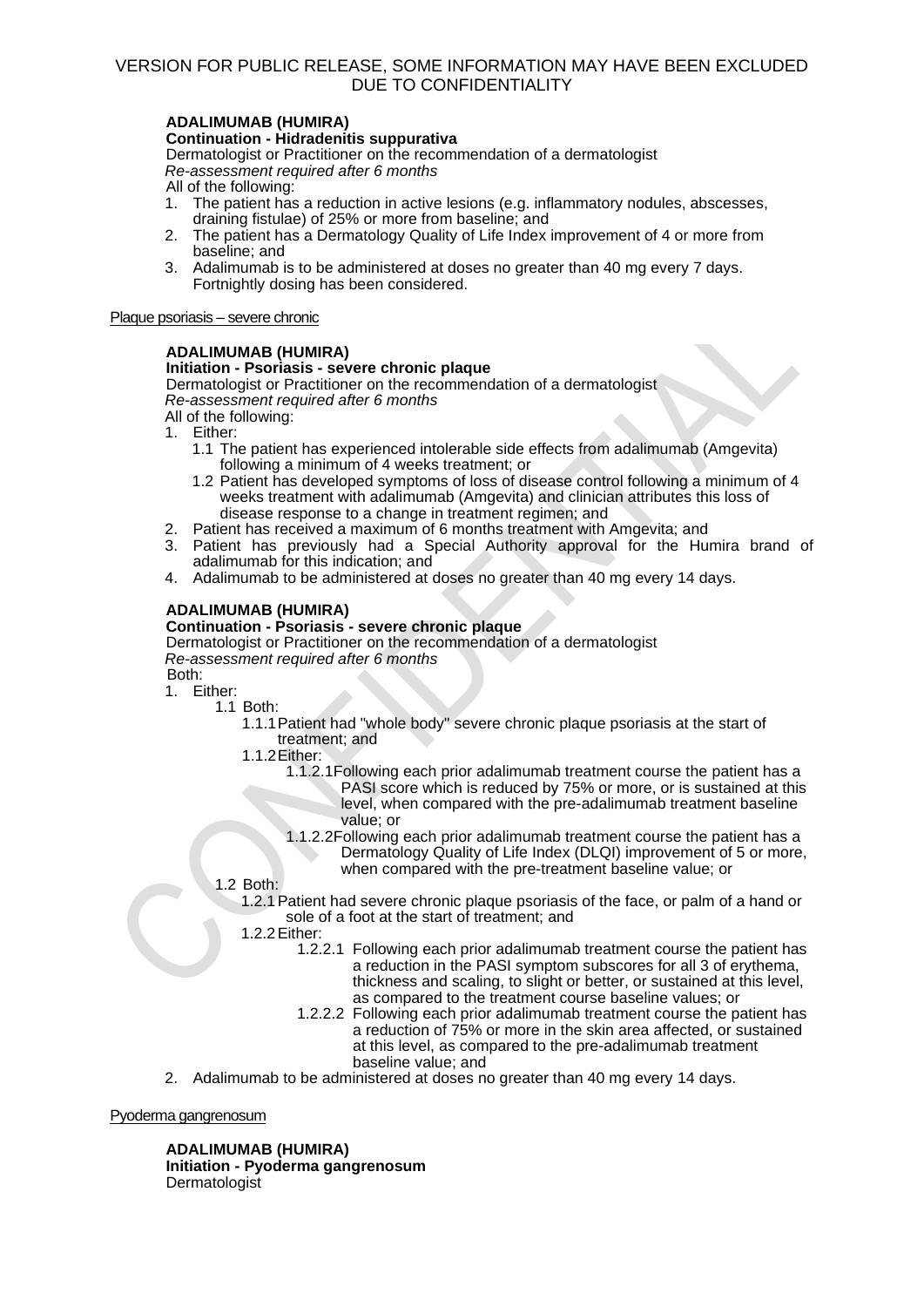**ADALIMUMAB (HUMIRA)**
**Continuation - Hidradenitis suppurativa**
Dermatologist or Practitioner on the recommendation of a dermatologist
*Re-assessment required after 6 months*
All of the following:

1. The patient has a reduction in active lesions (e.g. inflammatory nodules, abscesses, draining fistulae) of 25% or more from baseline; and
2. The patient has a Dermatology Quality of Life Index improvement of 4 or more from baseline; and
3. Adalimumab is to be administered at doses no greater than 40 mg every 7 days. Fortnightly dosing has been considered.

Plaque psoriasis – severe chronic

**ADALIMUMAB (HUMIRA)**
**Initiation - Psoriasis - severe chronic plaque**
Dermatologist or Practitioner on the recommendation of a dermatologist
*Re-assessment required after 6 months*
All of the following:

1. Either:
   - 1.1 The patient has experienced intolerable side effects from adalimumab (Amgevita) following a minimum of 4 weeks treatment; or
   - 1.2 Patient has developed symptoms of loss of disease control following a minimum of 4 weeks treatment with adalimumab (Amgevita) and clinician attributes this loss of disease response to a change in treatment regimen; and
2. Patient has received a maximum of 6 months treatment with Amgevita; and
3. Patient has previously had a Special Authority approval for the Humira brand of adalimumab for this indication; and
4. Adalimumab to be administered at doses no greater than 40 mg every 14 days.

**ADALIMUMAB (HUMIRA)**
**Continuation - Psoriasis - severe chronic plaque**
Dermatologist or Practitioner on the recommendation of a dermatologist
*Re-assessment required after 6 months*
Both:

1. Either:
   - 1.1 Both:
     - 1.1.1 Patient had "whole body" severe chronic plaque psoriasis at the start of treatment; and
     - 1.1.2 Either:
       - 1.1.2.1 Following each prior adalimumab treatment course the patient has a PASI score which is reduced by 75% or more, or is sustained at this level, when compared with the pre-adalimumab treatment baseline value; or
       - 1.1.2.2 Following each prior adalimumab treatment course the patient has a Dermatology Quality of Life Index (DLQI) improvement of 5 or more, when compared with the pre-treatment baseline value; or
   - 1.2 Both:
     - 1.2.1 Patient had severe chronic plaque psoriasis of the face, or palm of a hand or sole of a foot at the start of treatment; and
     - 1.2.2 Either:
       - 1.2.2.1 Following each prior adalimumab treatment course the patient has a reduction in the PASI symptom subscores for all 3 of erythema, thickness and scaling, to slight or better, or sustained at this level, as compared to the treatment course baseline values; or
       - 1.2.2.2 Following each prior adalimumab treatment course the patient has a reduction of 75% or more in the skin area affected, or sustained at this level, as compared to the pre-adalimumab treatment baseline value; and
2. Adalimumab to be administered at doses no greater than 40 mg every 14 days.

Pyoderma gangrenosum

**ADALIMUMAB (HUMIRA)**
**Initiation - Pyoderma gangrenosum**
Dermatologist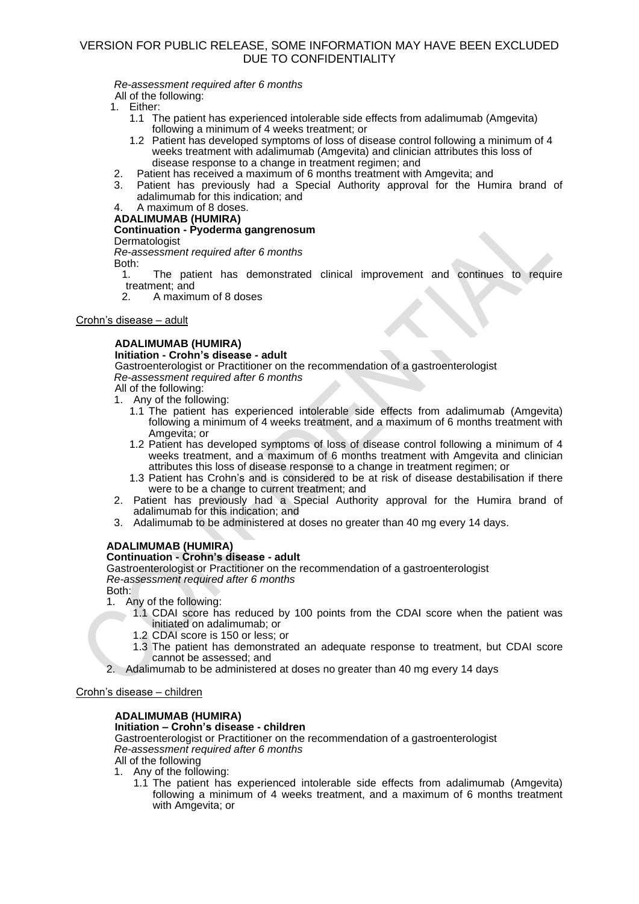*Re-assessment required after 6 months*

All of the following:

1. Either:
   - 1.1 The patient has experienced intolerable side effects from adalimumab (Amgevita) following a minimum of 4 weeks treatment; or
   - 1.2 Patient has developed symptoms of loss of disease control following a minimum of 4 weeks treatment with adalimumab (Amgevita) and clinician attributes this loss of disease response to a change in treatment regimen; and
2. Patient has received a maximum of 6 months treatment with Amgevita; and
3. Patient has previously had a Special Authority approval for the Humira brand of adalimumab for this indication; and
4. A maximum of 8 doses.

**ADALIMUMAB (HUMIRA)**

**Continuation - Pyoderma gangrenosum**

Dermatologist

*Re-assessment required after 6 months*

Both:

1. The patient has demonstrated clinical improvement and continues to require treatment; and
2. A maximum of 8 doses

Crohn's disease – adult

**ADALIMUMAB (HUMIRA)**

**Initiation - Crohn's disease - adult**

Gastroenterologist or Practitioner on the recommendation of a gastroenterologist

*Re-assessment required after 6 months*

All of the following:

1. Any of the following:
   - 1.1 The patient has experienced intolerable side effects from adalimumab (Amgevita) following a minimum of 4 weeks treatment, and a maximum of 6 months treatment with Amgevita; or
   - 1.2 Patient has developed symptoms of loss of disease control following a minimum of 4 weeks treatment, and a maximum of 6 months treatment with Amgevita and clinician attributes this loss of disease response to a change in treatment regimen; or
   - 1.3 Patient has Crohn's and is considered to be at risk of disease destabilisation if there were to be a change to current treatment; and
2. Patient has previously had a Special Authority approval for the Humira brand of adalimumab for this indication; and
3. Adalimumab to be administered at doses no greater than 40 mg every 14 days.

**ADALIMUMAB (HUMIRA)**

**Continuation - Crohn's disease - adult**

Gastroenterologist or Practitioner on the recommendation of a gastroenterologist

*Re-assessment required after 6 months*

Both:

1. Any of the following:
   - 1.1 CDAI score has reduced by 100 points from the CDAI score when the patient was initiated on adalimumab; or
   - 1.2 CDAI score is 150 or less; or
   - 1.3 The patient has demonstrated an adequate response to treatment, but CDAI score cannot be assessed; and
2. Adalimumab to be administered at doses no greater than 40 mg every 14 days

Crohn's disease – children

**ADALIMUMAB (HUMIRA)**

**Initiation – Crohn's disease - children**

Gastroenterologist or Practitioner on the recommendation of a gastroenterologist

*Re-assessment required after 6 months*

All of the following

1. Any of the following:
   - 1.1 The patient has experienced intolerable side effects from adalimumab (Amgevita) following a minimum of 4 weeks treatment, and a maximum of 6 months treatment with Amgevita; or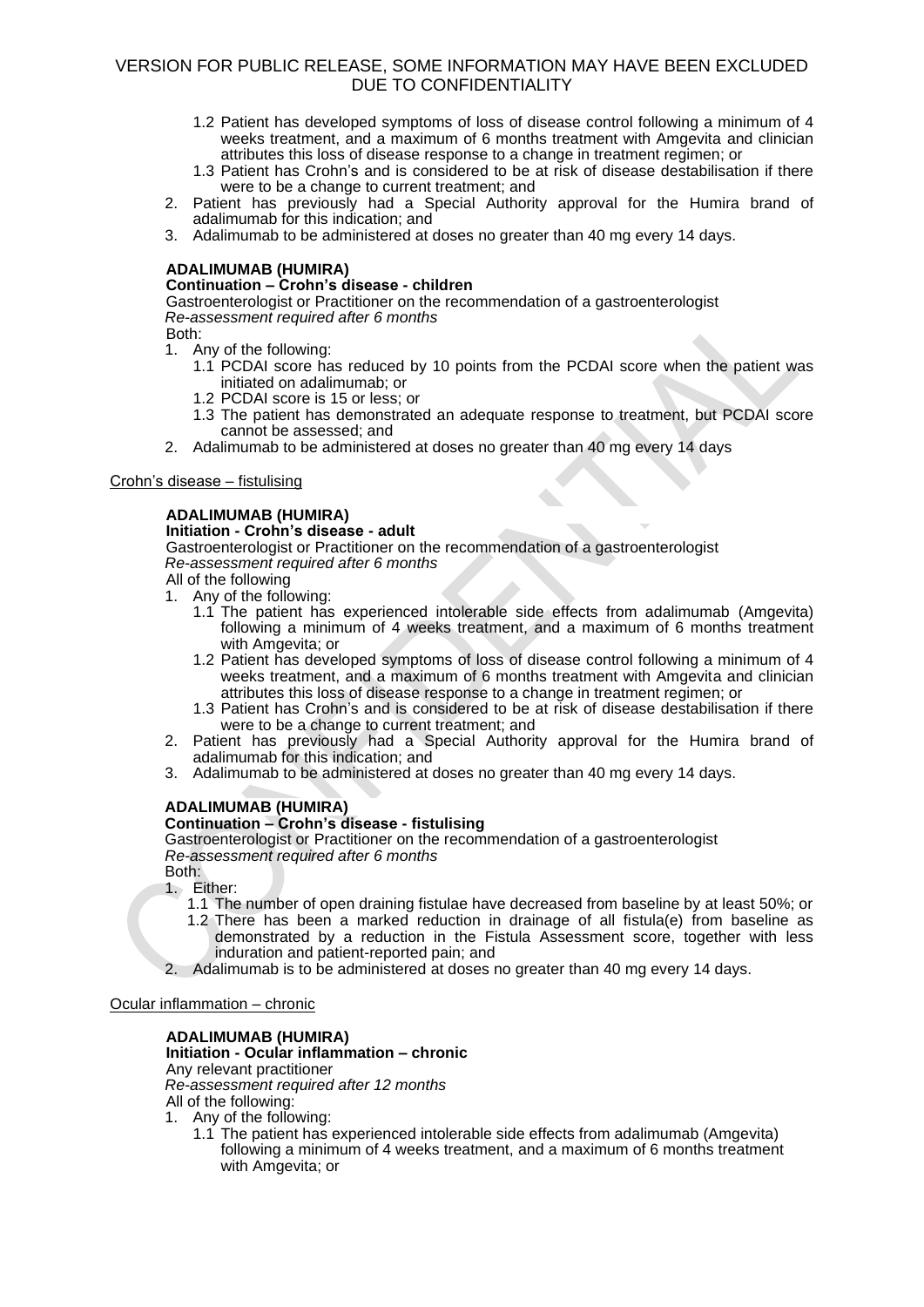1.2 Patient has developed symptoms of loss of disease control following a minimum of 4 weeks treatment, and a maximum of 6 months treatment with Amgevita and clinician attributes this loss of disease response to a change in treatment regimen; or

1.3 Patient has Crohn's and is considered to be at risk of disease destabilisation if there were to be a change to current treatment; and

2. Patient has previously had a Special Authority approval for the Humira brand of adalimumab for this indication; and
3. Adalimumab to be administered at doses no greater than 40 mg every 14 days.

**ADALIMUMAB (HUMIRA)**
**Continuation – Crohn's disease - children**
Gastroenterologist or Practitioner on the recommendation of a gastroenterologist
*Re-assessment required after 6 months*
Both:

1. Any of the following:
   1.1 PCDAI score has reduced by 10 points from the PCDAI score when the patient was initiated on adalimumab; or
   1.2 PCDAI score is 15 or less; or
   1.3 The patient has demonstrated an adequate response to treatment, but PCDAI score cannot be assessed; and
2. Adalimumab to be administered at doses no greater than 40 mg every 14 days

Crohn's disease – fistulising

**ADALIMUMAB (HUMIRA)**
**Initiation - Crohn's disease - adult**
Gastroenterologist or Practitioner on the recommendation of a gastroenterologist
*Re-assessment required after 6 months*
All of the following

1. Any of the following:
   1.1 The patient has experienced intolerable side effects from adalimumab (Amgevita) following a minimum of 4 weeks treatment, and a maximum of 6 months treatment with Amgevita; or
   1.2 Patient has developed symptoms of loss of disease control following a minimum of 4 weeks treatment, and a maximum of 6 months treatment with Amgevita and clinician attributes this loss of disease response to a change in treatment regimen; or
   1.3 Patient has Crohn's and is considered to be at risk of disease destabilisation if there were to be a change to current treatment; and
2. Patient has previously had a Special Authority approval for the Humira brand of adalimumab for this indication; and
3. Adalimumab to be administered at doses no greater than 40 mg every 14 days.

**ADALIMUMAB (HUMIRA)**
**Continuation – Crohn's disease - fistulising**
Gastroenterologist or Practitioner on the recommendation of a gastroenterologist
*Re-assessment required after 6 months*
Both:

1. Either:
   1.1 The number of open draining fistulae have decreased from baseline by at least 50%; or
   1.2 There has been a marked reduction in drainage of all fistula(e) from baseline as demonstrated by a reduction in the Fistula Assessment score, together with less induration and patient-reported pain; and
2. Adalimumab is to be administered at doses no greater than 40 mg every 14 days.

Ocular inflammation – chronic

**ADALIMUMAB (HUMIRA)**
**Initiation - Ocular inflammation – chronic**
Any relevant practitioner
*Re-assessment required after 12 months*
All of the following:

1. Any of the following:
   1.1 The patient has experienced intolerable side effects from adalimumab (Amgevita) following a minimum of 4 weeks treatment, and a maximum of 6 months treatment with Amgevita; or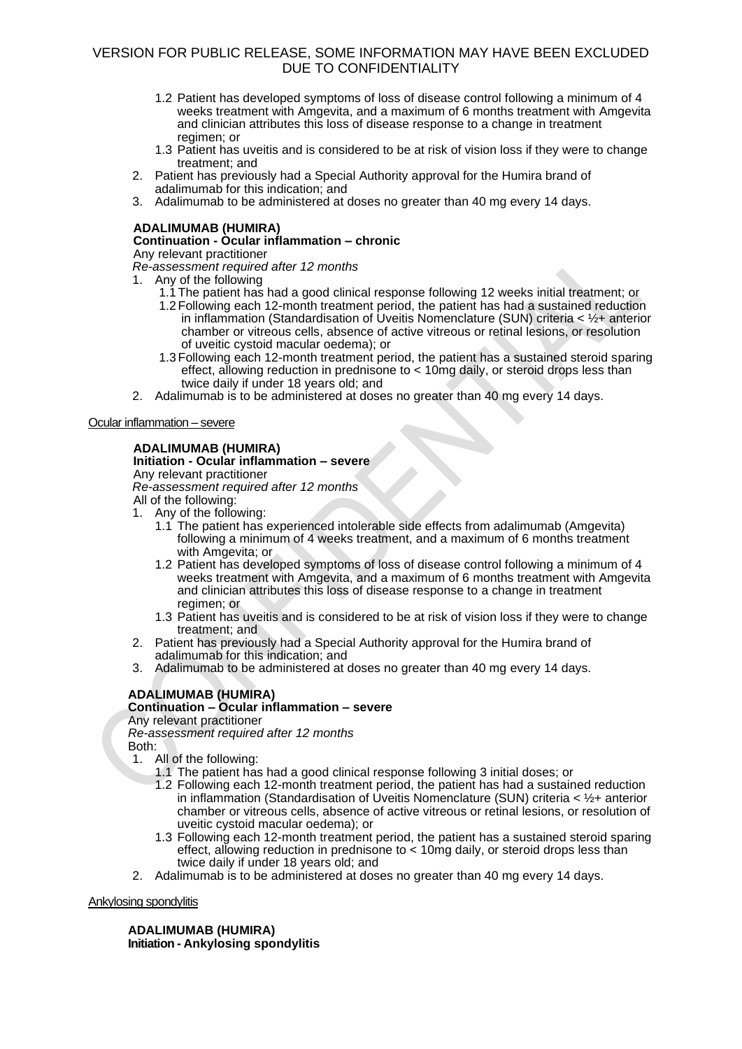VERSION FOR PUBLIC RELEASE, SOME INFORMATION MAY HAVE BEEN EXCLUDED DUE TO CONFIDENTIALITY

   1.2 Patient has developed symptoms of loss of disease control following a minimum of 4 weeks treatment with Amgevita, and a maximum of 6 months treatment with Amgevita and clinician attributes this loss of disease response to a change in treatment regimen; or
   1.3 Patient has uveitis and is considered to be at risk of vision loss if they were to change treatment; and
2. Patient has previously had a Special Authority approval for the Humira brand of adalimumab for this indication; and
3. Adalimumab to be administered at doses no greater than 40 mg every 14 days.

**ADALIMUMAB (HUMIRA)**
**Continuation - Ocular inflammation – chronic**
Any relevant practitioner
*Re-assessment required after 12 months*
1. Any of the following
   1.1 The patient has had a good clinical response following 12 weeks initial treatment; or
   1.2 Following each 12-month treatment period, the patient has had a sustained reduction in inflammation (Standardisation of Uveitis Nomenclature (SUN) criteria < ½+ anterior chamber or vitreous cells, absence of active vitreous or retinal lesions, or resolution of uveitic cystoid macular oedema); or
   1.3 Following each 12-month treatment period, the patient has a sustained steroid sparing effect, allowing reduction in prednisone to < 10mg daily, or steroid drops less than twice daily if under 18 years old; and
2. Adalimumab is to be administered at doses no greater than 40 mg every 14 days.

Ocular inflammation – severe

**ADALIMUMAB (HUMIRA)**
**Initiation - Ocular inflammation – severe**
Any relevant practitioner
*Re-assessment required after 12 months*
All of the following:
1. Any of the following:
   1.1 The patient has experienced intolerable side effects from adalimumab (Amgevita) following a minimum of 4 weeks treatment, and a maximum of 6 months treatment with Amgevita; or
   1.2 Patient has developed symptoms of loss of disease control following a minimum of 4 weeks treatment with Amgevita, and a maximum of 6 months treatment with Amgevita and clinician attributes this loss of disease response to a change in treatment regimen; or
   1.3 Patient has uveitis and is considered to be at risk of vision loss if they were to change treatment; and
2. Patient has previously had a Special Authority approval for the Humira brand of adalimumab for this indication; and
3. Adalimumab to be administered at doses no greater than 40 mg every 14 days.

**ADALIMUMAB (HUMIRA)**
**Continuation – Ocular inflammation – severe**
Any relevant practitioner
*Re-assessment required after 12 months*
Both:
1. All of the following:
   1.1 The patient has had a good clinical response following 3 initial doses; or
   1.2 Following each 12-month treatment period, the patient has had a sustained reduction in inflammation (Standardisation of Uveitis Nomenclature (SUN) criteria < ½+ anterior chamber or vitreous cells, absence of active vitreous or retinal lesions, or resolution of uveitic cystoid macular oedema); or
   1.3 Following each 12-month treatment period, the patient has a sustained steroid sparing effect, allowing reduction in prednisone to < 10mg daily, or steroid drops less than twice daily if under 18 years old; and
2. Adalimumab is to be administered at doses no greater than 40 mg every 14 days.

Ankylosing spondylitis

**ADALIMUMAB (HUMIRA)**
**Initiation - Ankylosing spondylitis**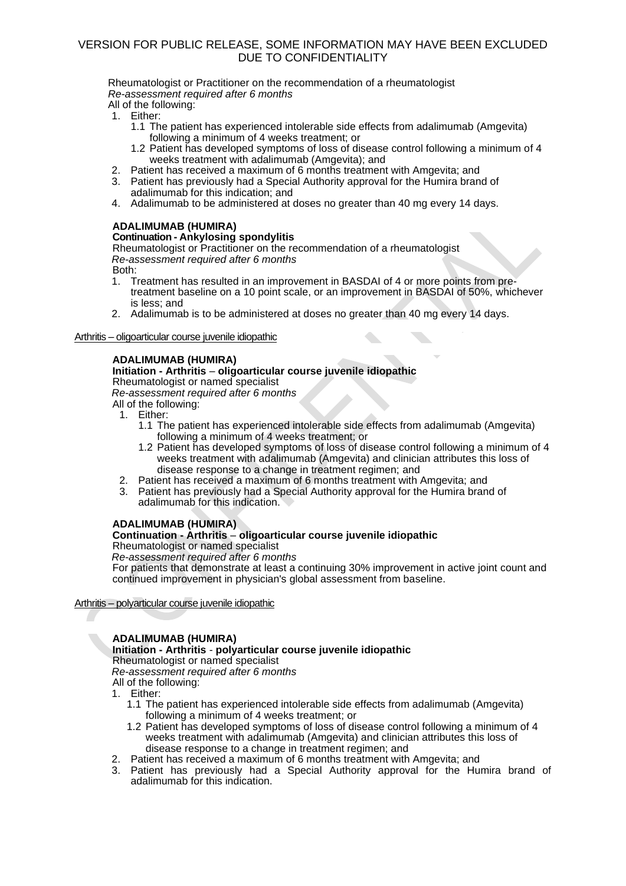Rheumatologist or Practitioner on the recommendation of a rheumatologist
*Re-assessment required after 6 months*
All of the following:

1. Either:
   1.1 The patient has experienced intolerable side effects from adalimumab (Amgevita) following a minimum of 4 weeks treatment; or
   1.2 Patient has developed symptoms of loss of disease control following a minimum of 4 weeks treatment with adalimumab (Amgevita); and
2. Patient has received a maximum of 6 months treatment with Amgevita; and
3. Patient has previously had a Special Authority approval for the Humira brand of adalimumab for this indication; and
4. Adalimumab to be administered at doses no greater than 40 mg every 14 days.

**ADALIMUMAB (HUMIRA)**
**Continuation - Ankylosing spondylitis**
Rheumatologist or Practitioner on the recommendation of a rheumatologist
*Re-assessment required after 6 months*
Both:

1. Treatment has resulted in an improvement in BASDAI of 4 or more points from pre-treatment baseline on a 10 point scale, or an improvement in BASDAI of 50%, whichever is less; and
2. Adalimumab is to be administered at doses no greater than 40 mg every 14 days.

Arthritis – oligoarticular course juvenile idiopathic

**ADALIMUMAB (HUMIRA)**
**Initiation - Arthritis – oligoarticular course juvenile idiopathic**
Rheumatologist or named specialist
*Re-assessment required after 6 months*
All of the following:

1. Either:
   1.1 The patient has experienced intolerable side effects from adalimumab (Amgevita) following a minimum of 4 weeks treatment; or
   1.2 Patient has developed symptoms of loss of disease control following a minimum of 4 weeks treatment with adalimumab (Amgevita) and clinician attributes this loss of disease response to a change in treatment regimen; and
2. Patient has received a maximum of 6 months treatment with Amgevita; and
3. Patient has previously had a Special Authority approval for the Humira brand of adalimumab for this indication.

**ADALIMUMAB (HUMIRA)**
**Continuation - Arthritis – oligoarticular course juvenile idiopathic**
Rheumatologist or named specialist
*Re-assessment required after 6 months*
For patients that demonstrate at least a continuing 30% improvement in active joint count and continued improvement in physician's global assessment from baseline.

Arthritis – polyarticular course juvenile idiopathic

**ADALIMUMAB (HUMIRA)**
**Initiation - Arthritis - polyarticular course juvenile idiopathic**
Rheumatologist or named specialist
*Re-assessment required after 6 months*
All of the following:

1. Either:
   1.1 The patient has experienced intolerable side effects from adalimumab (Amgevita) following a minimum of 4 weeks treatment; or
   1.2 Patient has developed symptoms of loss of disease control following a minimum of 4 weeks treatment with adalimumab (Amgevita) and clinician attributes this loss of disease response to a change in treatment regimen; and
2. Patient has received a maximum of 6 months treatment with Amgevita; and
3. Patient has previously had a Special Authority approval for the Humira brand of adalimumab for this indication.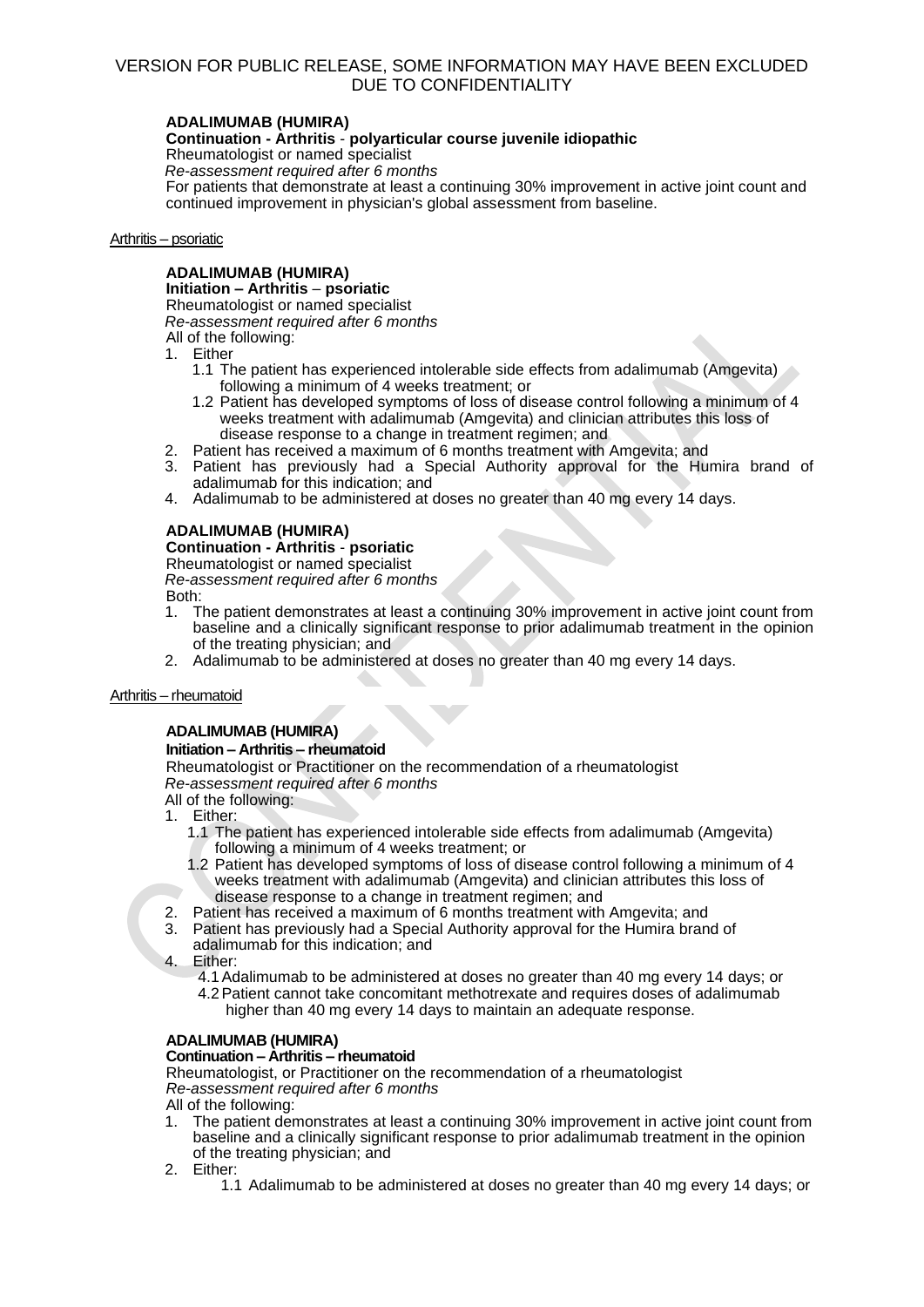**ADALIMUMAB (HUMIRA)**
**Continuation - Arthritis - polyarticular course juvenile idiopathic**
Rheumatologist or named specialist
*Re-assessment required after 6 months*
For patients that demonstrate at least a continuing 30% improvement in active joint count and continued improvement in physician's global assessment from baseline.

Arthritis – psoriatic

**ADALIMUMAB (HUMIRA)**
**Initiation – Arthritis – psoriatic**
Rheumatologist or named specialist
*Re-assessment required after 6 months*
All of the following:

1. Either
   1.1 The patient has experienced intolerable side effects from adalimumab (Amgevita) following a minimum of 4 weeks treatment; or
   1.2 Patient has developed symptoms of loss of disease control following a minimum of 4 weeks treatment with adalimumab (Amgevita) and clinician attributes this loss of disease response to a change in treatment regimen; and
2. Patient has received a maximum of 6 months treatment with Amgevita; and
3. Patient has previously had a Special Authority approval for the Humira brand of adalimumab for this indication; and
4. Adalimumab to be administered at doses no greater than 40 mg every 14 days.

**ADALIMUMAB (HUMIRA)**
**Continuation - Arthritis - psoriatic**
Rheumatologist or named specialist
*Re-assessment required after 6 months*
Both:

1. The patient demonstrates at least a continuing 30% improvement in active joint count from baseline and a clinically significant response to prior adalimumab treatment in the opinion of the treating physician; and
2. Adalimumab to be administered at doses no greater than 40 mg every 14 days.

Arthritis – rheumatoid

**ADALIMUMAB (HUMIRA)**
**Initiation – Arthritis – rheumatoid**
Rheumatologist or Practitioner on the recommendation of a rheumatologist
*Re-assessment required after 6 months*
All of the following:

1. Either:
   1.1 The patient has experienced intolerable side effects from adalimumab (Amgevita) following a minimum of 4 weeks treatment; or
   1.2 Patient has developed symptoms of loss of disease control following a minimum of 4 weeks treatment with adalimumab (Amgevita) and clinician attributes this loss of disease response to a change in treatment regimen; and
2. Patient has received a maximum of 6 months treatment with Amgevita; and
3. Patient has previously had a Special Authority approval for the Humira brand of adalimumab for this indication; and
4. Either:
   4.1 Adalimumab to be administered at doses no greater than 40 mg every 14 days; or
   4.2 Patient cannot take concomitant methotrexate and requires doses of adalimumab higher than 40 mg every 14 days to maintain an adequate response.

**ADALIMUMAB (HUMIRA)**
**Continuation – Arthritis – rheumatoid**
Rheumatologist, or Practitioner on the recommendation of a rheumatologist
*Re-assessment required after 6 months*
All of the following:

1. The patient demonstrates at least a continuing 30% improvement in active joint count from baseline and a clinically significant response to prior adalimumab treatment in the opinion of the treating physician; and
2. Either:
   1.1 Adalimumab to be administered at doses no greater than 40 mg every 14 days; or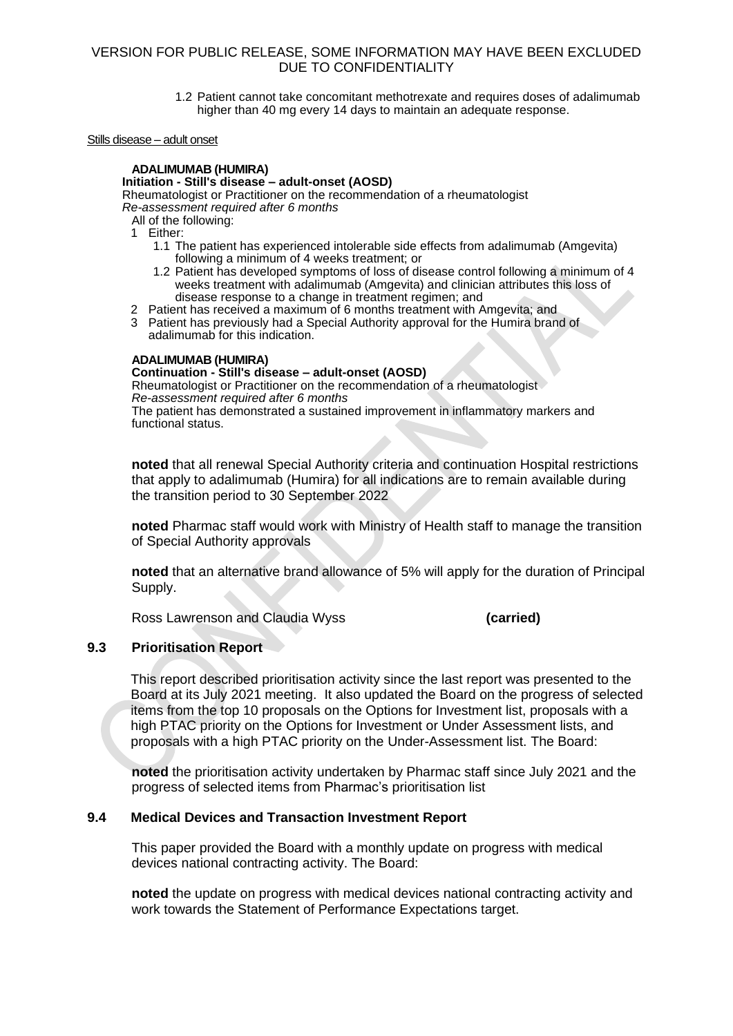1.2 Patient cannot take concomitant methotrexate and requires doses of adalimumab higher than 40 mg every 14 days to maintain an adequate response.

Stills disease – adult onset

**ADALIMUMAB (HUMIRA)**
**Initiation - Still's disease – adult-onset (AOSD)**
Rheumatologist or Practitioner on the recommendation of a rheumatologist
*Re-assessment required after 6 months*
All of the following:

1 Either:
   1.1 The patient has experienced intolerable side effects from adalimumab (Amgevita) following a minimum of 4 weeks treatment; or
   1.2 Patient has developed symptoms of loss of disease control following a minimum of 4 weeks treatment with adalimumab (Amgevita) and clinician attributes this loss of disease response to a change in treatment regimen; and
2 Patient has received a maximum of 6 months treatment with Amgevita; and
3 Patient has previously had a Special Authority approval for the Humira brand of adalimumab for this indication.

**ADALIMUMAB (HUMIRA)**
**Continuation - Still's disease – adult-onset (AOSD)**
Rheumatologist or Practitioner on the recommendation of a rheumatologist
*Re-assessment required after 6 months*
The patient has demonstrated a sustained improvement in inflammatory markers and functional status.

**noted** that all renewal Special Authority criteria and continuation Hospital restrictions that apply to adalimumab (Humira) for all indications are to remain available during the transition period to 30 September 2022

**noted** Pharmac staff would work with Ministry of Health staff to manage the transition of Special Authority approvals

**noted** that an alternative brand allowance of 5% will apply for the duration of Principal Supply.

Ross Lawrenson and Claudia Wyss **(carried)**

### 9.3 Prioritisation Report

This report described prioritisation activity since the last report was presented to the Board at its July 2021 meeting. It also updated the Board on the progress of selected items from the top 10 proposals on the Options for Investment list, proposals with a high PTAC priority on the Options for Investment or Under Assessment lists, and proposals with a high PTAC priority on the Under-Assessment list. The Board:

**noted** the prioritisation activity undertaken by Pharmac staff since July 2021 and the progress of selected items from Pharmac's prioritisation list

### 9.4 Medical Devices and Transaction Investment Report

This paper provided the Board with a monthly update on progress with medical devices national contracting activity. The Board:

**noted** the update on progress with medical devices national contracting activity and work towards the Statement of Performance Expectations target.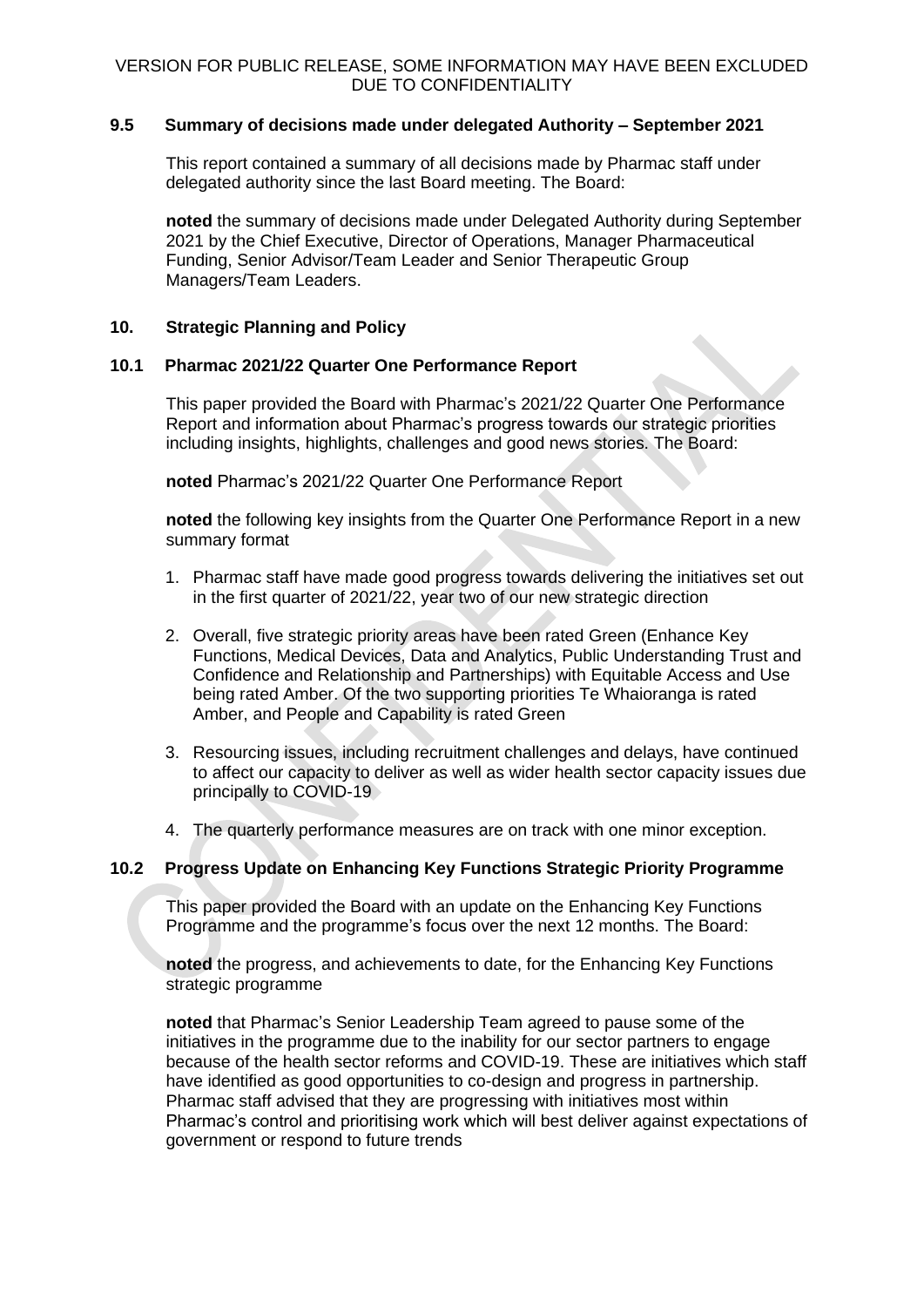VERSION FOR PUBLIC RELEASE, SOME INFORMATION MAY HAVE BEEN EXCLUDED DUE TO CONFIDENTIALITY

### 9.5 Summary of decisions made under delegated Authority – September 2021

This report contained a summary of all decisions made by Pharmac staff under delegated authority since the last Board meeting. The Board:

**noted** the summary of decisions made under Delegated Authority during September 2021 by the Chief Executive, Director of Operations, Manager Pharmaceutical Funding, Senior Advisor/Team Leader and Senior Therapeutic Group Managers/Team Leaders.

## 10. Strategic Planning and Policy

### 10.1 Pharmac 2021/22 Quarter One Performance Report

This paper provided the Board with Pharmac's 2021/22 Quarter One Performance Report and information about Pharmac's progress towards our strategic priorities including insights, highlights, challenges and good news stories. The Board:

**noted** Pharmac's 2021/22 Quarter One Performance Report

**noted** the following key insights from the Quarter One Performance Report in a new summary format

1. Pharmac staff have made good progress towards delivering the initiatives set out in the first quarter of 2021/22, year two of our new strategic direction
2. Overall, five strategic priority areas have been rated Green (Enhance Key Functions, Medical Devices, Data and Analytics, Public Understanding Trust and Confidence and Relationship and Partnerships) with Equitable Access and Use being rated Amber. Of the two supporting priorities Te Whaioranga is rated Amber, and People and Capability is rated Green
3. Resourcing issues, including recruitment challenges and delays, have continued to affect our capacity to deliver as well as wider health sector capacity issues due principally to COVID-19
4. The quarterly performance measures are on track with one minor exception.

### 10.2 Progress Update on Enhancing Key Functions Strategic Priority Programme

This paper provided the Board with an update on the Enhancing Key Functions Programme and the programme's focus over the next 12 months. The Board:

**noted** the progress, and achievements to date, for the Enhancing Key Functions strategic programme

**noted** that Pharmac's Senior Leadership Team agreed to pause some of the initiatives in the programme due to the inability for our sector partners to engage because of the health sector reforms and COVID-19. These are initiatives which staff have identified as good opportunities to co-design and progress in partnership. Pharmac staff advised that they are progressing with initiatives most within Pharmac's control and prioritising work which will best deliver against expectations of government or respond to future trends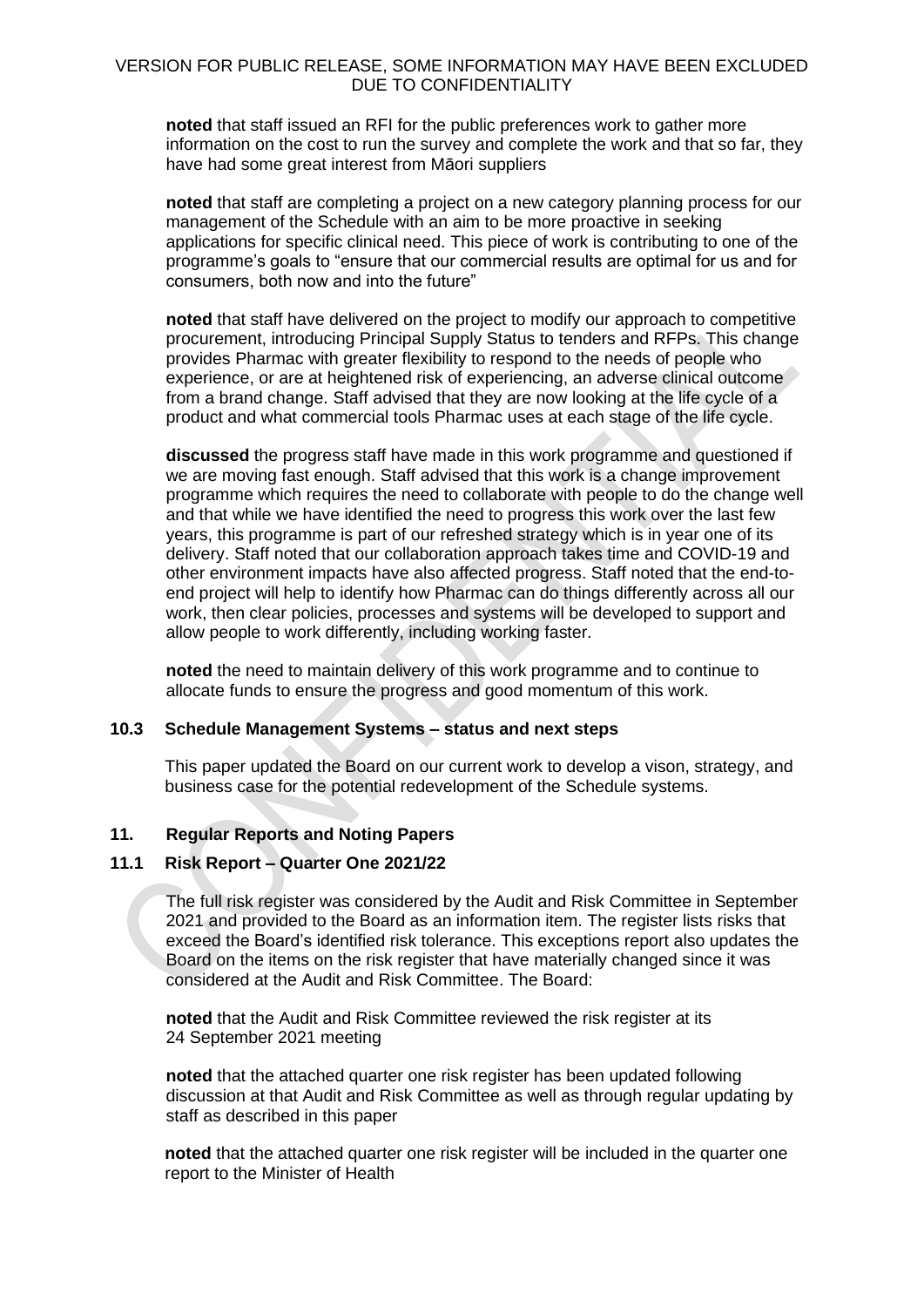**noted** that staff issued an RFI for the public preferences work to gather more information on the cost to run the survey and complete the work and that so far, they have had some great interest from Māori suppliers

**noted** that staff are completing a project on a new category planning process for our management of the Schedule with an aim to be more proactive in seeking applications for specific clinical need. This piece of work is contributing to one of the programme's goals to "ensure that our commercial results are optimal for us and for consumers, both now and into the future"

**noted** that staff have delivered on the project to modify our approach to competitive procurement, introducing Principal Supply Status to tenders and RFPs. This change provides Pharmac with greater flexibility to respond to the needs of people who experience, or are at heightened risk of experiencing, an adverse clinical outcome from a brand change. Staff advised that they are now looking at the life cycle of a product and what commercial tools Pharmac uses at each stage of the life cycle.

**discussed** the progress staff have made in this work programme and questioned if we are moving fast enough. Staff advised that this work is a change improvement programme which requires the need to collaborate with people to do the change well and that while we have identified the need to progress this work over the last few years, this programme is part of our refreshed strategy which is in year one of its delivery. Staff noted that our collaboration approach takes time and COVID-19 and other environment impacts have also affected progress. Staff noted that the end-to-end project will help to identify how Pharmac can do things differently across all our work, then clear policies, processes and systems will be developed to support and allow people to work differently, including working faster.

**noted** the need to maintain delivery of this work programme and to continue to allocate funds to ensure the progress and good momentum of this work.

### 10.3 Schedule Management Systems – status and next steps

This paper updated the Board on our current work to develop a vison, strategy, and business case for the potential redevelopment of the Schedule systems.

## 11. Regular Reports and Noting Papers

### 11.1 Risk Report – Quarter One 2021/22

The full risk register was considered by the Audit and Risk Committee in September 2021 and provided to the Board as an information item. The register lists risks that exceed the Board's identified risk tolerance. This exceptions report also updates the Board on the items on the risk register that have materially changed since it was considered at the Audit and Risk Committee. The Board:

**noted** that the Audit and Risk Committee reviewed the risk register at its 24 September 2021 meeting

**noted** that the attached quarter one risk register has been updated following discussion at that Audit and Risk Committee as well as through regular updating by staff as described in this paper

**noted** that the attached quarter one risk register will be included in the quarter one report to the Minister of Health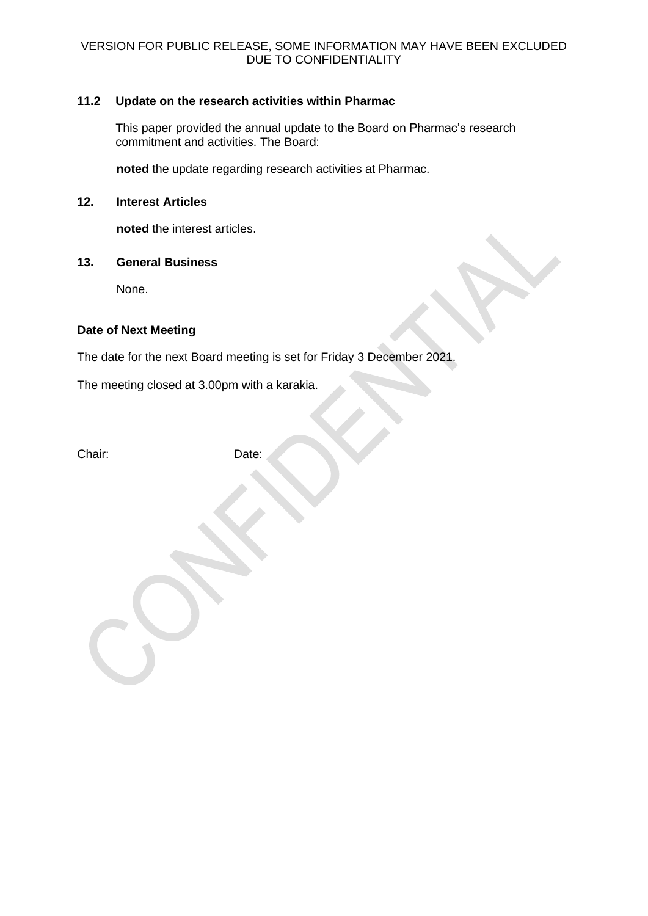### 11.2 Update on the research activities within Pharmac

This paper provided the annual update to the Board on Pharmac's research commitment and activities. The Board:

**noted** the update regarding research activities at Pharmac.

### 12. Interest Articles

**noted** the interest articles.

### 13. General Business

None.

**Date of Next Meeting**

The date for the next Board meeting is set for Friday 3 December 2021.

The meeting closed at 3.00pm with a karakia.

Chair: Date: